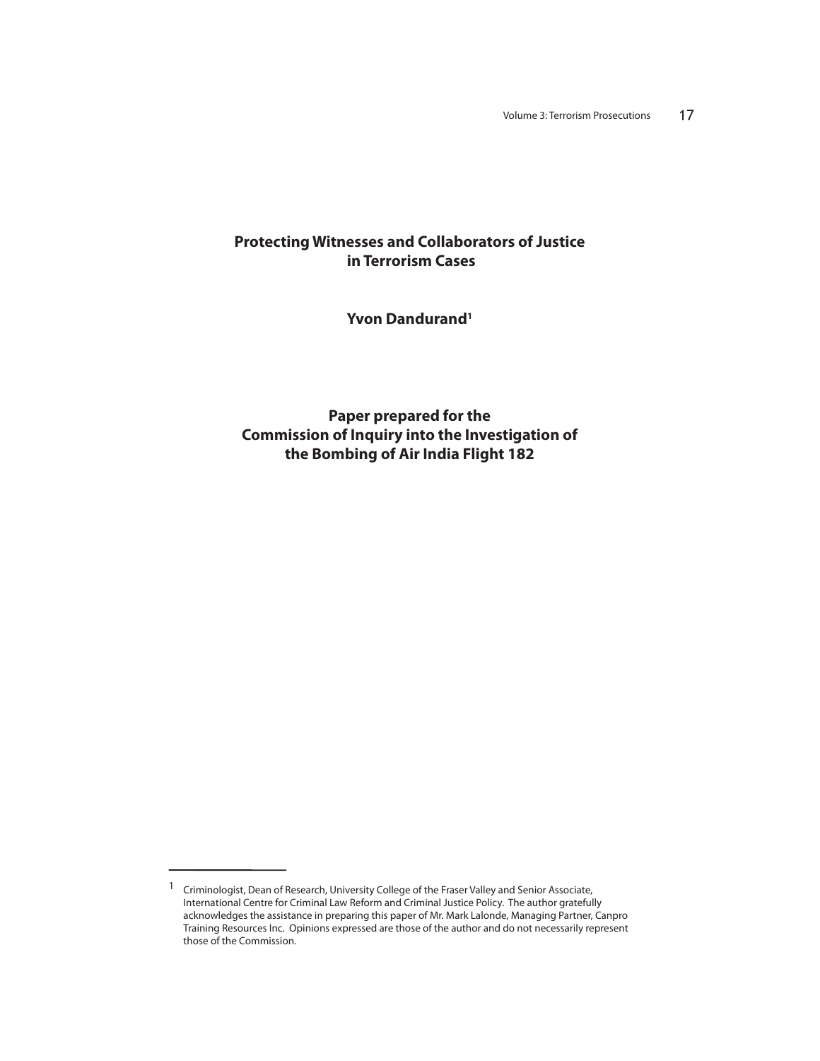# Protecting Witnesses and Collaborators of Justice in Terrorism Cases

**Yvon Dandurand[1]**

**Paper prepared for the Commission of Inquiry into the Investigation of the Bombing of Air India Flight 182**

---

[1] Criminologist, Dean of Research, University College of the Fraser Valley and Senior Associate, International Centre for Criminal Law Reform and Criminal Justice Policy. The author gratefully acknowledges the assistance in preparing this paper of Mr. Mark Lalonde, Managing Partner, Canpro Training Resources Inc. Opinions expressed are those of the author and do not necessarily represent those of the Commission.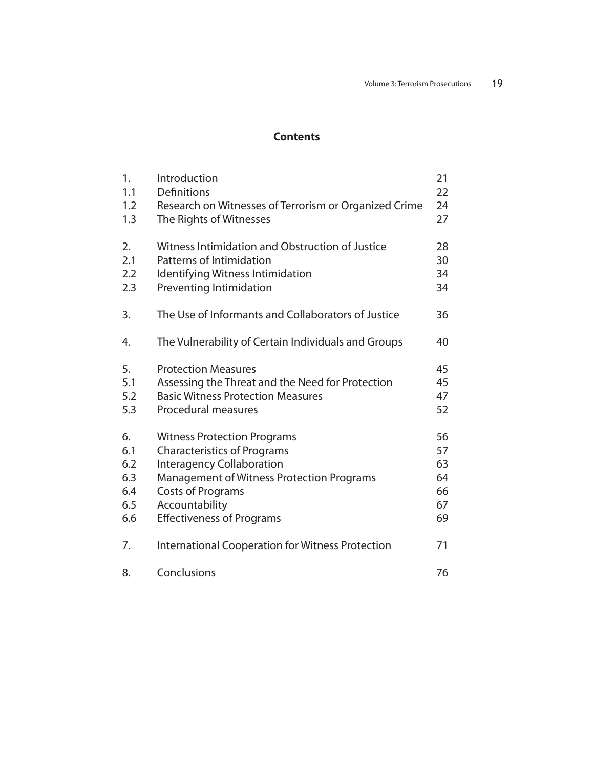## Contents

| | | |
|---|---|---|
| 1. | Introduction | 21 |
| 1.1 | Definitions | 22 |
| 1.2 | Research on Witnesses of Terrorism or Organized Crime | 24 |
| 1.3 | The Rights of Witnesses | 27 |
| 2. | Witness Intimidation and Obstruction of Justice | 28 |
| 2.1 | Patterns of Intimidation | 30 |
| 2.2 | Identifying Witness Intimidation | 34 |
| 2.3 | Preventing Intimidation | 34 |
| 3. | The Use of Informants and Collaborators of Justice | 36 |
| 4. | The Vulnerability of Certain Individuals and Groups | 40 |
| 5. | Protection Measures | 45 |
| 5.1 | Assessing the Threat and the Need for Protection | 45 |
| 5.2 | Basic Witness Protection Measures | 47 |
| 5.3 | Procedural measures | 52 |
| 6. | Witness Protection Programs | 56 |
| 6.1 | Characteristics of Programs | 57 |
| 6.2 | Interagency Collaboration | 63 |
| 6.3 | Management of Witness Protection Programs | 64 |
| 6.4 | Costs of Programs | 66 |
| 6.5 | Accountability | 67 |
| 6.6 | Effectiveness of Programs | 69 |
| 7. | International Cooperation for Witness Protection | 71 |
| 8. | Conclusions | 76 |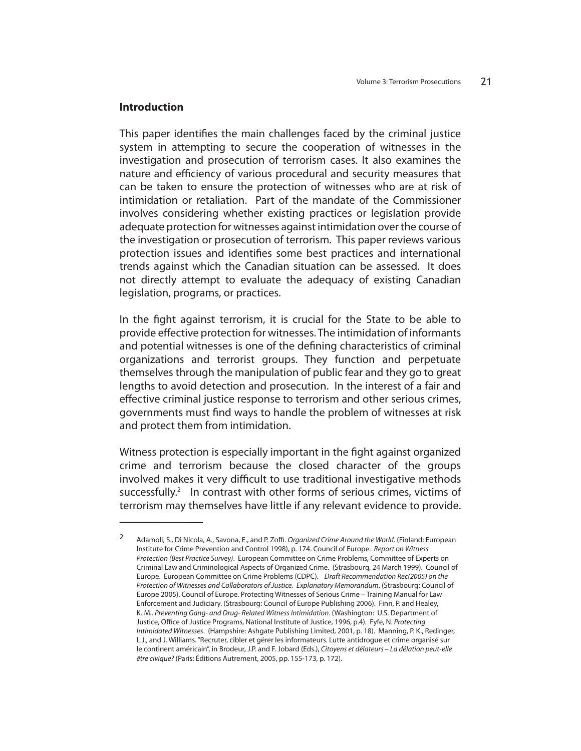## Introduction

This paper identifies the main challenges faced by the criminal justice system in attempting to secure the cooperation of witnesses in the investigation and prosecution of terrorism cases. It also examines the nature and efficiency of various procedural and security measures that can be taken to ensure the protection of witnesses who are at risk of intimidation or retaliation. Part of the mandate of the Commissioner involves considering whether existing practices or legislation provide adequate protection for witnesses against intimidation over the course of the investigation or prosecution of terrorism. This paper reviews various protection issues and identifies some best practices and international trends against which the Canadian situation can be assessed. It does not directly attempt to evaluate the adequacy of existing Canadian legislation, programs, or practices.

In the fight against terrorism, it is crucial for the State to be able to provide effective protection for witnesses. The intimidation of informants and potential witnesses is one of the defining characteristics of criminal organizations and terrorist groups. They function and perpetuate themselves through the manipulation of public fear and they go to great lengths to avoid detection and prosecution. In the interest of a fair and effective criminal justice response to terrorism and other serious crimes, governments must find ways to handle the problem of witnesses at risk and protect them from intimidation.

Witness protection is especially important in the fight against organized crime and terrorism because the closed character of the groups involved makes it very difficult to use traditional investigative methods successfully.[2] In contrast with other forms of serious crimes, victims of terrorism may themselves have little if any relevant evidence to provide.

---

[2] Adamoli, S., Di Nicola, A., Savona, E., and P. Zoffi. *Organized Crime Around the World*. (Finland: European Institute for Crime Prevention and Control 1998), p. 174. Council of Europe. *Report on Witness Protection (Best Practice Survey)*. European Committee on Crime Problems, Committee of Experts on Criminal Law and Criminological Aspects of Organized Crime. (Strasbourg, 24 March 1999). Council of Europe. European Committee on Crime Problems (CDPC). *Draft Recommendation Rec(2005) on the Protection of Witnesses and Collaborators of Justice. Explanatory Memorandum*. (Strasbourg: Council of Europe 2005). Council of Europe. Protecting Witnesses of Serious Crime – Training Manual for Law Enforcement and Judiciary. (Strasbourg: Council of Europe Publishing 2006). Finn, P. and Healey, K. M.. *Preventing Gang- and Drug- Related Witness Intimidation*. (Washington: U.S. Department of Justice, Office of Justice Programs, National Institute of Justice, 1996, p.4). Fyfe, N. *Protecting Intimidated Witnesses*. (Hampshire: Ashgate Publishing Limited, 2001, p. 18). Manning, P. K., Redinger, L.J., and J. Williams. "Recruter, cibler et gérer les informateurs. Lutte antidrogue et crime organisé sur le continent américain", in Brodeur, J.P. and F. Jobard (Eds.), *Citoyens et délateurs – La délation peut-elle être civique?* (Paris: Éditions Autrement, 2005, pp. 155-173, p. 172).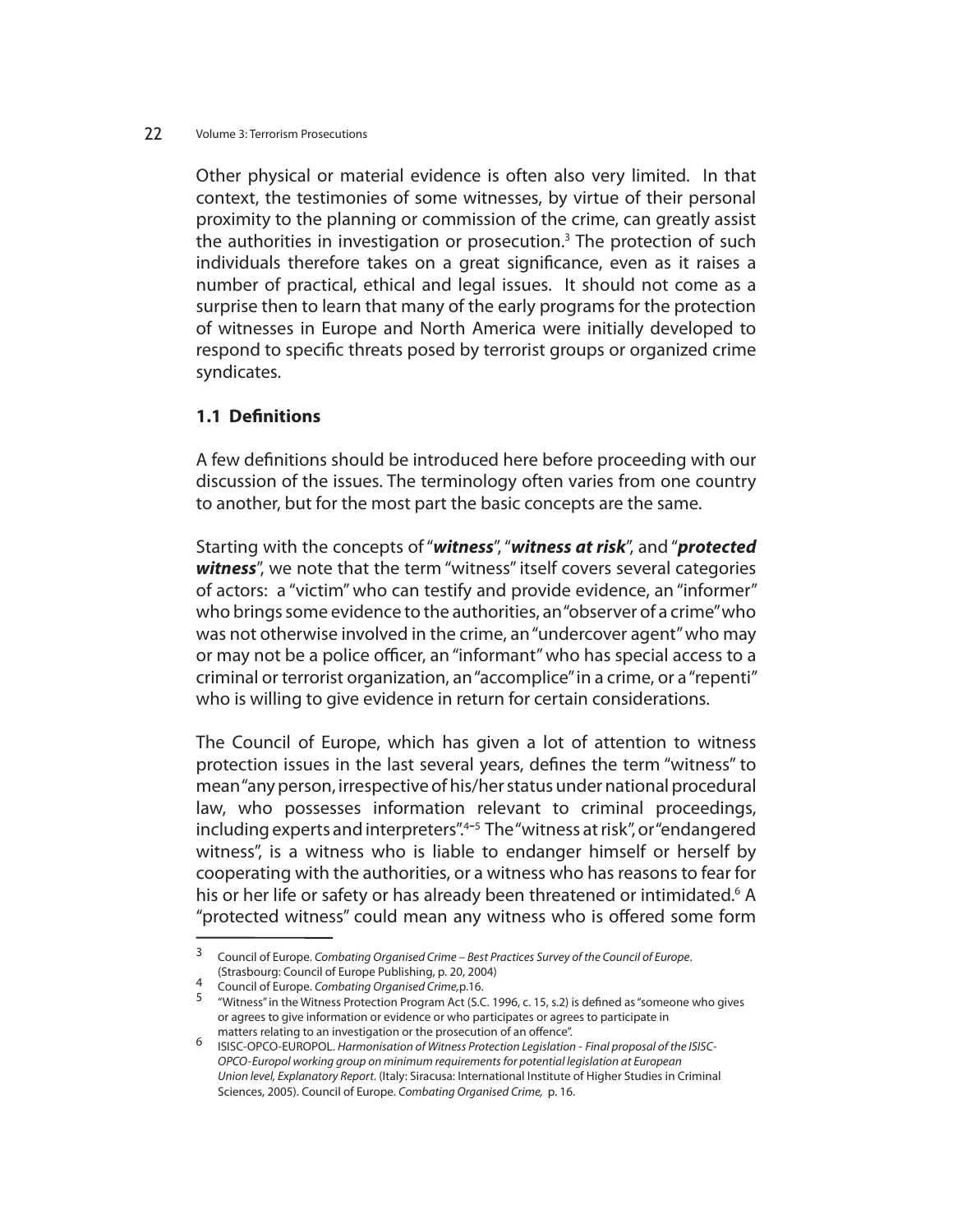Other physical or material evidence is often also very limited. In that context, the testimonies of some witnesses, by virtue of their personal proximity to the planning or commission of the crime, can greatly assist the authorities in investigation or prosecution.[3] The protection of such individuals therefore takes on a great significance, even as it raises a number of practical, ethical and legal issues. It should not come as a surprise then to learn that many of the early programs for the protection of witnesses in Europe and North America were initially developed to respond to specific threats posed by terrorist groups or organized crime syndicates.

### 1.1 Definitions

A few definitions should be introduced here before proceeding with our discussion of the issues. The terminology often varies from one country to another, but for the most part the basic concepts are the same.

Starting with the concepts of "***witness***", "***witness at risk***", and "***protected witness***", we note that the term "witness" itself covers several categories of actors: a "victim" who can testify and provide evidence, an "informer" who brings some evidence to the authorities, an "observer of a crime" who was not otherwise involved in the crime, an "undercover agent" who may or may not be a police officer, an "informant" who has special access to a criminal or terrorist organization, an "accomplice" in a crime, or a "repenti" who is willing to give evidence in return for certain considerations.

The Council of Europe, which has given a lot of attention to witness protection issues in the last several years, defines the term "witness" to mean "any person, irrespective of his/her status under national procedural law, who possesses information relevant to criminal proceedings, including experts and interpreters".[4–5] The "witness at risk", or "endangered witness", is a witness who is liable to endanger himself or herself by cooperating with the authorities, or a witness who has reasons to fear for his or her life or safety or has already been threatened or intimidated.[6] A "protected witness" could mean any witness who is offered some form

---

[3] Council of Europe. *Combating Organised Crime – Best Practices Survey of the Council of Europe*. (Strasbourg: Council of Europe Publishing, p. 20, 2004)

[4] Council of Europe. *Combating Organised Crime,*p.16.

[5] "Witness" in the Witness Protection Program Act (S.C. 1996, c. 15, s.2) is defined as "someone who gives or agrees to give information or evidence or who participates or agrees to participate in matters relating to an investigation or the prosecution of an offence".

[6] ISISC-OPCO-EUROPOL. *Harmonisation of Witness Protection Legislation - Final proposal of the ISISC-OPCO-Europol working group on minimum requirements for potential legislation at European Union level, Explanatory Report*. (Italy: Siracusa: International Institute of Higher Studies in Criminal Sciences, 2005). Council of Europe. *Combating Organised Crime,* p. 16.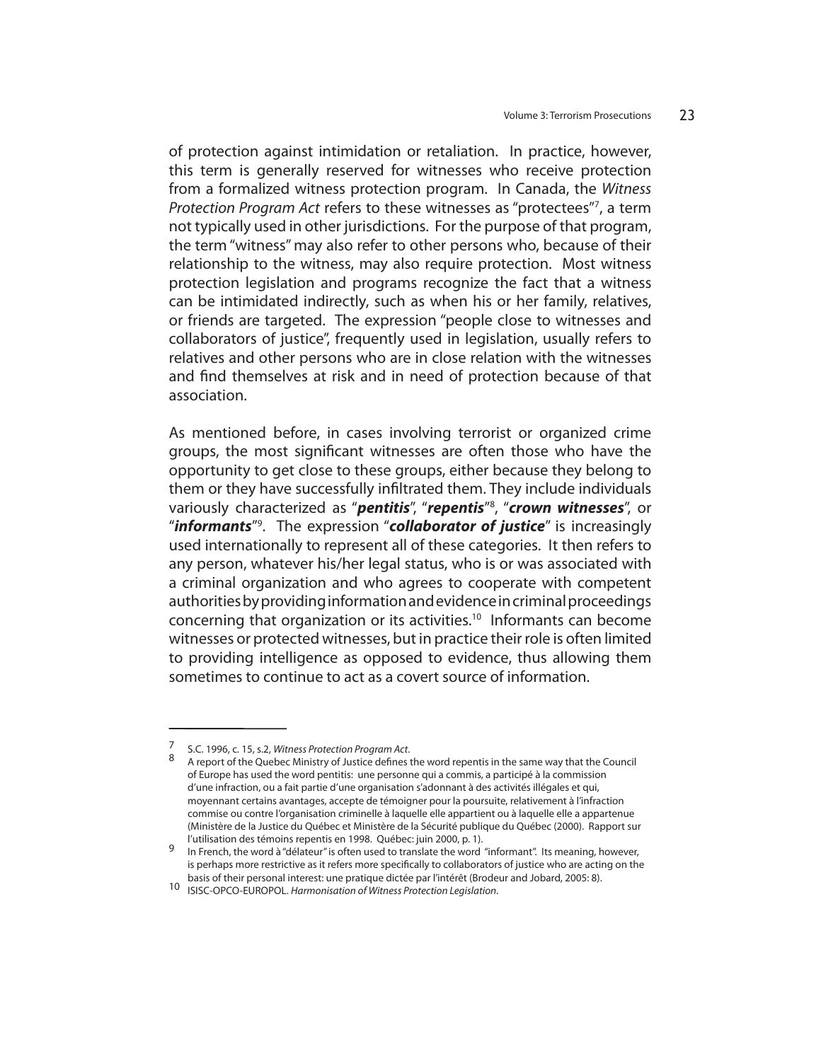of protection against intimidation or retaliation. In practice, however, this term is generally reserved for witnesses who receive protection from a formalized witness protection program. In Canada, the *Witness Protection Program Act* refers to these witnesses as "protectees"[7], a term not typically used in other jurisdictions. For the purpose of that program, the term "witness" may also refer to other persons who, because of their relationship to the witness, may also require protection. Most witness protection legislation and programs recognize the fact that a witness can be intimidated indirectly, such as when his or her family, relatives, or friends are targeted. The expression "people close to witnesses and collaborators of justice", frequently used in legislation, usually refers to relatives and other persons who are in close relation with the witnesses and find themselves at risk and in need of protection because of that association.

As mentioned before, in cases involving terrorist or organized crime groups, the most significant witnesses are often those who have the opportunity to get close to these groups, either because they belong to them or they have successfully infiltrated them. They include individuals variously characterized as "***pentitis***", "***repentis***"[8], "***crown witnesses***", or "***informants***"[9]. The expression "***collaborator of justice***" is increasingly used internationally to represent all of these categories. It then refers to any person, whatever his/her legal status, who is or was associated with a criminal organization and who agrees to cooperate with competent authorities by providing information and evidence in criminal proceedings concerning that organization or its activities.[10] Informants can become witnesses or protected witnesses, but in practice their role is often limited to providing intelligence as opposed to evidence, thus allowing them sometimes to continue to act as a covert source of information.

---

7 S.C. 1996, c. 15, s.2, *Witness Protection Program Act*.

8 A report of the Quebec Ministry of Justice defines the word repentis in the same way that the Council of Europe has used the word pentitis: une personne qui a commis, a participé à la commission d'une infraction, ou a fait partie d'une organisation s'adonnant à des activités illégales et qui, moyennant certains avantages, accepte de témoigner pour la poursuite, relativement à l'infraction commise ou contre l'organisation criminelle à laquelle elle appartient ou à laquelle elle a appartenue (Ministère de la Justice du Québec et Ministère de la Sécurité publique du Québec (2000). Rapport sur l'utilisation des témoins repentis en 1998. Québec: juin 2000, p. 1).

9 In French, the word à "délateur" is often used to translate the word "informant". Its meaning, however, is perhaps more restrictive as it refers more specifically to collaborators of justice who are acting on the basis of their personal interest: une pratique dictée par l'intérêt (Brodeur and Jobard, 2005: 8).

10 ISISC-OPCO-EUROPOL. *Harmonisation of Witness Protection Legislation*.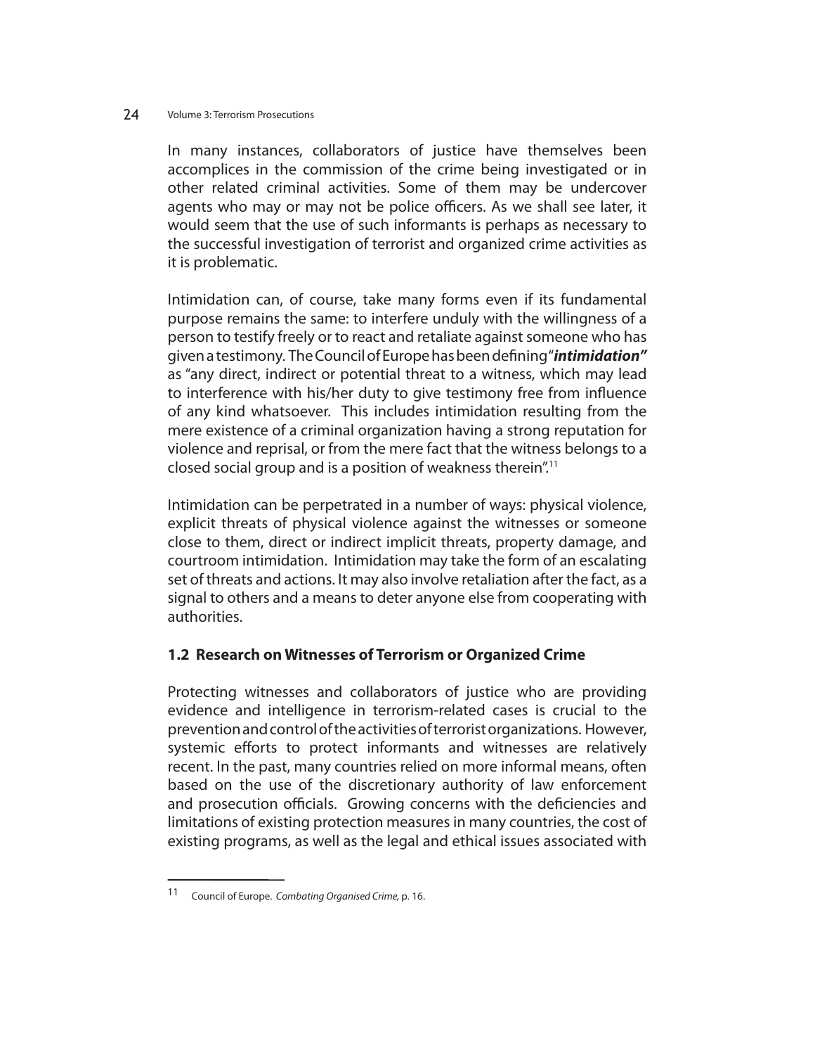In many instances, collaborators of justice have themselves been accomplices in the commission of the crime being investigated or in other related criminal activities. Some of them may be undercover agents who may or may not be police officers. As we shall see later, it would seem that the use of such informants is perhaps as necessary to the successful investigation of terrorist and organized crime activities as it is problematic.

Intimidation can, of course, take many forms even if its fundamental purpose remains the same: to interfere unduly with the willingness of a person to testify freely or to react and retaliate against someone who has given a testimony. The Council of Europe has been defining "***intimidation"*** as "any direct, indirect or potential threat to a witness, which may lead to interference with his/her duty to give testimony free from influence of any kind whatsoever. This includes intimidation resulting from the mere existence of a criminal organization having a strong reputation for violence and reprisal, or from the mere fact that the witness belongs to a closed social group and is a position of weakness therein".[11]

Intimidation can be perpetrated in a number of ways: physical violence, explicit threats of physical violence against the witnesses or someone close to them, direct or indirect implicit threats, property damage, and courtroom intimidation. Intimidation may take the form of an escalating set of threats and actions. It may also involve retaliation after the fact, as a signal to others and a means to deter anyone else from cooperating with authorities.

### 1.2 Research on Witnesses of Terrorism or Organized Crime

Protecting witnesses and collaborators of justice who are providing evidence and intelligence in terrorism-related cases is crucial to the prevention and control of the activities of terrorist organizations. However, systemic efforts to protect informants and witnesses are relatively recent. In the past, many countries relied on more informal means, often based on the use of the discretionary authority of law enforcement and prosecution officials. Growing concerns with the deficiencies and limitations of existing protection measures in many countries, the cost of existing programs, as well as the legal and ethical issues associated with

---

[11] Council of Europe. *Combating Organised Crime,* p. 16.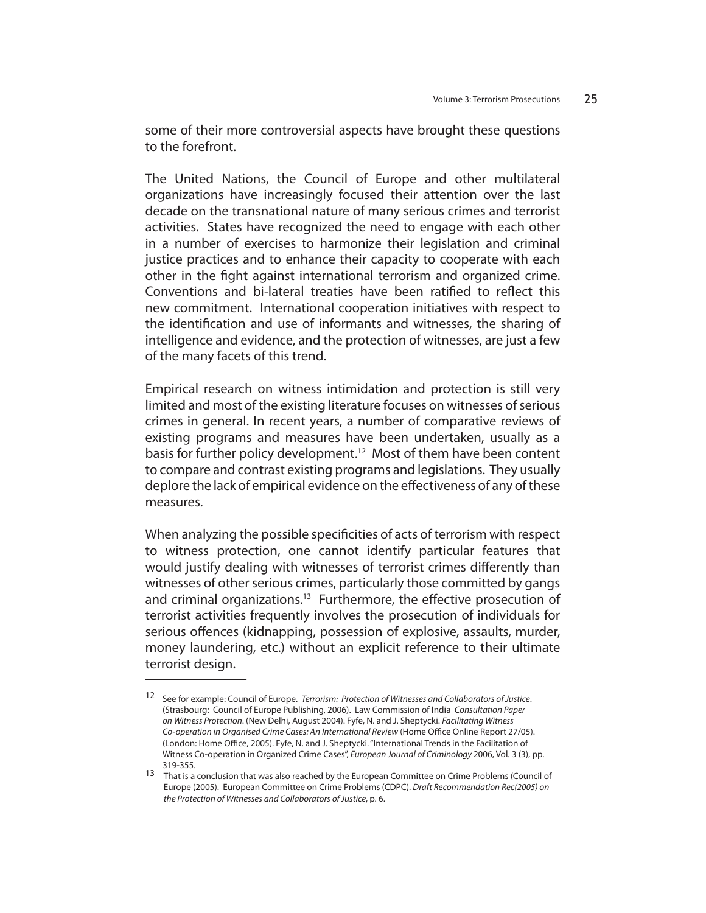some of their more controversial aspects have brought these questions to the forefront.

The United Nations, the Council of Europe and other multilateral organizations have increasingly focused their attention over the last decade on the transnational nature of many serious crimes and terrorist activities. States have recognized the need to engage with each other in a number of exercises to harmonize their legislation and criminal justice practices and to enhance their capacity to cooperate with each other in the fight against international terrorism and organized crime. Conventions and bi-lateral treaties have been ratified to reflect this new commitment. International cooperation initiatives with respect to the identification and use of informants and witnesses, the sharing of intelligence and evidence, and the protection of witnesses, are just a few of the many facets of this trend.

Empirical research on witness intimidation and protection is still very limited and most of the existing literature focuses on witnesses of serious crimes in general. In recent years, a number of comparative reviews of existing programs and measures have been undertaken, usually as a basis for further policy development.[12] Most of them have been content to compare and contrast existing programs and legislations. They usually deplore the lack of empirical evidence on the effectiveness of any of these measures.

When analyzing the possible specificities of acts of terrorism with respect to witness protection, one cannot identify particular features that would justify dealing with witnesses of terrorist crimes differently than witnesses of other serious crimes, particularly those committed by gangs and criminal organizations.[13] Furthermore, the effective prosecution of terrorist activities frequently involves the prosecution of individuals for serious offences (kidnapping, possession of explosive, assaults, murder, money laundering, etc.) without an explicit reference to their ultimate terrorist design.

---

[12] See for example: Council of Europe. *Terrorism: Protection of Witnesses and Collaborators of Justice*. (Strasbourg: Council of Europe Publishing, 2006). Law Commission of India *Consultation Paper on Witness Protection*. (New Delhi, August 2004). Fyfe, N. and J. Sheptycki. *Facilitating Witness Co-operation in Organised Crime Cases: An International Review* (Home Office Online Report 27/05). (London: Home Office, 2005). Fyfe, N. and J. Sheptycki. "International Trends in the Facilitation of Witness Co-operation in Organized Crime Cases", *European Journal of Criminology* 2006, Vol. 3 (3), pp. 319-355.

[13] That is a conclusion that was also reached by the European Committee on Crime Problems (Council of Europe (2005). European Committee on Crime Problems (CDPC). *Draft Recommendation Rec(2005) on the Protection of Witnesses and Collaborators of Justice*, p. 6.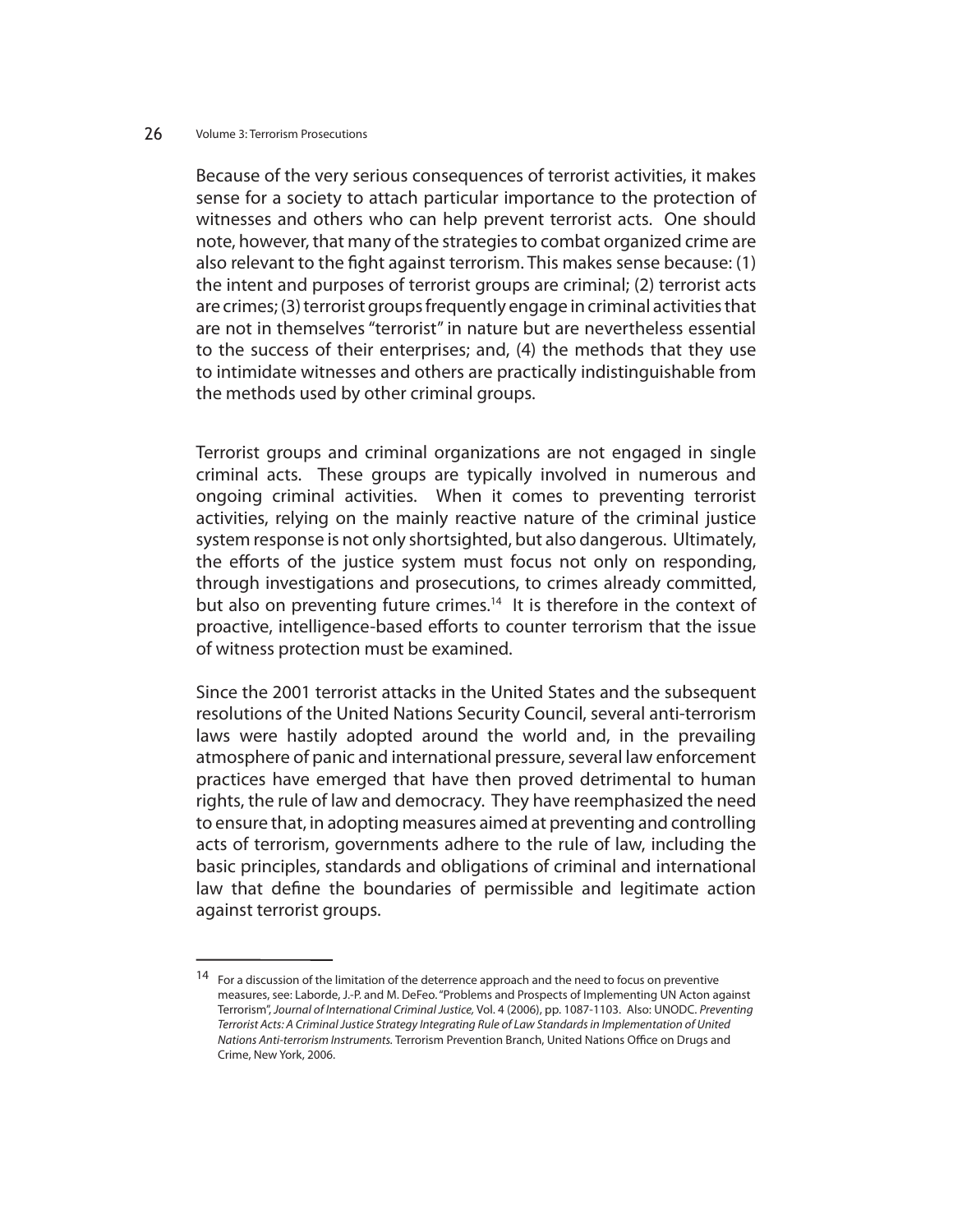Because of the very serious consequences of terrorist activities, it makes sense for a society to attach particular importance to the protection of witnesses and others who can help prevent terrorist acts. One should note, however, that many of the strategies to combat organized crime are also relevant to the fight against terrorism. This makes sense because: (1) the intent and purposes of terrorist groups are criminal; (2) terrorist acts are crimes; (3) terrorist groups frequently engage in criminal activities that are not in themselves "terrorist" in nature but are nevertheless essential to the success of their enterprises; and, (4) the methods that they use to intimidate witnesses and others are practically indistinguishable from the methods used by other criminal groups.

Terrorist groups and criminal organizations are not engaged in single criminal acts. These groups are typically involved in numerous and ongoing criminal activities. When it comes to preventing terrorist activities, relying on the mainly reactive nature of the criminal justice system response is not only shortsighted, but also dangerous. Ultimately, the efforts of the justice system must focus not only on responding, through investigations and prosecutions, to crimes already committed, but also on preventing future crimes.[14] It is therefore in the context of proactive, intelligence-based efforts to counter terrorism that the issue of witness protection must be examined.

Since the 2001 terrorist attacks in the United States and the subsequent resolutions of the United Nations Security Council, several anti-terrorism laws were hastily adopted around the world and, in the prevailing atmosphere of panic and international pressure, several law enforcement practices have emerged that have then proved detrimental to human rights, the rule of law and democracy. They have reemphasized the need to ensure that, in adopting measures aimed at preventing and controlling acts of terrorism, governments adhere to the rule of law, including the basic principles, standards and obligations of criminal and international law that define the boundaries of permissible and legitimate action against terrorist groups.

---

[14] For a discussion of the limitation of the deterrence approach and the need to focus on preventive measures, see: Laborde, J.-P. and M. DeFeo. "Problems and Prospects of Implementing UN Acton against Terrorism", *Journal of International Criminal Justice*, Vol. 4 (2006), pp. 1087-1103. Also: UNODC. *Preventing Terrorist Acts: A Criminal Justice Strategy Integrating Rule of Law Standards in Implementation of United Nations Anti-terrorism Instruments.* Terrorism Prevention Branch, United Nations Office on Drugs and Crime, New York, 2006.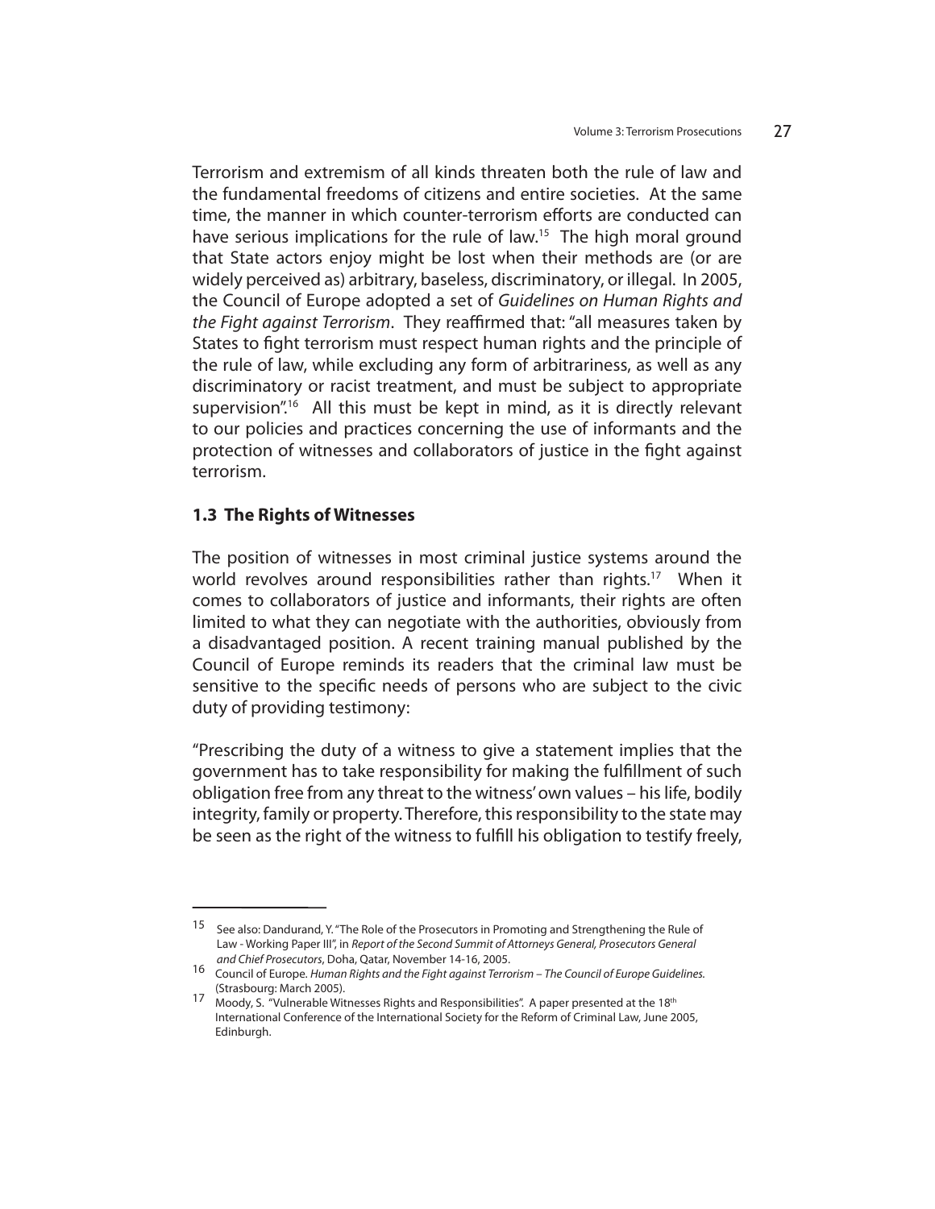Terrorism and extremism of all kinds threaten both the rule of law and the fundamental freedoms of citizens and entire societies. At the same time, the manner in which counter-terrorism efforts are conducted can have serious implications for the rule of law.[15] The high moral ground that State actors enjoy might be lost when their methods are (or are widely perceived as) arbitrary, baseless, discriminatory, or illegal. In 2005, the Council of Europe adopted a set of *Guidelines on Human Rights and the Fight against Terrorism*. They reaffirmed that: "all measures taken by States to fight terrorism must respect human rights and the principle of the rule of law, while excluding any form of arbitrariness, as well as any discriminatory or racist treatment, and must be subject to appropriate supervision".[16] All this must be kept in mind, as it is directly relevant to our policies and practices concerning the use of informants and the protection of witnesses and collaborators of justice in the fight against terrorism.

### 1.3 The Rights of Witnesses

The position of witnesses in most criminal justice systems around the world revolves around responsibilities rather than rights.[17] When it comes to collaborators of justice and informants, their rights are often limited to what they can negotiate with the authorities, obviously from a disadvantaged position. A recent training manual published by the Council of Europe reminds its readers that the criminal law must be sensitive to the specific needs of persons who are subject to the civic duty of providing testimony:

"Prescribing the duty of a witness to give a statement implies that the government has to take responsibility for making the fulfillment of such obligation free from any threat to the witness' own values – his life, bodily integrity, family or property. Therefore, this responsibility to the state may be seen as the right of the witness to fulfill his obligation to testify freely,

---

15 See also: Dandurand, Y. "The Role of the Prosecutors in Promoting and Strengthening the Rule of Law - Working Paper III", in *Report of the Second Summit of Attorneys General, Prosecutors General and Chief Prosecutors*, Doha, Qatar, November 14-16, 2005.

16 Council of Europe. *Human Rights and the Fight against Terrorism – The Council of Europe Guidelines.* (Strasbourg: March 2005).

17 Moody, S. "Vulnerable Witnesses Rights and Responsibilities". A paper presented at the 18th International Conference of the International Society for the Reform of Criminal Law, June 2005, Edinburgh.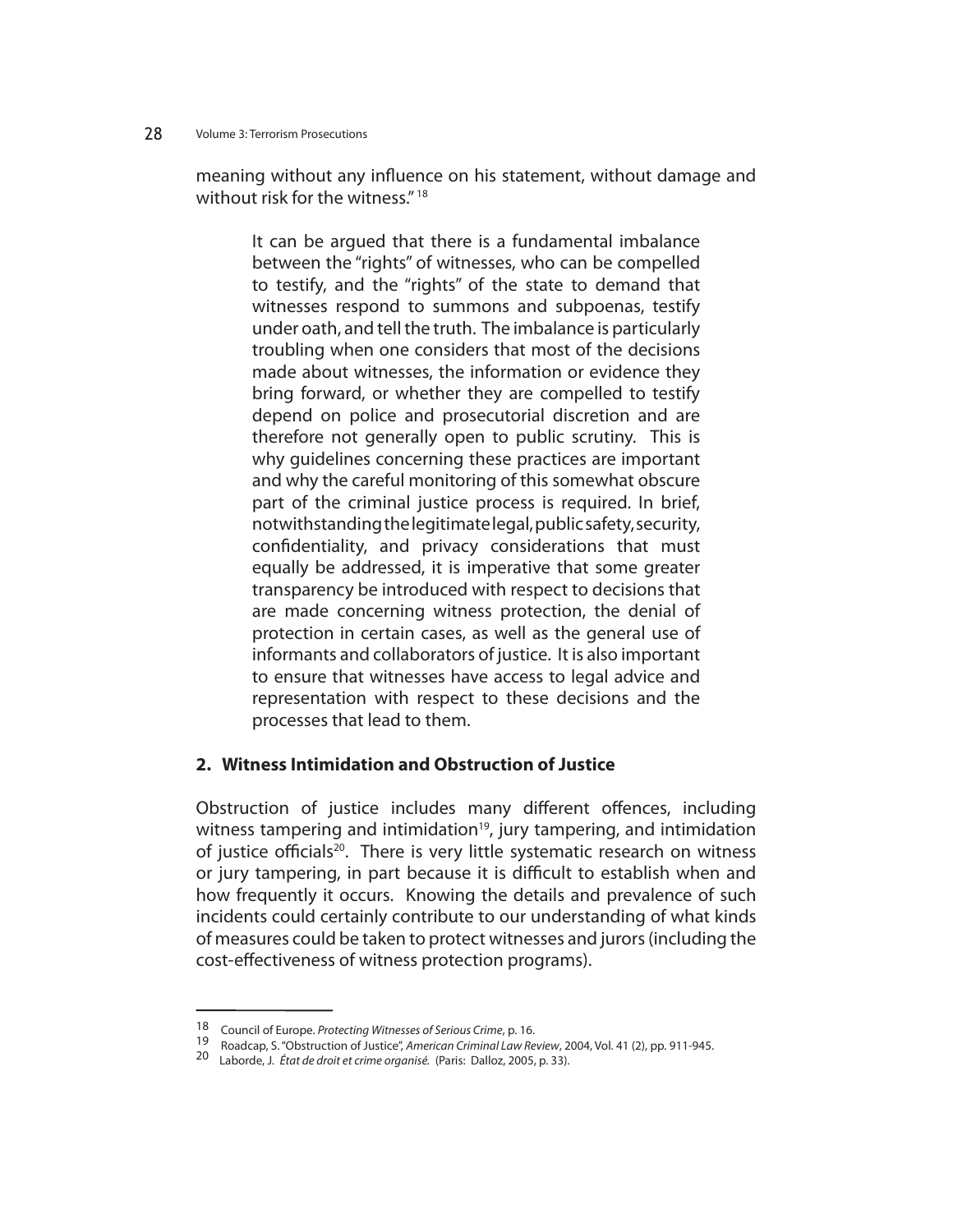meaning without any influence on his statement, without damage and without risk for the witness."[18]

> It can be argued that there is a fundamental imbalance between the "rights" of witnesses, who can be compelled to testify, and the "rights" of the state to demand that witnesses respond to summons and subpoenas, testify under oath, and tell the truth. The imbalance is particularly troubling when one considers that most of the decisions made about witnesses, the information or evidence they bring forward, or whether they are compelled to testify depend on police and prosecutorial discretion and are therefore not generally open to public scrutiny. This is why guidelines concerning these practices are important and why the careful monitoring of this somewhat obscure part of the criminal justice process is required. In brief, notwithstanding the legitimate legal, public safety, security, confidentiality, and privacy considerations that must equally be addressed, it is imperative that some greater transparency be introduced with respect to decisions that are made concerning witness protection, the denial of protection in certain cases, as well as the general use of informants and collaborators of justice. It is also important to ensure that witnesses have access to legal advice and representation with respect to these decisions and the processes that lead to them.

## 2. Witness Intimidation and Obstruction of Justice

Obstruction of justice includes many different offences, including witness tampering and intimidation[19], jury tampering, and intimidation of justice officials[20]. There is very little systematic research on witness or jury tampering, in part because it is difficult to establish when and how frequently it occurs. Knowing the details and prevalence of such incidents could certainly contribute to our understanding of what kinds of measures could be taken to protect witnesses and jurors (including the cost-effectiveness of witness protection programs).

---

18 Council of Europe. *Protecting Witnesses of Serious Crime*, p. 16.

19 Roadcap, S. "Obstruction of Justice", *American Criminal Law Review*, 2004, Vol. 41 (2), pp. 911-945.

20 Laborde, J. *État de droit et crime organisé.* (Paris: Dalloz, 2005, p. 33).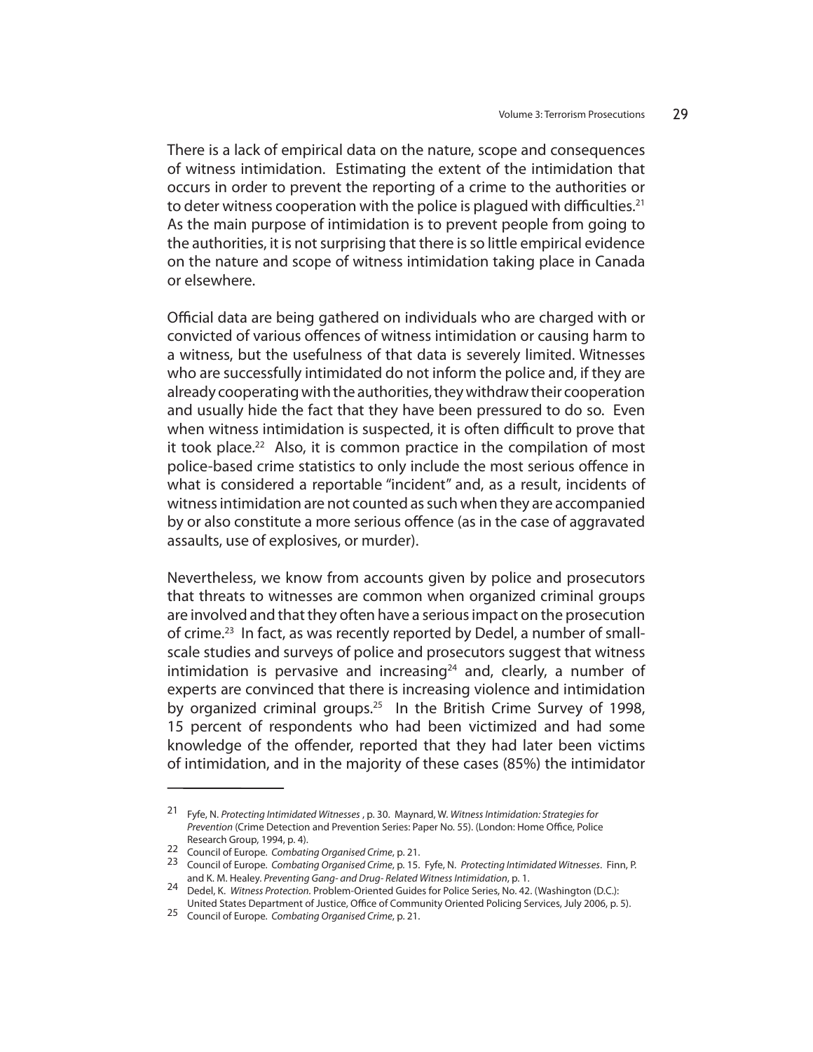There is a lack of empirical data on the nature, scope and consequences of witness intimidation. Estimating the extent of the intimidation that occurs in order to prevent the reporting of a crime to the authorities or to deter witness cooperation with the police is plagued with difficulties.[21] As the main purpose of intimidation is to prevent people from going to the authorities, it is not surprising that there is so little empirical evidence on the nature and scope of witness intimidation taking place in Canada or elsewhere.

Official data are being gathered on individuals who are charged with or convicted of various offences of witness intimidation or causing harm to a witness, but the usefulness of that data is severely limited. Witnesses who are successfully intimidated do not inform the police and, if they are already cooperating with the authorities, they withdraw their cooperation and usually hide the fact that they have been pressured to do so. Even when witness intimidation is suspected, it is often difficult to prove that it took place.[22] Also, it is common practice in the compilation of most police-based crime statistics to only include the most serious offence in what is considered a reportable "incident" and, as a result, incidents of witness intimidation are not counted as such when they are accompanied by or also constitute a more serious offence (as in the case of aggravated assaults, use of explosives, or murder).

Nevertheless, we know from accounts given by police and prosecutors that threats to witnesses are common when organized criminal groups are involved and that they often have a serious impact on the prosecution of crime.[23] In fact, as was recently reported by Dedel, a number of small-scale studies and surveys of police and prosecutors suggest that witness intimidation is pervasive and increasing[24] and, clearly, a number of experts are convinced that there is increasing violence and intimidation by organized criminal groups.[25] In the British Crime Survey of 1998, 15 percent of respondents who had been victimized and had some knowledge of the offender, reported that they had later been victims of intimidation, and in the majority of these cases (85%) the intimidator

---

21 Fyfe, N. *Protecting Intimidated Witnesses* , p. 30. Maynard, W. *Witness Intimidation: Strategies for Prevention* (Crime Detection and Prevention Series: Paper No. 55). (London: Home Office, Police Research Group, 1994, p. 4).

22 Council of Europe. *Combating Organised Crime*, p. 21.

23 Council of Europe. *Combating Organised Crime*, p. 15. Fyfe, N. *Protecting Intimidated Witnesses*. Finn, P. and K. M. Healey. *Preventing Gang- and Drug- Related Witness Intimidation*, p. 1.

24 Dedel, K. *Witness Protection*. Problem-Oriented Guides for Police Series, No. 42. (Washington (D.C.): United States Department of Justice, Office of Community Oriented Policing Services, July 2006, p. 5).

25 Council of Europe. *Combating Organised Crime*, p. 21.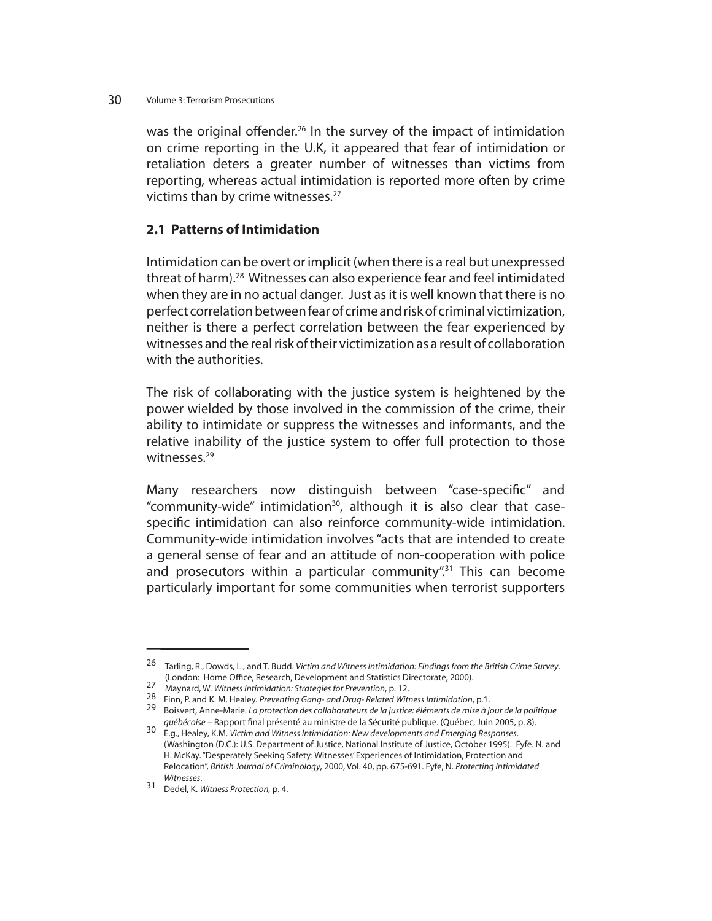was the original offender.[26] In the survey of the impact of intimidation on crime reporting in the U.K, it appeared that fear of intimidation or retaliation deters a greater number of witnesses than victims from reporting, whereas actual intimidation is reported more often by crime victims than by crime witnesses.[27]

### 2.1 Patterns of Intimidation

Intimidation can be overt or implicit (when there is a real but unexpressed threat of harm).[28] Witnesses can also experience fear and feel intimidated when they are in no actual danger. Just as it is well known that there is no perfect correlation between fear of crime and risk of criminal victimization, neither is there a perfect correlation between the fear experienced by witnesses and the real risk of their victimization as a result of collaboration with the authorities.

The risk of collaborating with the justice system is heightened by the power wielded by those involved in the commission of the crime, their ability to intimidate or suppress the witnesses and informants, and the relative inability of the justice system to offer full protection to those witnesses.[29]

Many researchers now distinguish between "case-specific" and "community-wide" intimidation[30], although it is also clear that case-specific intimidation can also reinforce community-wide intimidation. Community-wide intimidation involves "acts that are intended to create a general sense of fear and an attitude of non-cooperation with police and prosecutors within a particular community".[31] This can become particularly important for some communities when terrorist supporters

---

26 Tarling, R., Dowds, L., and T. Budd. *Victim and Witness Intimidation: Findings from the British Crime Survey*. (London: Home Office, Research, Development and Statistics Directorate, 2000).

27 Maynard, W. *Witness Intimidation: Strategies for Prevention*, p. 12.

28 Finn, P. and K. M. Healey. *Preventing Gang- and Drug- Related Witness Intimidation*, p.1.

29 Boisvert, Anne-Marie. *La protection des collaborateurs de la justice: éléments de mise à jour de la politique québécoise* – Rapport final présenté au ministre de la Sécurité publique. (Québec, Juin 2005, p. 8).

30 E.g., Healey, K.M. *Victim and Witness Intimidation: New developments and Emerging Responses*. (Washington (D.C.): U.S. Department of Justice, National Institute of Justice, October 1995). Fyfe. N. and H. McKay. "Desperately Seeking Safety: Witnesses' Experiences of Intimidation, Protection and Relocation", *British Journal of Criminology*, 2000, Vol. 40, pp. 675-691. Fyfe, N. *Protecting Intimidated Witnesses*.

31 Dedel, K. *Witness Protection,* p. 4.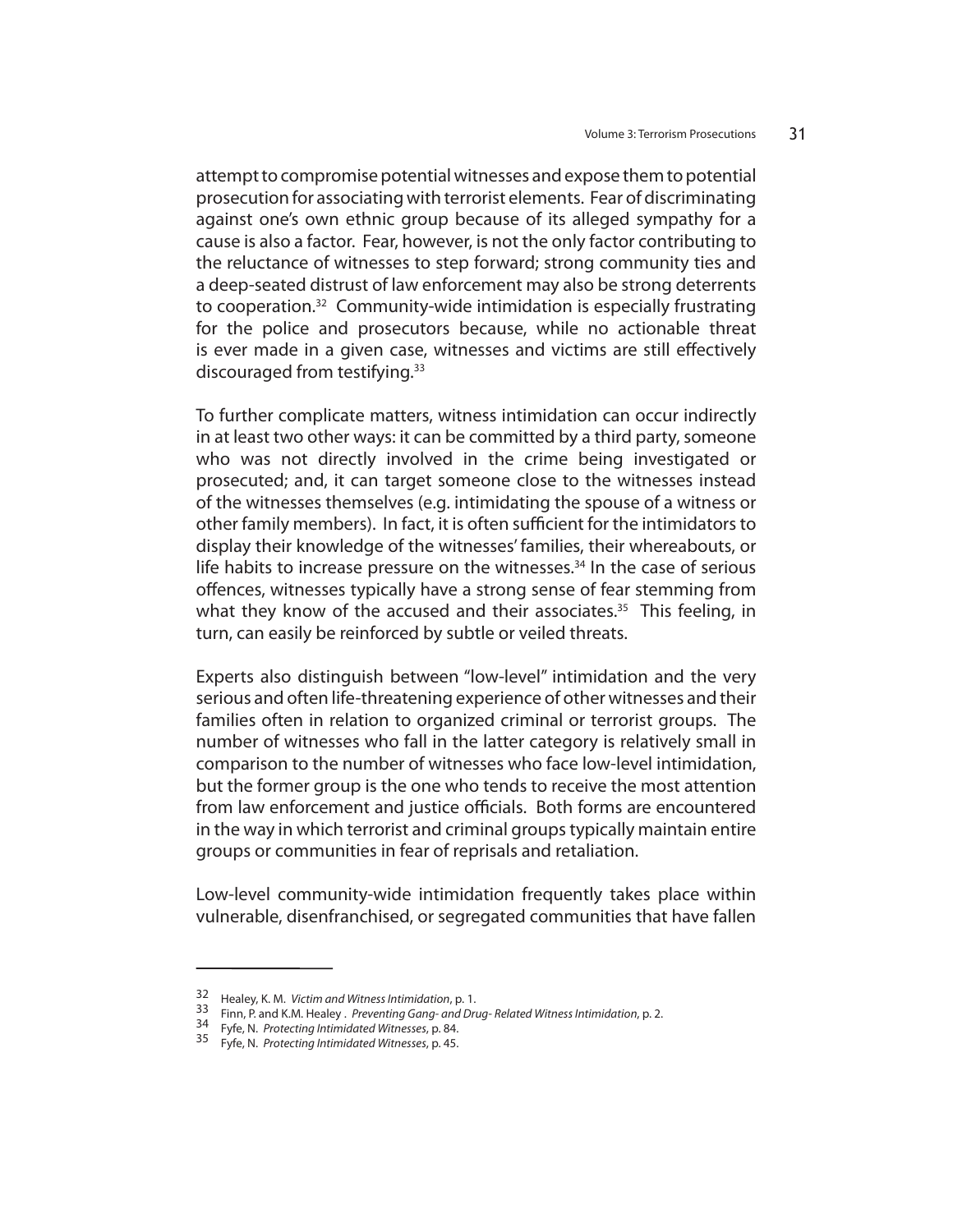attempt to compromise potential witnesses and expose them to potential prosecution for associating with terrorist elements. Fear of discriminating against one's own ethnic group because of its alleged sympathy for a cause is also a factor. Fear, however, is not the only factor contributing to the reluctance of witnesses to step forward; strong community ties and a deep-seated distrust of law enforcement may also be strong deterrents to cooperation.[32] Community-wide intimidation is especially frustrating for the police and prosecutors because, while no actionable threat is ever made in a given case, witnesses and victims are still effectively discouraged from testifying.[33]

To further complicate matters, witness intimidation can occur indirectly in at least two other ways: it can be committed by a third party, someone who was not directly involved in the crime being investigated or prosecuted; and, it can target someone close to the witnesses instead of the witnesses themselves (e.g. intimidating the spouse of a witness or other family members). In fact, it is often sufficient for the intimidators to display their knowledge of the witnesses' families, their whereabouts, or life habits to increase pressure on the witnesses.[34] In the case of serious offences, witnesses typically have a strong sense of fear stemming from what they know of the accused and their associates.[35] This feeling, in turn, can easily be reinforced by subtle or veiled threats.

Experts also distinguish between "low-level" intimidation and the very serious and often life-threatening experience of other witnesses and their families often in relation to organized criminal or terrorist groups. The number of witnesses who fall in the latter category is relatively small in comparison to the number of witnesses who face low-level intimidation, but the former group is the one who tends to receive the most attention from law enforcement and justice officials. Both forms are encountered in the way in which terrorist and criminal groups typically maintain entire groups or communities in fear of reprisals and retaliation.

Low-level community-wide intimidation frequently takes place within vulnerable, disenfranchised, or segregated communities that have fallen

---

32 Healey, K. M. *Victim and Witness Intimidation*, p. 1.

33 Finn, P. and K.M. Healey . *Preventing Gang- and Drug- Related Witness Intimidation*, p. 2.

34 Fyfe, N. *Protecting Intimidated Witnesses*, p. 84.

35 Fyfe, N. *Protecting Intimidated Witnesses*, p. 45.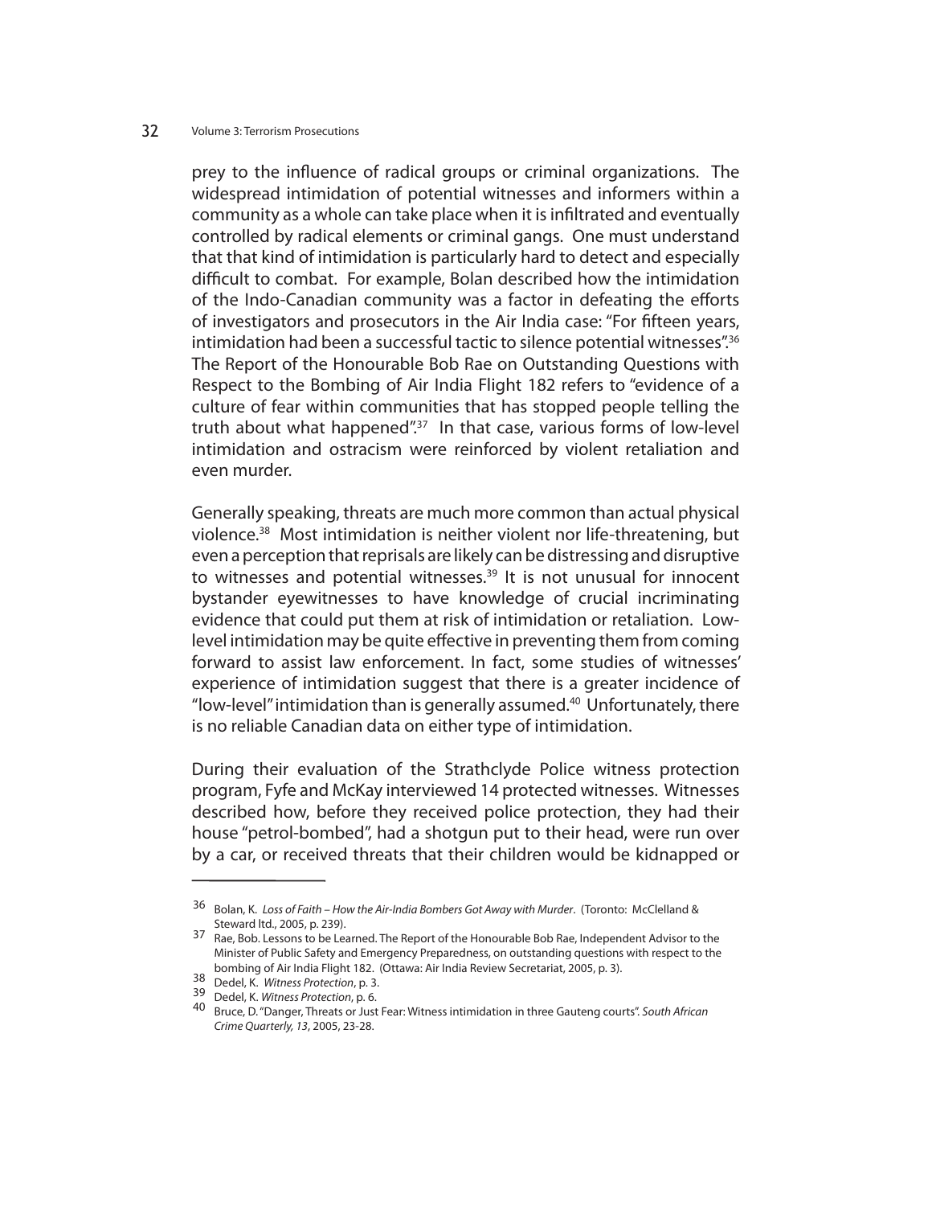prey to the influence of radical groups or criminal organizations. The widespread intimidation of potential witnesses and informers within a community as a whole can take place when it is infiltrated and eventually controlled by radical elements or criminal gangs. One must understand that that kind of intimidation is particularly hard to detect and especially difficult to combat. For example, Bolan described how the intimidation of the Indo-Canadian community was a factor in defeating the efforts of investigators and prosecutors in the Air India case: "For fifteen years, intimidation had been a successful tactic to silence potential witnesses".[36] The Report of the Honourable Bob Rae on Outstanding Questions with Respect to the Bombing of Air India Flight 182 refers to "evidence of a culture of fear within communities that has stopped people telling the truth about what happened".[37] In that case, various forms of low-level intimidation and ostracism were reinforced by violent retaliation and even murder.

Generally speaking, threats are much more common than actual physical violence.[38] Most intimidation is neither violent nor life-threatening, but even a perception that reprisals are likely can be distressing and disruptive to witnesses and potential witnesses.[39] It is not unusual for innocent bystander eyewitnesses to have knowledge of crucial incriminating evidence that could put them at risk of intimidation or retaliation. Low-level intimidation may be quite effective in preventing them from coming forward to assist law enforcement. In fact, some studies of witnesses' experience of intimidation suggest that there is a greater incidence of "low-level" intimidation than is generally assumed.[40] Unfortunately, there is no reliable Canadian data on either type of intimidation.

During their evaluation of the Strathclyde Police witness protection program, Fyfe and McKay interviewed 14 protected witnesses. Witnesses described how, before they received police protection, they had their house "petrol-bombed", had a shotgun put to their head, were run over by a car, or received threats that their children would be kidnapped or

---

[36] Bolan, K. *Loss of Faith – How the Air-India Bombers Got Away with Murder*. (Toronto: McClelland & Steward ltd., 2005, p. 239).

[37] Rae, Bob. Lessons to be Learned. The Report of the Honourable Bob Rae, Independent Advisor to the Minister of Public Safety and Emergency Preparedness, on outstanding questions with respect to the bombing of Air India Flight 182. (Ottawa: Air India Review Secretariat, 2005, p. 3).

[38] Dedel, K. *Witness Protection*, p. 3.

[39] Dedel, K. *Witness Protection*, p. 6.

[40] Bruce, D. "Danger, Threats or Just Fear: Witness intimidation in three Gauteng courts". *South African Crime Quarterly, 13*, 2005, 23-28.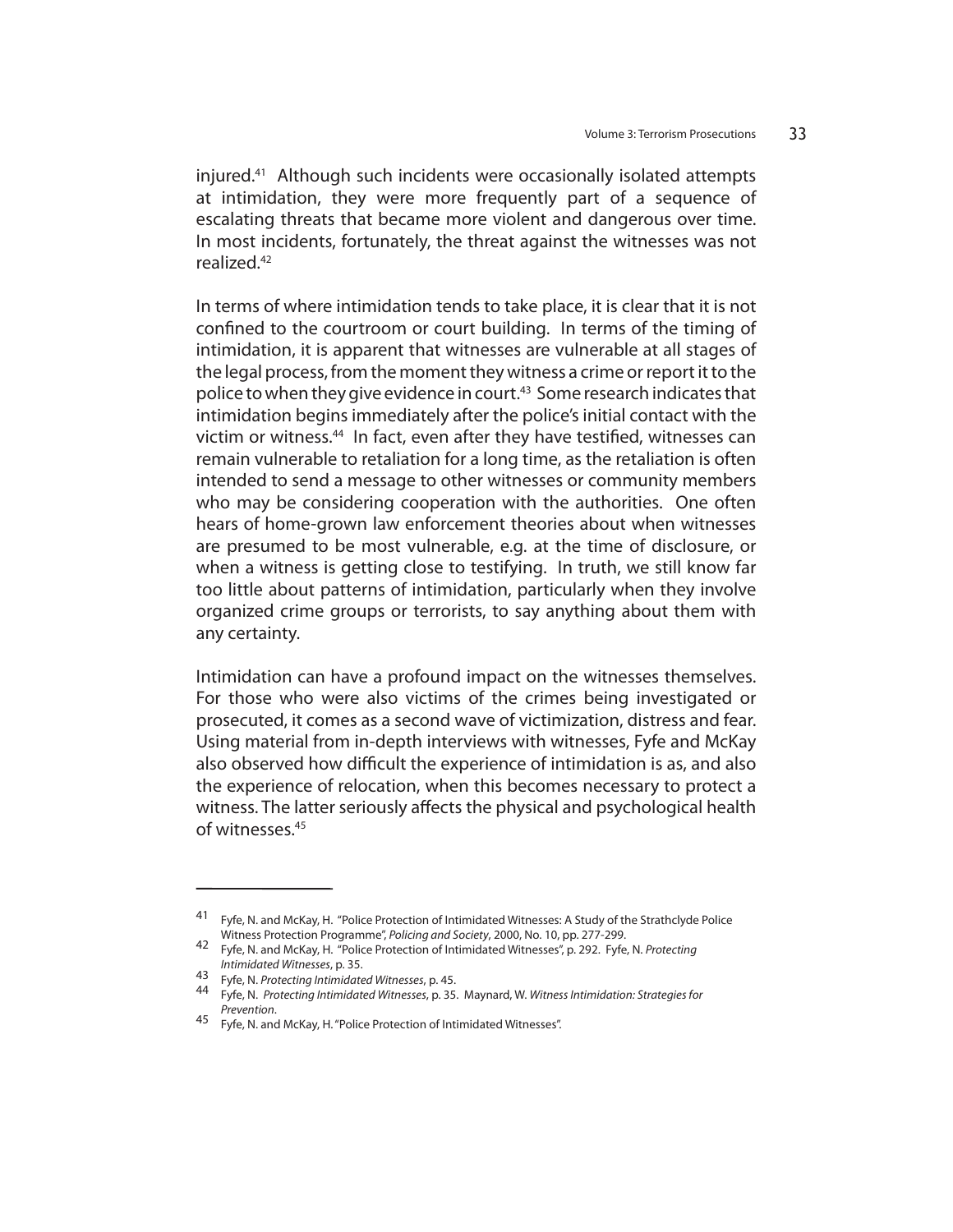injured.[41] Although such incidents were occasionally isolated attempts at intimidation, they were more frequently part of a sequence of escalating threats that became more violent and dangerous over time. In most incidents, fortunately, the threat against the witnesses was not realized.[42]

In terms of where intimidation tends to take place, it is clear that it is not confined to the courtroom or court building. In terms of the timing of intimidation, it is apparent that witnesses are vulnerable at all stages of the legal process, from the moment they witness a crime or report it to the police to when they give evidence in court.[43] Some research indicates that intimidation begins immediately after the police's initial contact with the victim or witness.[44] In fact, even after they have testified, witnesses can remain vulnerable to retaliation for a long time, as the retaliation is often intended to send a message to other witnesses or community members who may be considering cooperation with the authorities. One often hears of home-grown law enforcement theories about when witnesses are presumed to be most vulnerable, e.g. at the time of disclosure, or when a witness is getting close to testifying. In truth, we still know far too little about patterns of intimidation, particularly when they involve organized crime groups or terrorists, to say anything about them with any certainty.

Intimidation can have a profound impact on the witnesses themselves. For those who were also victims of the crimes being investigated or prosecuted, it comes as a second wave of victimization, distress and fear. Using material from in-depth interviews with witnesses, Fyfe and McKay also observed how difficult the experience of intimidation is as, and also the experience of relocation, when this becomes necessary to protect a witness. The latter seriously affects the physical and psychological health of witnesses.[45]

---

41 Fyfe, N. and McKay, H. "Police Protection of Intimidated Witnesses: A Study of the Strathclyde Police Witness Protection Programme", *Policing and Society*, 2000, No. 10, pp. 277-299.

42 Fyfe, N. and McKay, H. "Police Protection of Intimidated Witnesses", p. 292. Fyfe, N. *Protecting Intimidated Witnesses*, p. 35.

43 Fyfe, N. *Protecting Intimidated Witnesses*, p. 45.

44 Fyfe, N. *Protecting Intimidated Witnesses*, p. 35. Maynard, W. *Witness Intimidation: Strategies for Prevention*.

45 Fyfe, N. and McKay, H. "Police Protection of Intimidated Witnesses".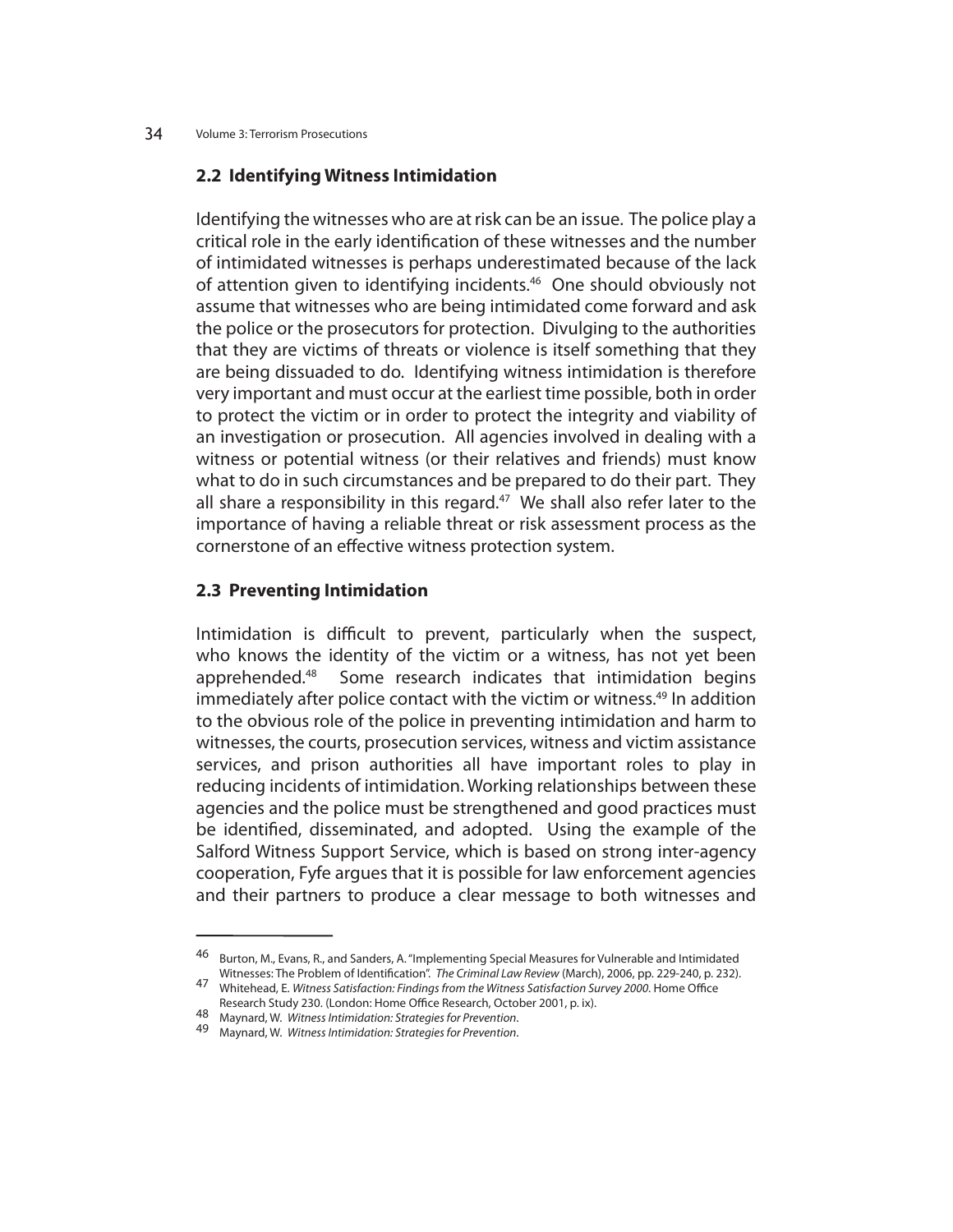## 2.2 Identifying Witness Intimidation

Identifying the witnesses who are at risk can be an issue. The police play a critical role in the early identification of these witnesses and the number of intimidated witnesses is perhaps underestimated because of the lack of attention given to identifying incidents.[46] One should obviously not assume that witnesses who are being intimidated come forward and ask the police or the prosecutors for protection. Divulging to the authorities that they are victims of threats or violence is itself something that they are being dissuaded to do. Identifying witness intimidation is therefore very important and must occur at the earliest time possible, both in order to protect the victim or in order to protect the integrity and viability of an investigation or prosecution. All agencies involved in dealing with a witness or potential witness (or their relatives and friends) must know what to do in such circumstances and be prepared to do their part. They all share a responsibility in this regard.[47] We shall also refer later to the importance of having a reliable threat or risk assessment process as the cornerstone of an effective witness protection system.

## 2.3 Preventing Intimidation

Intimidation is difficult to prevent, particularly when the suspect, who knows the identity of the victim or a witness, has not yet been apprehended.[48] Some research indicates that intimidation begins immediately after police contact with the victim or witness.[49] In addition to the obvious role of the police in preventing intimidation and harm to witnesses, the courts, prosecution services, witness and victim assistance services, and prison authorities all have important roles to play in reducing incidents of intimidation. Working relationships between these agencies and the police must be strengthened and good practices must be identified, disseminated, and adopted. Using the example of the Salford Witness Support Service, which is based on strong inter-agency cooperation, Fyfe argues that it is possible for law enforcement agencies and their partners to produce a clear message to both witnesses and

---

46 Burton, M., Evans, R., and Sanders, A. "Implementing Special Measures for Vulnerable and Intimidated Witnesses: The Problem of Identification". *The Criminal Law Review* (March), 2006, pp. 229-240, p. 232).

47 Whitehead, E. *Witness Satisfaction: Findings from the Witness Satisfaction Survey 2000*. Home Office Research Study 230. (London: Home Office Research, October 2001, p. ix).

48 Maynard, W. *Witness Intimidation: Strategies for Prevention*.

49 Maynard, W. *Witness Intimidation: Strategies for Prevention*.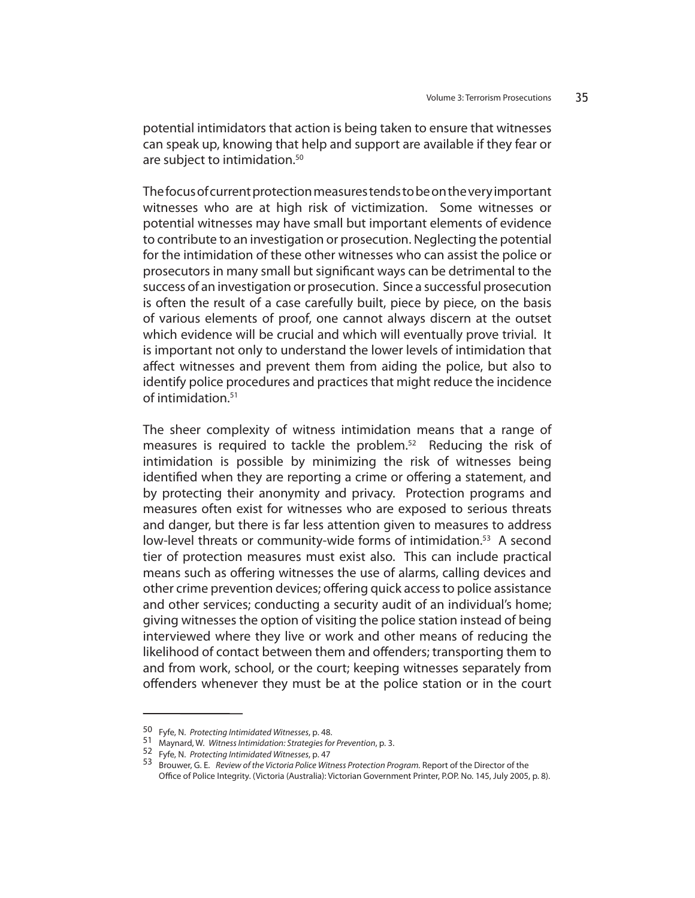potential intimidators that action is being taken to ensure that witnesses can speak up, knowing that help and support are available if they fear or are subject to intimidation.[50]

The focus of current protection measures tends to be on the very important witnesses who are at high risk of victimization. Some witnesses or potential witnesses may have small but important elements of evidence to contribute to an investigation or prosecution. Neglecting the potential for the intimidation of these other witnesses who can assist the police or prosecutors in many small but significant ways can be detrimental to the success of an investigation or prosecution. Since a successful prosecution is often the result of a case carefully built, piece by piece, on the basis of various elements of proof, one cannot always discern at the outset which evidence will be crucial and which will eventually prove trivial. It is important not only to understand the lower levels of intimidation that affect witnesses and prevent them from aiding the police, but also to identify police procedures and practices that might reduce the incidence of intimidation.[51]

The sheer complexity of witness intimidation means that a range of measures is required to tackle the problem.[52] Reducing the risk of intimidation is possible by minimizing the risk of witnesses being identified when they are reporting a crime or offering a statement, and by protecting their anonymity and privacy. Protection programs and measures often exist for witnesses who are exposed to serious threats and danger, but there is far less attention given to measures to address low-level threats or community-wide forms of intimidation.[53] A second tier of protection measures must exist also. This can include practical means such as offering witnesses the use of alarms, calling devices and other crime prevention devices; offering quick access to police assistance and other services; conducting a security audit of an individual's home; giving witnesses the option of visiting the police station instead of being interviewed where they live or work and other means of reducing the likelihood of contact between them and offenders; transporting them to and from work, school, or the court; keeping witnesses separately from offenders whenever they must be at the police station or in the court

---

50 Fyfe, N. *Protecting Intimidated Witnesses*, p. 48.

51 Maynard, W. *Witness Intimidation: Strategies for Prevention*, p. 3.

52 Fyfe, N. *Protecting Intimidated Witnesses*, p. 47

53 Brouwer, G. E. *Review of the Victoria Police Witness Protection Program.* Report of the Director of the Office of Police Integrity. (Victoria (Australia): Victorian Government Printer, P.OP. No. 145, July 2005, p. 8).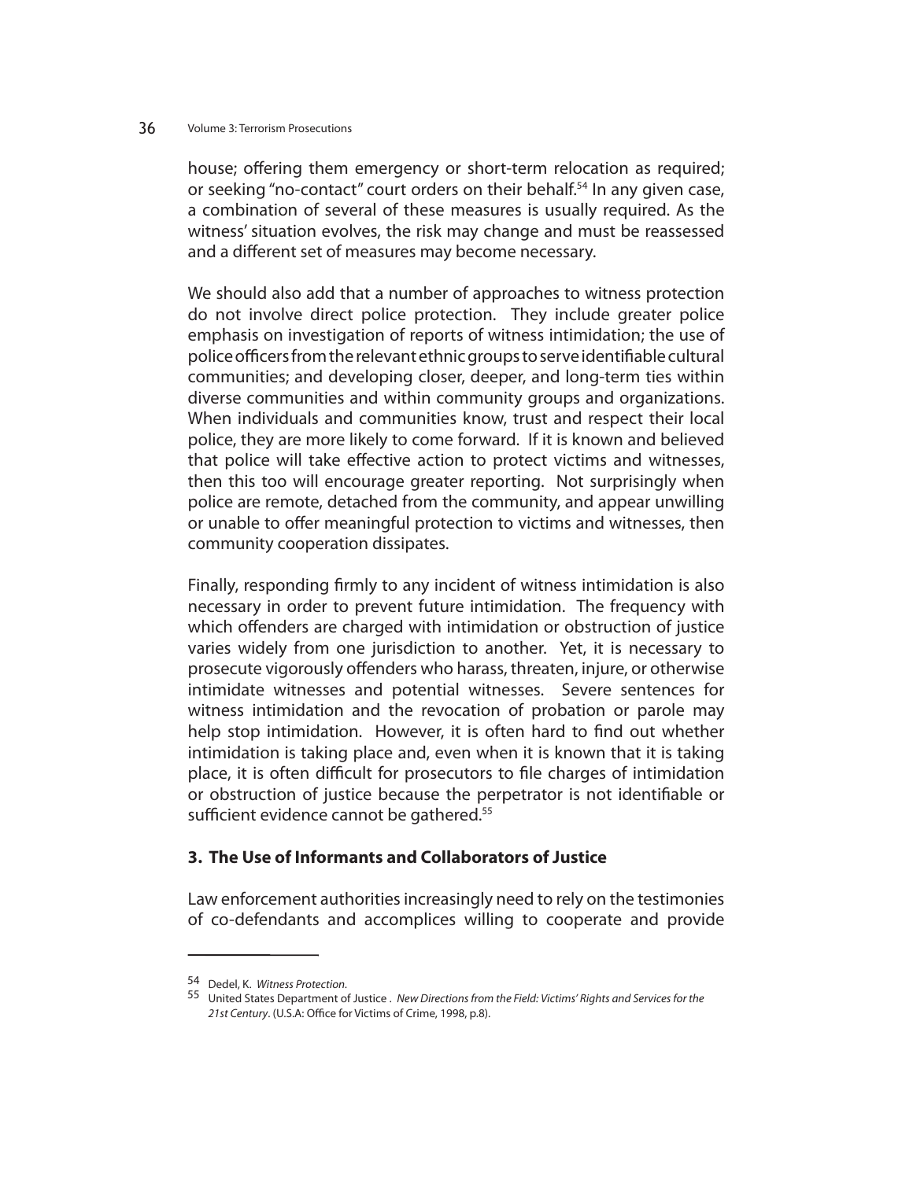house; offering them emergency or short-term relocation as required; or seeking "no-contact" court orders on their behalf.[54] In any given case, a combination of several of these measures is usually required. As the witness' situation evolves, the risk may change and must be reassessed and a different set of measures may become necessary.

We should also add that a number of approaches to witness protection do not involve direct police protection. They include greater police emphasis on investigation of reports of witness intimidation; the use of police officers from the relevant ethnic groups to serve identifiable cultural communities; and developing closer, deeper, and long-term ties within diverse communities and within community groups and organizations. When individuals and communities know, trust and respect their local police, they are more likely to come forward. If it is known and believed that police will take effective action to protect victims and witnesses, then this too will encourage greater reporting. Not surprisingly when police are remote, detached from the community, and appear unwilling or unable to offer meaningful protection to victims and witnesses, then community cooperation dissipates.

Finally, responding firmly to any incident of witness intimidation is also necessary in order to prevent future intimidation. The frequency with which offenders are charged with intimidation or obstruction of justice varies widely from one jurisdiction to another. Yet, it is necessary to prosecute vigorously offenders who harass, threaten, injure, or otherwise intimidate witnesses and potential witnesses. Severe sentences for witness intimidation and the revocation of probation or parole may help stop intimidation. However, it is often hard to find out whether intimidation is taking place and, even when it is known that it is taking place, it is often difficult for prosecutors to file charges of intimidation or obstruction of justice because the perpetrator is not identifiable or sufficient evidence cannot be gathered.[55]

### 3. The Use of Informants and Collaborators of Justice

Law enforcement authorities increasingly need to rely on the testimonies of co-defendants and accomplices willing to cooperate and provide

---

54 Dedel, K. *Witness Protection.*

55 United States Department of Justice . *New Directions from the Field: Victims' Rights and Services for the 21st Century*. (U.S.A: Office for Victims of Crime, 1998, p.8).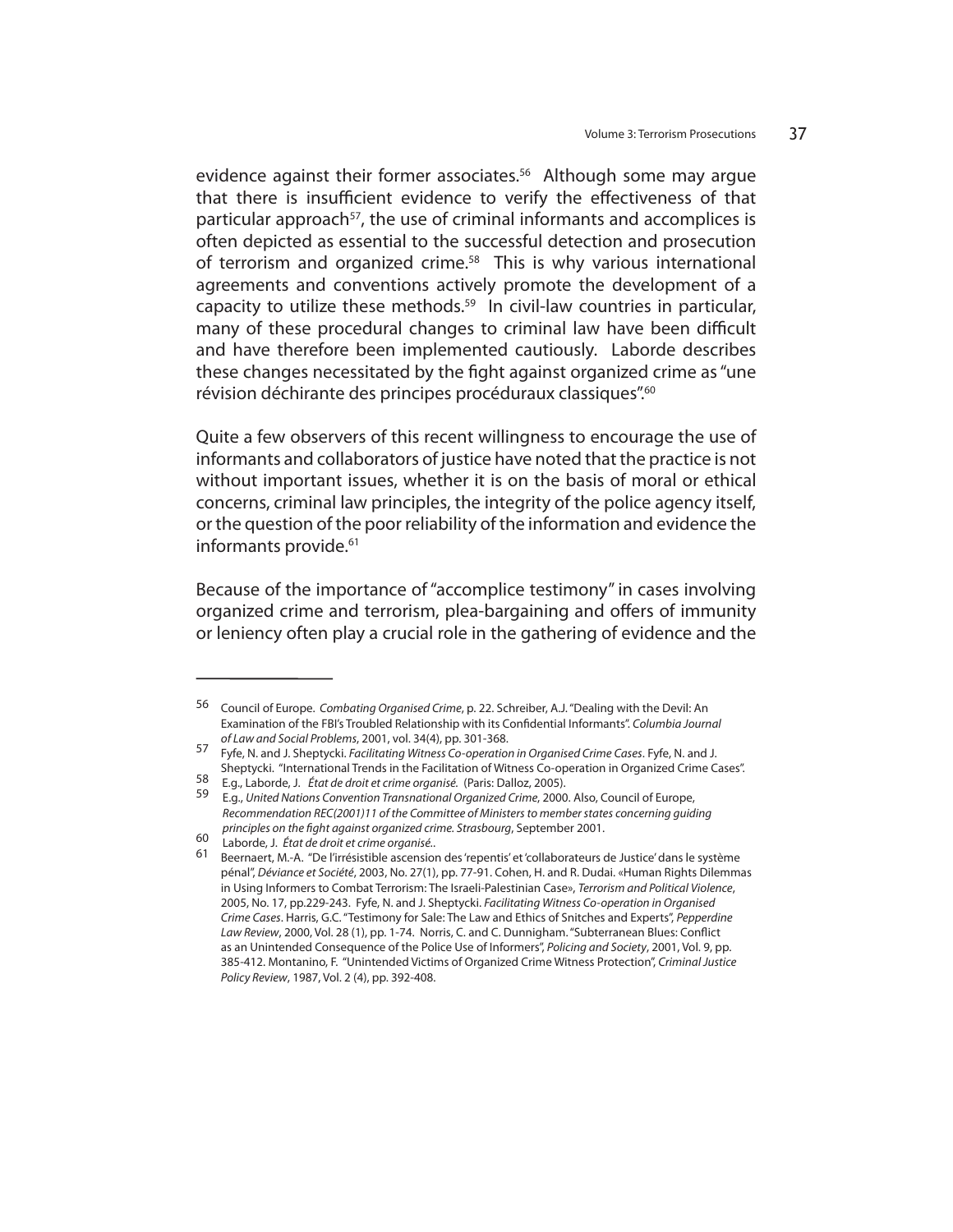evidence against their former associates.[56] Although some may argue that there is insufficient evidence to verify the effectiveness of that particular approach[57], the use of criminal informants and accomplices is often depicted as essential to the successful detection and prosecution of terrorism and organized crime.[58] This is why various international agreements and conventions actively promote the development of a capacity to utilize these methods.[59] In civil-law countries in particular, many of these procedural changes to criminal law have been difficult and have therefore been implemented cautiously. Laborde describes these changes necessitated by the fight against organized crime as "une révision déchirante des principes procéduraux classiques".[60]

Quite a few observers of this recent willingness to encourage the use of informants and collaborators of justice have noted that the practice is not without important issues, whether it is on the basis of moral or ethical concerns, criminal law principles, the integrity of the police agency itself, or the question of the poor reliability of the information and evidence the informants provide.[61]

Because of the importance of "accomplice testimony" in cases involving organized crime and terrorism, plea-bargaining and offers of immunity or leniency often play a crucial role in the gathering of evidence and the

---

56 Council of Europe. *Combating Organised Crime*, p. 22. Schreiber, A.J. "Dealing with the Devil: An Examination of the FBI's Troubled Relationship with its Confidential Informants". *Columbia Journal of Law and Social Problems*, 2001, vol. 34(4), pp. 301-368.

57 Fyfe, N. and J. Sheptycki. *Facilitating Witness Co-operation in Organised Crime Cases*. Fyfe, N. and J. Sheptycki. "International Trends in the Facilitation of Witness Co-operation in Organized Crime Cases".

58 E.g., Laborde, J. *État de droit et crime organisé.* (Paris: Dalloz, 2005).

59 E.g., *United Nations Convention Transnational Organized Crime*, 2000. Also, Council of Europe, *Recommendation REC(2001)11 of the Committee of Ministers to member states concerning guiding principles on the fight against organized crime. Strasbourg*, September 2001.

60 Laborde, J. *État de droit et crime organisé..*

61 Beernaert, M.-A. "De l'irrésistible ascension des 'repentis' et 'collaborateurs de Justice' dans le système pénal", *Déviance et Société*, 2003, No. 27(1), pp. 77-91. Cohen, H. and R. Dudai. «Human Rights Dilemmas in Using Informers to Combat Terrorism: The Israeli-Palestinian Case», *Terrorism and Political Violence*, 2005, No. 17, pp.229-243. Fyfe, N. and J. Sheptycki. *Facilitating Witness Co-operation in Organised Crime Cases*. Harris, G.C. "Testimony for Sale: The Law and Ethics of Snitches and Experts", *Pepperdine Law Review*, 2000, Vol. 28 (1), pp. 1-74. Norris, C. and C. Dunnigham. "Subterranean Blues: Conflict as an Unintended Consequence of the Police Use of Informers", *Policing and Society*, 2001, Vol. 9, pp. 385-412. Montanino, F. "Unintended Victims of Organized Crime Witness Protection", *Criminal Justice Policy Review*, 1987, Vol. 2 (4), pp. 392-408.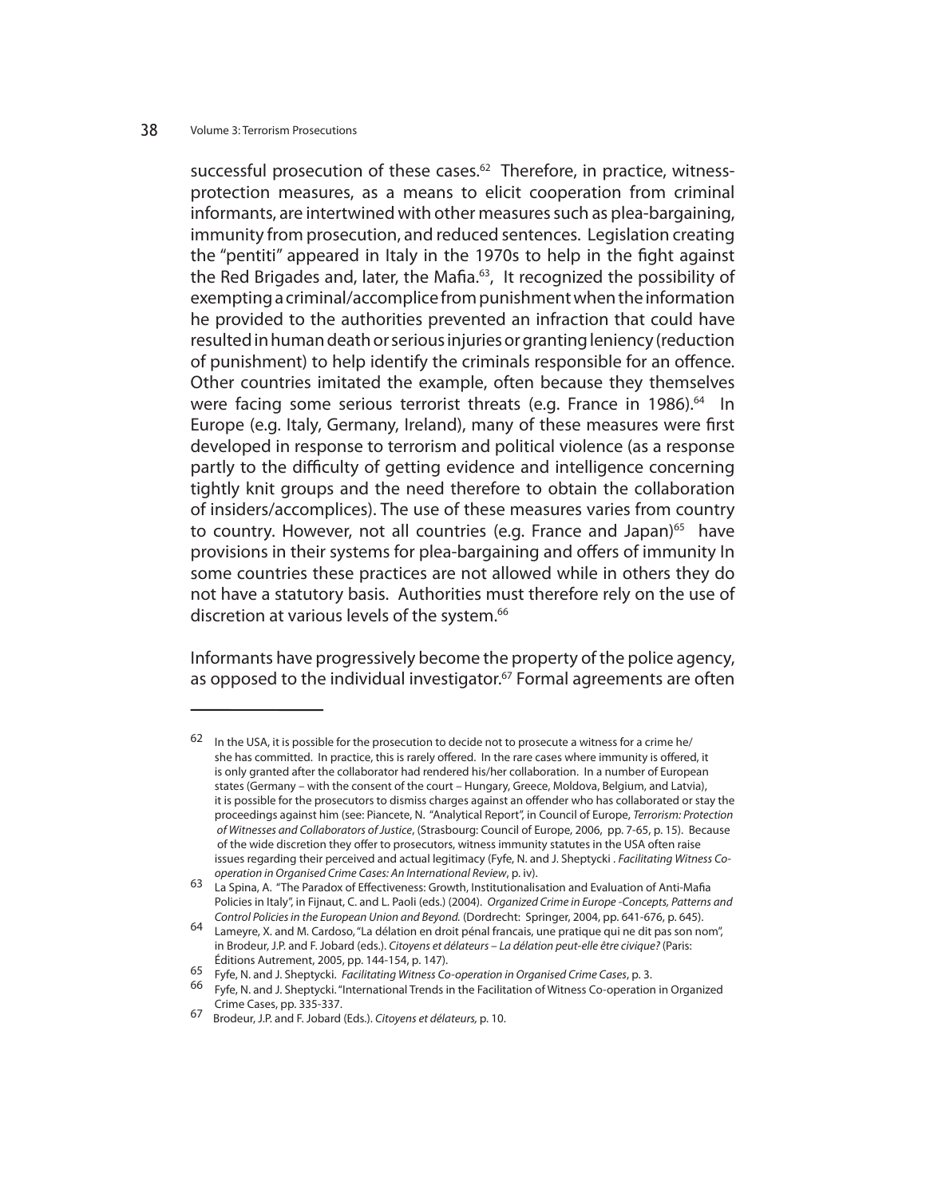successful prosecution of these cases.[62] Therefore, in practice, witness-protection measures, as a means to elicit cooperation from criminal informants, are intertwined with other measures such as plea-bargaining, immunity from prosecution, and reduced sentences. Legislation creating the "pentiti" appeared in Italy in the 1970s to help in the fight against the Red Brigades and, later, the Mafia.[63], It recognized the possibility of exempting a criminal/accomplice from punishment when the information he provided to the authorities prevented an infraction that could have resulted in human death or serious injuries or granting leniency (reduction of punishment) to help identify the criminals responsible for an offence. Other countries imitated the example, often because they themselves were facing some serious terrorist threats (e.g. France in 1986).[64] In Europe (e.g. Italy, Germany, Ireland), many of these measures were first developed in response to terrorism and political violence (as a response partly to the difficulty of getting evidence and intelligence concerning tightly knit groups and the need therefore to obtain the collaboration of insiders/accomplices). The use of these measures varies from country to country. However, not all countries (e.g. France and Japan)[65] have provisions in their systems for plea-bargaining and offers of immunity In some countries these practices are not allowed while in others they do not have a statutory basis. Authorities must therefore rely on the use of discretion at various levels of the system.[66]

Informants have progressively become the property of the police agency, as opposed to the individual investigator.[67] Formal agreements are often

---

62 In the USA, it is possible for the prosecution to decide not to prosecute a witness for a crime he/she has committed. In practice, this is rarely offered. In the rare cases where immunity is offered, it is only granted after the collaborator had rendered his/her collaboration. In a number of European states (Germany – with the consent of the court – Hungary, Greece, Moldova, Belgium, and Latvia), it is possible for the prosecutors to dismiss charges against an offender who has collaborated or stay the proceedings against him (see: Piancete, N. "Analytical Report", in Council of Europe, *Terrorism: Protection of Witnesses and Collaborators of Justice*, (Strasbourg: Council of Europe, 2006, pp. 7-65, p. 15). Because of the wide discretion they offer to prosecutors, witness immunity statutes in the USA often raise issues regarding their perceived and actual legitimacy (Fyfe, N. and J. Sheptycki . *Facilitating Witness Co-operation in Organised Crime Cases: An International Review*, p. iv).

63 La Spina, A. "The Paradox of Effectiveness: Growth, Institutionalisation and Evaluation of Anti-Mafia Policies in Italy", in Fijnaut, C. and L. Paoli (eds.) (2004). *Organized Crime in Europe -Concepts, Patterns and Control Policies in the European Union and Beyond.* (Dordrecht: Springer, 2004, pp. 641-676, p. 645).

64 Lameyre, X. and M. Cardoso, "La délation en droit pénal francais, une pratique qui ne dit pas son nom", in Brodeur, J.P. and F. Jobard (eds.). *Citoyens et délateurs – La délation peut-elle être civique?* (Paris: Éditions Autrement, 2005, pp. 144-154, p. 147).

65 Fyfe, N. and J. Sheptycki. *Facilitating Witness Co-operation in Organised Crime Cases*, p. 3.

66 Fyfe, N. and J. Sheptycki. "International Trends in the Facilitation of Witness Co-operation in Organized Crime Cases, pp. 335-337.

67 Brodeur, J.P. and F. Jobard (Eds.). *Citoyens et délateurs,* p. 10.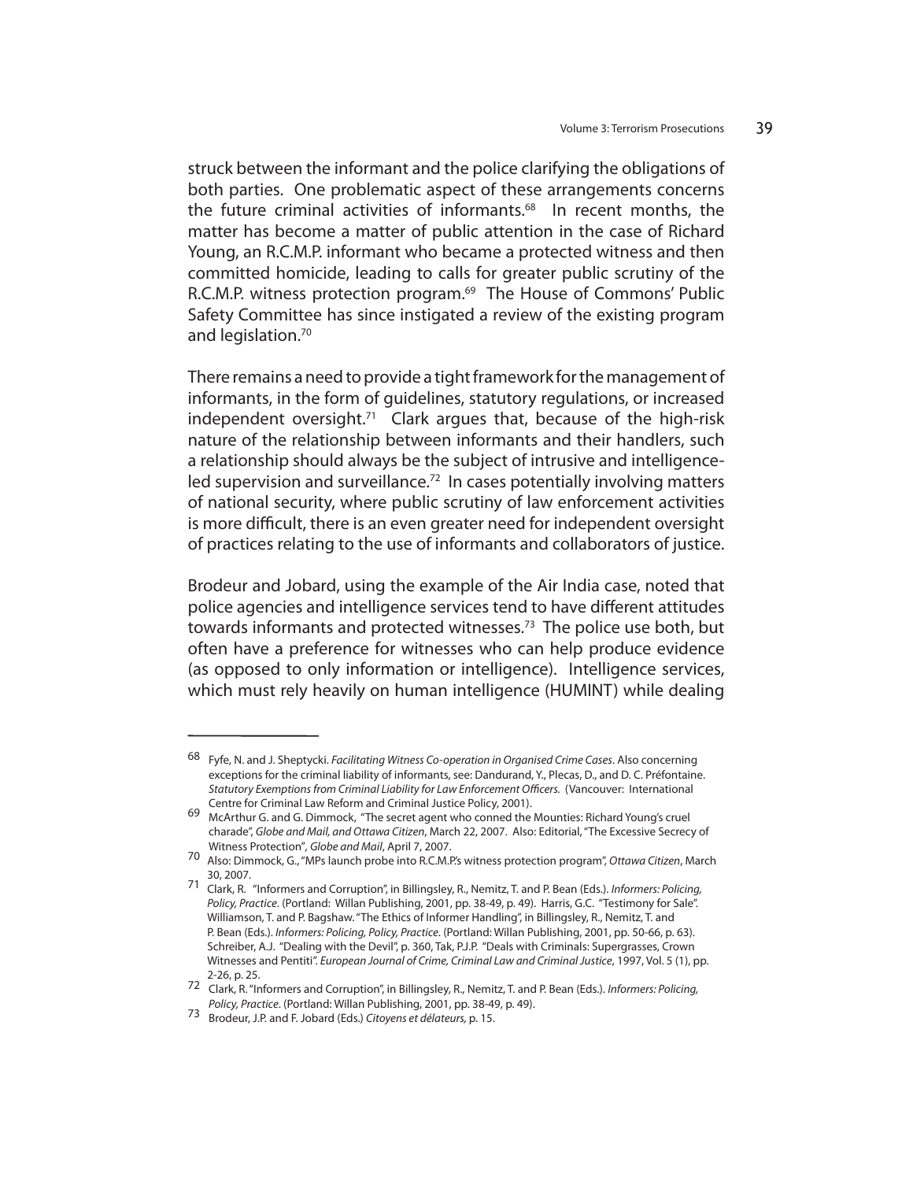struck between the informant and the police clarifying the obligations of both parties. One problematic aspect of these arrangements concerns the future criminal activities of informants.[68] In recent months, the matter has become a matter of public attention in the case of Richard Young, an R.C.M.P. informant who became a protected witness and then committed homicide, leading to calls for greater public scrutiny of the R.C.M.P. witness protection program.[69] The House of Commons' Public Safety Committee has since instigated a review of the existing program and legislation.[70]

There remains a need to provide a tight framework for the management of informants, in the form of guidelines, statutory regulations, or increased independent oversight.[71] Clark argues that, because of the high-risk nature of the relationship between informants and their handlers, such a relationship should always be the subject of intrusive and intelligence-led supervision and surveillance.[72] In cases potentially involving matters of national security, where public scrutiny of law enforcement activities is more difficult, there is an even greater need for independent oversight of practices relating to the use of informants and collaborators of justice.

Brodeur and Jobard, using the example of the Air India case, noted that police agencies and intelligence services tend to have different attitudes towards informants and protected witnesses.[73] The police use both, but often have a preference for witnesses who can help produce evidence (as opposed to only information or intelligence). Intelligence services, which must rely heavily on human intelligence (HUMINT) while dealing

---

68 Fyfe, N. and J. Sheptycki. *Facilitating Witness Co-operation in Organised Crime Cases*. Also concerning exceptions for the criminal liability of informants, see: Dandurand, Y., Plecas, D., and D. C. Préfontaine. *Statutory Exemptions from Criminal Liability for Law Enforcement Officers.* (Vancouver: International Centre for Criminal Law Reform and Criminal Justice Policy, 2001).

69 McArthur G. and G. Dimmock, "The secret agent who conned the Mounties: Richard Young's cruel charade", *Globe and Mail, and Ottawa Citizen*, March 22, 2007. Also: Editorial, "The Excessive Secrecy of Witness Protection", *Globe and Mail*, April 7, 2007.

70 Also: Dimmock, G., "MPs launch probe into R.C.M.P.'s witness protection program", *Ottawa Citizen*, March 30, 2007.

71 Clark, R. "Informers and Corruption", in Billingsley, R., Nemitz, T. and P. Bean (Eds.). *Informers: Policing, Policy, Practice*. (Portland: Willan Publishing, 2001, pp. 38-49, p. 49). Harris, G.C. "Testimony for Sale". Williamson, T. and P. Bagshaw. "The Ethics of Informer Handling", in Billingsley, R., Nemitz, T. and P. Bean (Eds.). *Informers: Policing, Policy, Practice*. (Portland: Willan Publishing, 2001, pp. 50-66, p. 63). Schreiber, A.J. "Dealing with the Devil", p. 360, Tak, P.J.P. "Deals with Criminals: Supergrasses, Crown Witnesses and Pentiti". *European Journal of Crime, Criminal Law and Criminal Justice*, 1997, Vol. 5 (1), pp. 2-26, p. 25.

72 Clark, R. "Informers and Corruption", in Billingsley, R., Nemitz, T. and P. Bean (Eds.). *Informers: Policing, Policy, Practice*. (Portland: Willan Publishing, 2001, pp. 38-49, p. 49).

73 Brodeur, J.P. and F. Jobard (Eds.) *Citoyens et délateurs,* p. 15.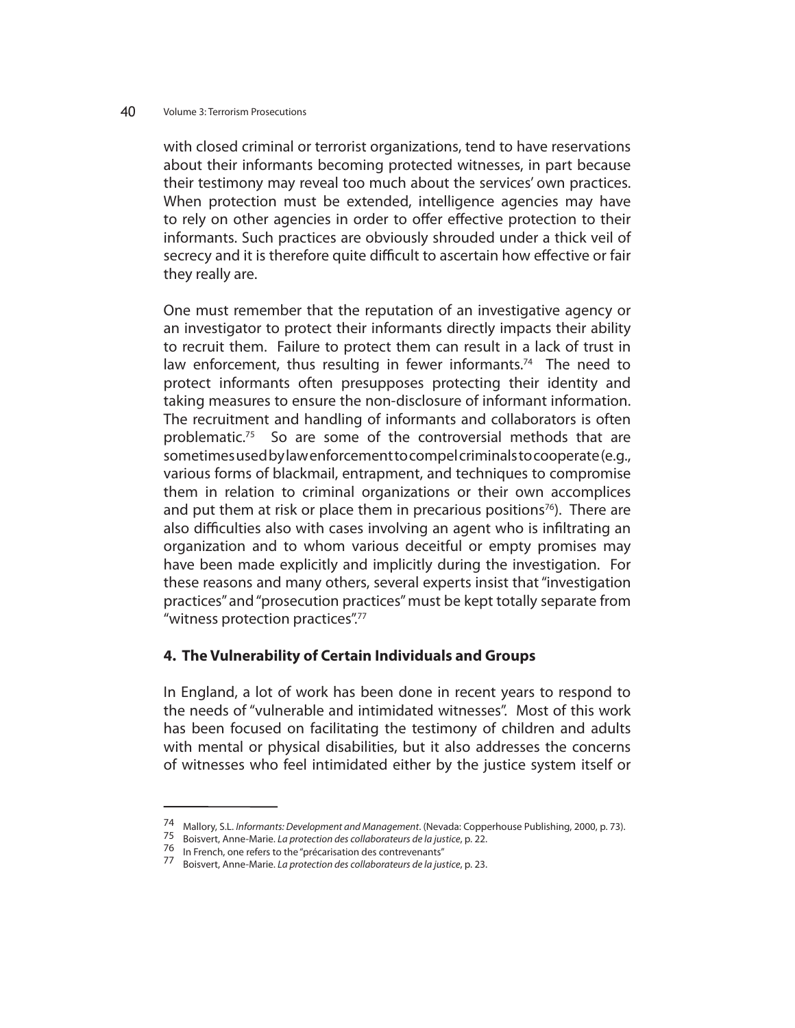with closed criminal or terrorist organizations, tend to have reservations about their informants becoming protected witnesses, in part because their testimony may reveal too much about the services' own practices. When protection must be extended, intelligence agencies may have to rely on other agencies in order to offer effective protection to their informants. Such practices are obviously shrouded under a thick veil of secrecy and it is therefore quite difficult to ascertain how effective or fair they really are.

One must remember that the reputation of an investigative agency or an investigator to protect their informants directly impacts their ability to recruit them. Failure to protect them can result in a lack of trust in law enforcement, thus resulting in fewer informants.[74] The need to protect informants often presupposes protecting their identity and taking measures to ensure the non-disclosure of informant information. The recruitment and handling of informants and collaborators is often problematic.[75] So are some of the controversial methods that are sometimes used by law enforcement to compel criminals to cooperate (e.g., various forms of blackmail, entrapment, and techniques to compromise them in relation to criminal organizations or their own accomplices and put them at risk or place them in precarious positions[76]). There are also difficulties also with cases involving an agent who is infiltrating an organization and to whom various deceitful or empty promises may have been made explicitly and implicitly during the investigation. For these reasons and many others, several experts insist that "investigation practices" and "prosecution practices" must be kept totally separate from "witness protection practices".[77]

## 4. The Vulnerability of Certain Individuals and Groups

In England, a lot of work has been done in recent years to respond to the needs of "vulnerable and intimidated witnesses". Most of this work has been focused on facilitating the testimony of children and adults with mental or physical disabilities, but it also addresses the concerns of witnesses who feel intimidated either by the justice system itself or

---

74 Mallory, S.L. *Informants: Development and Management*. (Nevada: Copperhouse Publishing, 2000, p. 73).

75 Boisvert, Anne-Marie. *La protection des collaborateurs de la justice*, p. 22.

76 In French, one refers to the "précarisation des contrevenants"

77 Boisvert, Anne-Marie. *La protection des collaborateurs de la justice*, p. 23.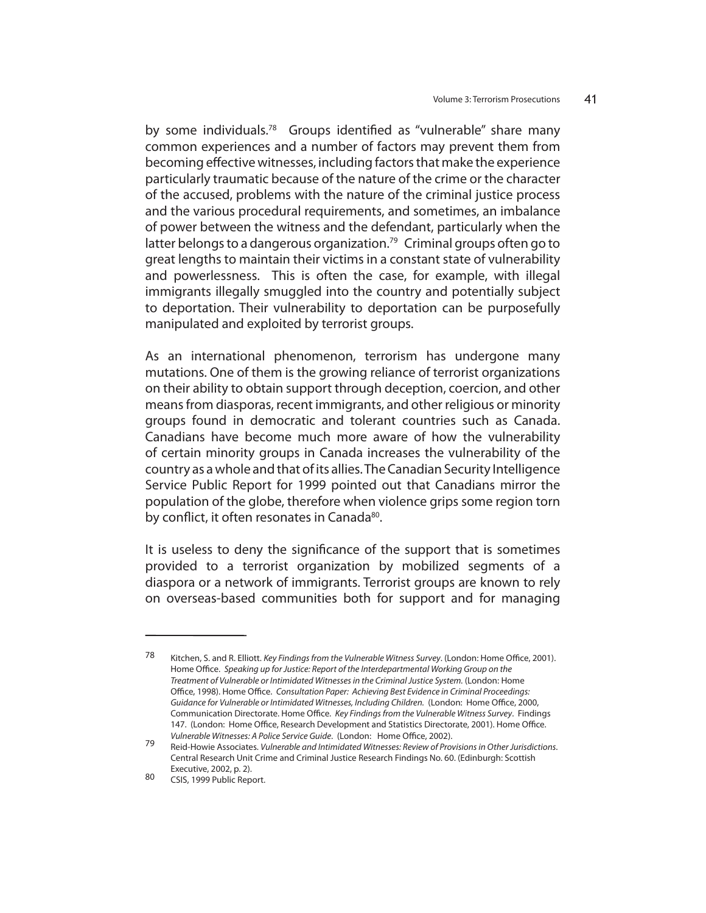by some individuals.[78] Groups identified as "vulnerable" share many common experiences and a number of factors may prevent them from becoming effective witnesses, including factors that make the experience particularly traumatic because of the nature of the crime or the character of the accused, problems with the nature of the criminal justice process and the various procedural requirements, and sometimes, an imbalance of power between the witness and the defendant, particularly when the latter belongs to a dangerous organization.[79] Criminal groups often go to great lengths to maintain their victims in a constant state of vulnerability and powerlessness. This is often the case, for example, with illegal immigrants illegally smuggled into the country and potentially subject to deportation. Their vulnerability to deportation can be purposefully manipulated and exploited by terrorist groups.

As an international phenomenon, terrorism has undergone many mutations. One of them is the growing reliance of terrorist organizations on their ability to obtain support through deception, coercion, and other means from diasporas, recent immigrants, and other religious or minority groups found in democratic and tolerant countries such as Canada. Canadians have become much more aware of how the vulnerability of certain minority groups in Canada increases the vulnerability of the country as a whole and that of its allies. The Canadian Security Intelligence Service Public Report for 1999 pointed out that Canadians mirror the population of the globe, therefore when violence grips some region torn by conflict, it often resonates in Canada[80].

It is useless to deny the significance of the support that is sometimes provided to a terrorist organization by mobilized segments of a diaspora or a network of immigrants. Terrorist groups are known to rely on overseas-based communities both for support and for managing

---

78 Kitchen, S. and R. Elliott. *Key Findings from the Vulnerable Witness Survey*. (London: Home Office, 2001). Home Office. *Speaking up for Justice: Report of the Interdepartmental Working Group on the Treatment of Vulnerable or Intimidated Witnesses in the Criminal Justice System.* (London: Home Office, 1998). Home Office. *Consultation Paper: Achieving Best Evidence in Criminal Proceedings: Guidance for Vulnerable or Intimidated Witnesses, Including Children.* (London: Home Office, 2000, Communication Directorate. Home Office. *Key Findings from the Vulnerable Witness Survey*. Findings 147. (London: Home Office, Research Development and Statistics Directorate, 2001). Home Office. *Vulnerable Witnesses: A Police Service Guide*. (London: Home Office, 2002).

79 Reid-Howie Associates. *Vulnerable and Intimidated Witnesses: Review of Provisions in Other Jurisdictions*. Central Research Unit Crime and Criminal Justice Research Findings No. 60. (Edinburgh: Scottish Executive, 2002, p. 2).

80 CSIS, 1999 Public Report.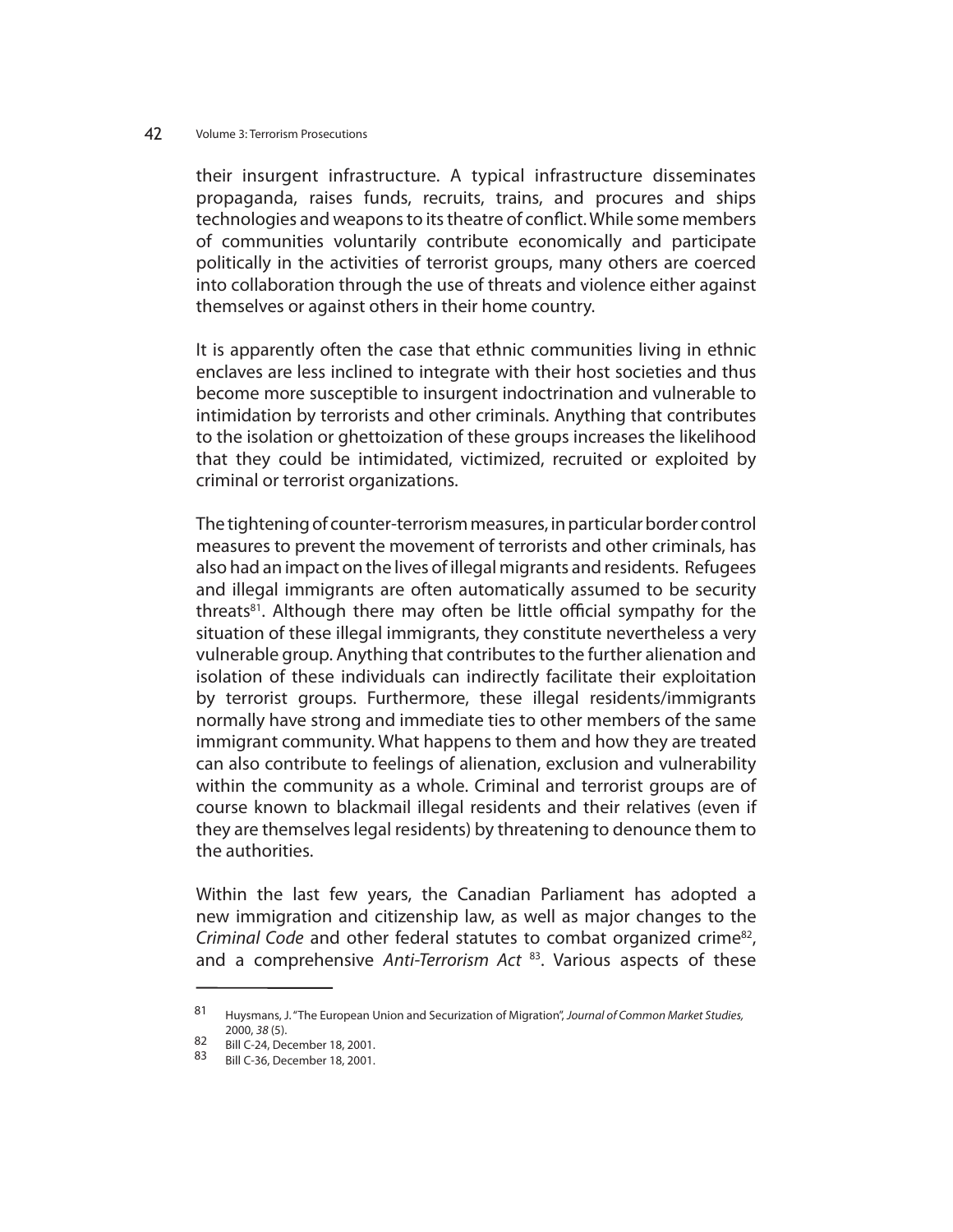their insurgent infrastructure. A typical infrastructure disseminates propaganda, raises funds, recruits, trains, and procures and ships technologies and weapons to its theatre of conflict. While some members of communities voluntarily contribute economically and participate politically in the activities of terrorist groups, many others are coerced into collaboration through the use of threats and violence either against themselves or against others in their home country.

It is apparently often the case that ethnic communities living in ethnic enclaves are less inclined to integrate with their host societies and thus become more susceptible to insurgent indoctrination and vulnerable to intimidation by terrorists and other criminals. Anything that contributes to the isolation or ghettoization of these groups increases the likelihood that they could be intimidated, victimized, recruited or exploited by criminal or terrorist organizations.

The tightening of counter-terrorism measures, in particular border control measures to prevent the movement of terrorists and other criminals, has also had an impact on the lives of illegal migrants and residents. Refugees and illegal immigrants are often automatically assumed to be security threats[81]. Although there may often be little official sympathy for the situation of these illegal immigrants, they constitute nevertheless a very vulnerable group. Anything that contributes to the further alienation and isolation of these individuals can indirectly facilitate their exploitation by terrorist groups. Furthermore, these illegal residents/immigrants normally have strong and immediate ties to other members of the same immigrant community. What happens to them and how they are treated can also contribute to feelings of alienation, exclusion and vulnerability within the community as a whole. Criminal and terrorist groups are of course known to blackmail illegal residents and their relatives (even if they are themselves legal residents) by threatening to denounce them to the authorities.

Within the last few years, the Canadian Parliament has adopted a new immigration and citizenship law, as well as major changes to the *Criminal Code* and other federal statutes to combat organized crime[82], and a comprehensive *Anti-Terrorism Act* [83]. Various aspects of these

---

81 Huysmans, J. "The European Union and Securization of Migration", *Journal of Common Market Studies,* 2000, *38* (5).

82 Bill C-24, December 18, 2001.

83 Bill C-36, December 18, 2001.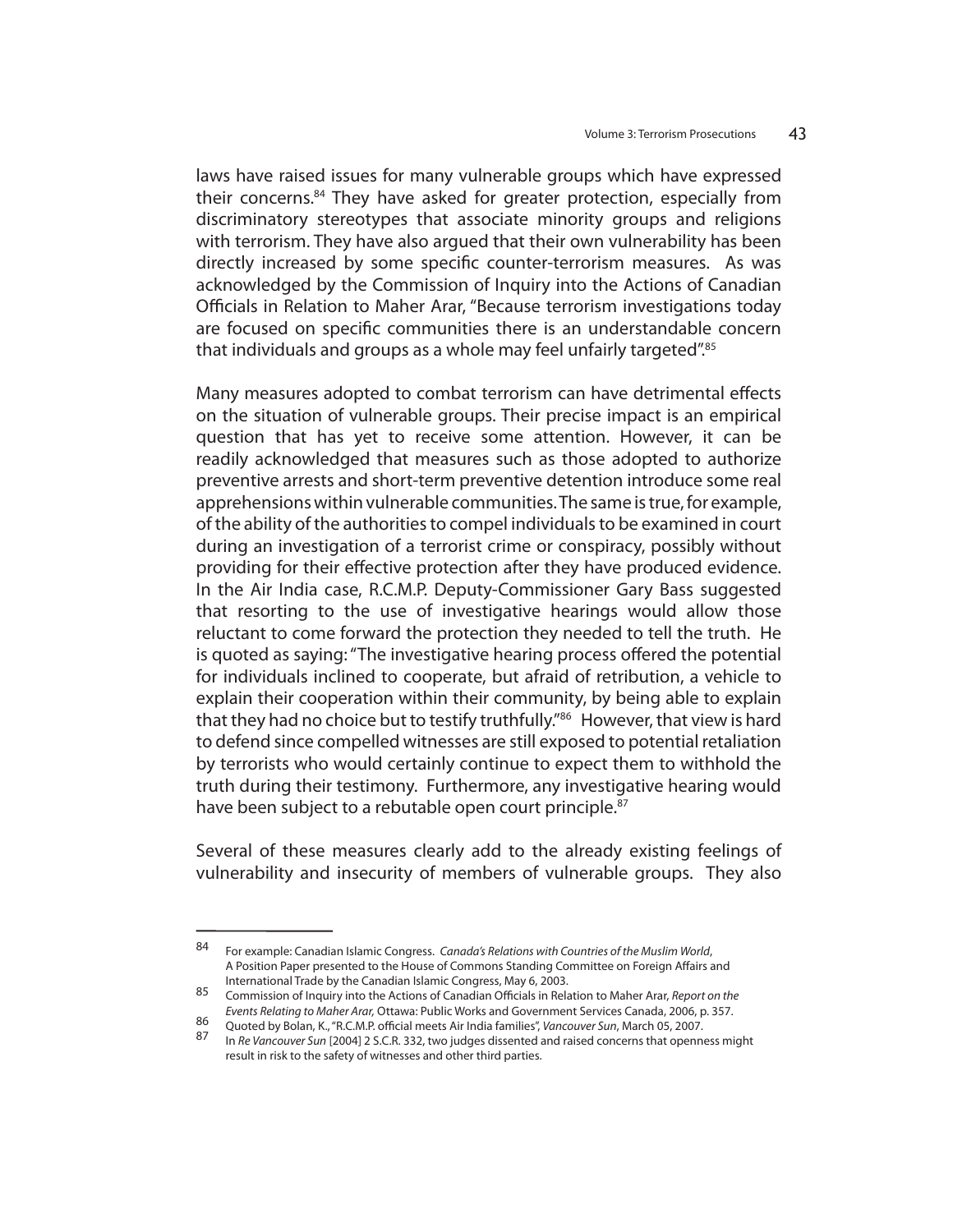laws have raised issues for many vulnerable groups which have expressed their concerns.[84] They have asked for greater protection, especially from discriminatory stereotypes that associate minority groups and religions with terrorism. They have also argued that their own vulnerability has been directly increased by some specific counter-terrorism measures. As was acknowledged by the Commission of Inquiry into the Actions of Canadian Officials in Relation to Maher Arar, "Because terrorism investigations today are focused on specific communities there is an understandable concern that individuals and groups as a whole may feel unfairly targeted".[85]

Many measures adopted to combat terrorism can have detrimental effects on the situation of vulnerable groups. Their precise impact is an empirical question that has yet to receive some attention. However, it can be readily acknowledged that measures such as those adopted to authorize preventive arrests and short-term preventive detention introduce some real apprehensions within vulnerable communities. The same is true, for example, of the ability of the authorities to compel individuals to be examined in court during an investigation of a terrorist crime or conspiracy, possibly without providing for their effective protection after they have produced evidence. In the Air India case, R.C.M.P. Deputy-Commissioner Gary Bass suggested that resorting to the use of investigative hearings would allow those reluctant to come forward the protection they needed to tell the truth. He is quoted as saying: "The investigative hearing process offered the potential for individuals inclined to cooperate, but afraid of retribution, a vehicle to explain their cooperation within their community, by being able to explain that they had no choice but to testify truthfully."[86] However, that view is hard to defend since compelled witnesses are still exposed to potential retaliation by terrorists who would certainly continue to expect them to withhold the truth during their testimony. Furthermore, any investigative hearing would have been subject to a rebutable open court principle.[87]

Several of these measures clearly add to the already existing feelings of vulnerability and insecurity of members of vulnerable groups. They also

---

84 For example: Canadian Islamic Congress. *Canada's Relations with Countries of the Muslim World*, A Position Paper presented to the House of Commons Standing Committee on Foreign Affairs and International Trade by the Canadian Islamic Congress, May 6, 2003.

85 Commission of Inquiry into the Actions of Canadian Officials in Relation to Maher Arar, *Report on the Events Relating to Maher Arar,* Ottawa: Public Works and Government Services Canada, 2006, p. 357.

86 Quoted by Bolan, K., "R.C.M.P. official meets Air India families", *Vancouver Sun*, March 05, 2007.

87 In *Re Vancouver Sun* [2004] 2 S.C.R. 332, two judges dissented and raised concerns that openness might result in risk to the safety of witnesses and other third parties.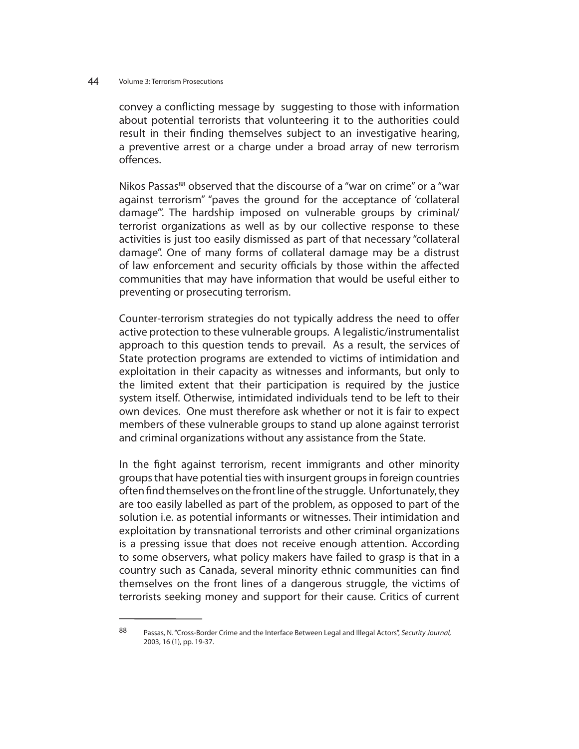convey a conflicting message by suggesting to those with information about potential terrorists that volunteering it to the authorities could result in their finding themselves subject to an investigative hearing, a preventive arrest or a charge under a broad array of new terrorism offences.

Nikos Passas[88] observed that the discourse of a "war on crime" or a "war against terrorism" "paves the ground for the acceptance of 'collateral damage'". The hardship imposed on vulnerable groups by criminal/ terrorist organizations as well as by our collective response to these activities is just too easily dismissed as part of that necessary "collateral damage". One of many forms of collateral damage may be a distrust of law enforcement and security officials by those within the affected communities that may have information that would be useful either to preventing or prosecuting terrorism.

Counter-terrorism strategies do not typically address the need to offer active protection to these vulnerable groups. A legalistic/instrumentalist approach to this question tends to prevail. As a result, the services of State protection programs are extended to victims of intimidation and exploitation in their capacity as witnesses and informants, but only to the limited extent that their participation is required by the justice system itself. Otherwise, intimidated individuals tend to be left to their own devices. One must therefore ask whether or not it is fair to expect members of these vulnerable groups to stand up alone against terrorist and criminal organizations without any assistance from the State.

In the fight against terrorism, recent immigrants and other minority groups that have potential ties with insurgent groups in foreign countries often find themselves on the front line of the struggle. Unfortunately, they are too easily labelled as part of the problem, as opposed to part of the solution i.e. as potential informants or witnesses. Their intimidation and exploitation by transnational terrorists and other criminal organizations is a pressing issue that does not receive enough attention. According to some observers, what policy makers have failed to grasp is that in a country such as Canada, several minority ethnic communities can find themselves on the front lines of a dangerous struggle, the victims of terrorists seeking money and support for their cause. Critics of current

---

88 Passas, N. "Cross-Border Crime and the Interface Between Legal and Illegal Actors", *Security Journal,* 2003, 16 (1), pp. 19-37.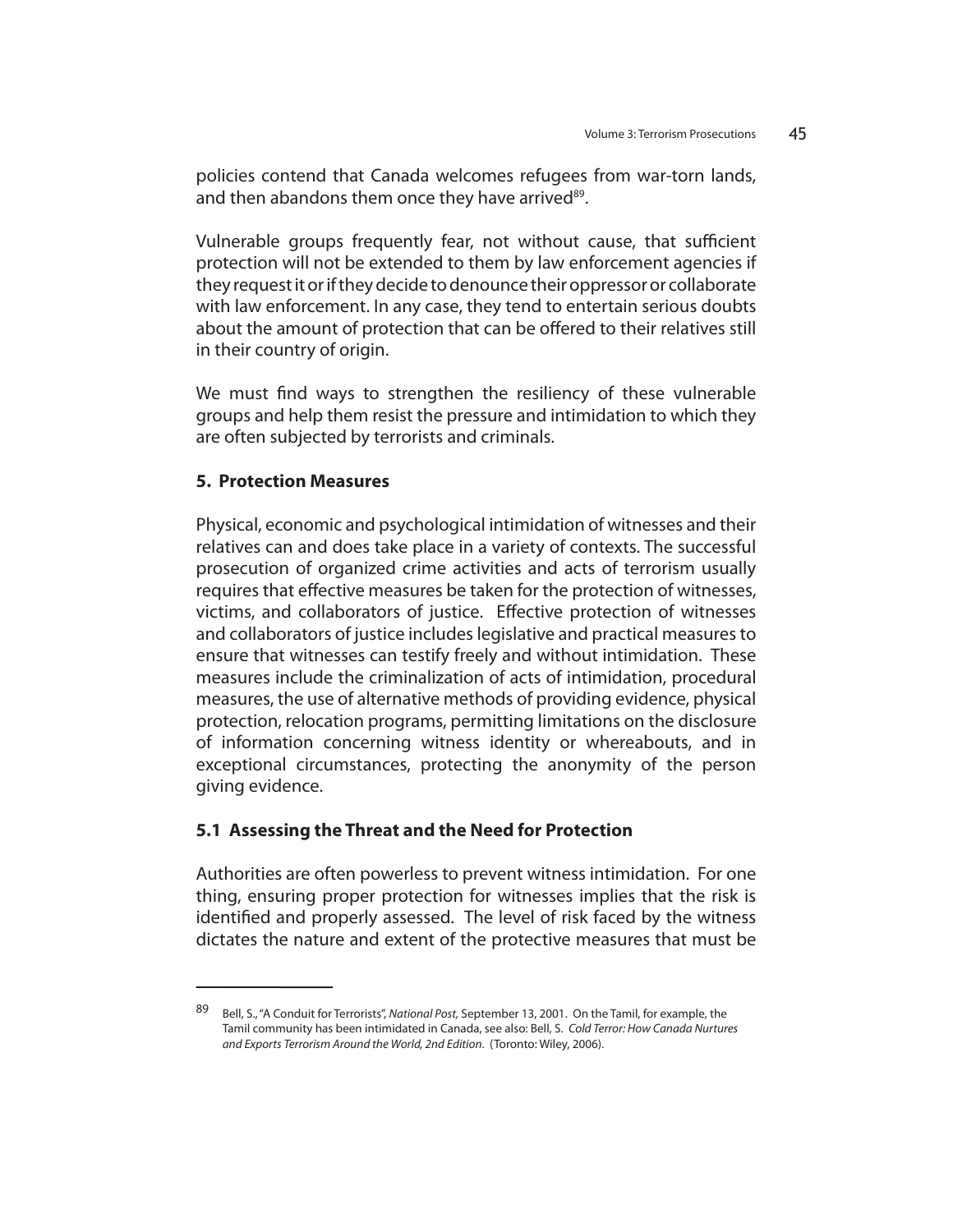policies contend that Canada welcomes refugees from war-torn lands, and then abandons them once they have arrived[89].

Vulnerable groups frequently fear, not without cause, that sufficient protection will not be extended to them by law enforcement agencies if they request it or if they decide to denounce their oppressor or collaborate with law enforcement. In any case, they tend to entertain serious doubts about the amount of protection that can be offered to their relatives still in their country of origin.

We must find ways to strengthen the resiliency of these vulnerable groups and help them resist the pressure and intimidation to which they are often subjected by terrorists and criminals.

## 5. Protection Measures

Physical, economic and psychological intimidation of witnesses and their relatives can and does take place in a variety of contexts. The successful prosecution of organized crime activities and acts of terrorism usually requires that effective measures be taken for the protection of witnesses, victims, and collaborators of justice. Effective protection of witnesses and collaborators of justice includes legislative and practical measures to ensure that witnesses can testify freely and without intimidation. These measures include the criminalization of acts of intimidation, procedural measures, the use of alternative methods of providing evidence, physical protection, relocation programs, permitting limitations on the disclosure of information concerning witness identity or whereabouts, and in exceptional circumstances, protecting the anonymity of the person giving evidence.

### 5.1 Assessing the Threat and the Need for Protection

Authorities are often powerless to prevent witness intimidation. For one thing, ensuring proper protection for witnesses implies that the risk is identified and properly assessed. The level of risk faced by the witness dictates the nature and extent of the protective measures that must be

---

[89] Bell, S., "A Conduit for Terrorists", *National Post,* September 13, 2001. On the Tamil, for example, the Tamil community has been intimidated in Canada, see also: Bell, S. *Cold Terror: How Canada Nurtures and Exports Terrorism Around the World, 2nd Edition*. (Toronto: Wiley, 2006).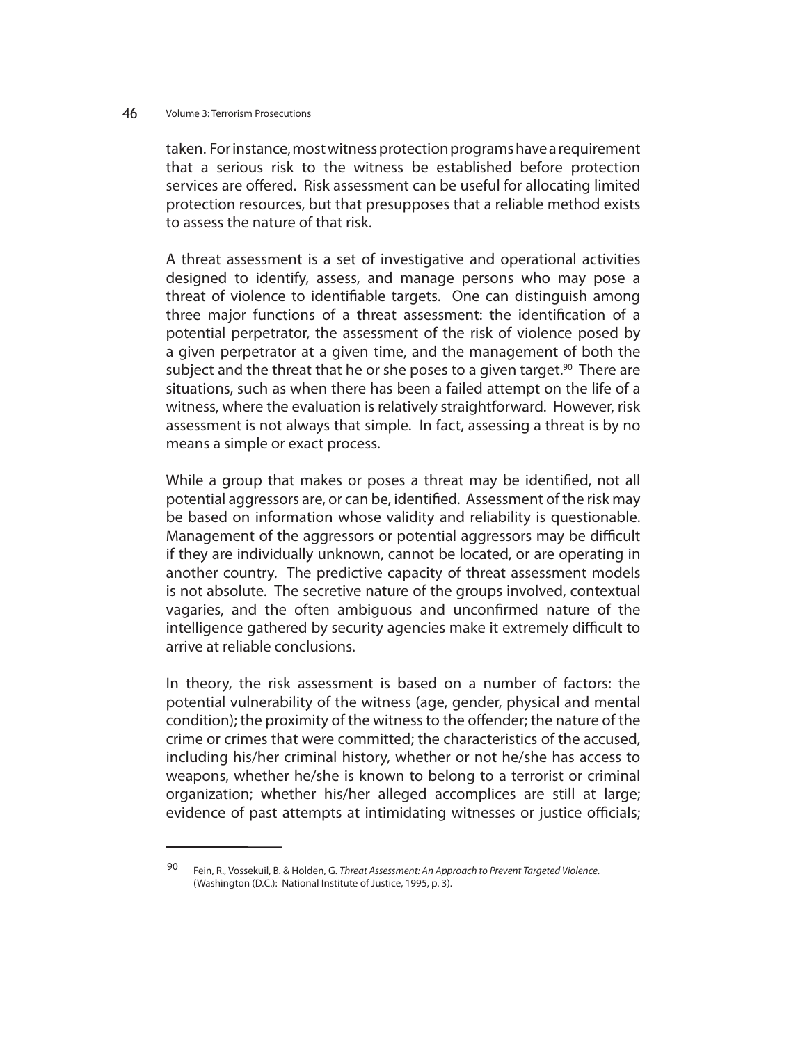taken. For instance, most witness protection programs have a requirement that a serious risk to the witness be established before protection services are offered. Risk assessment can be useful for allocating limited protection resources, but that presupposes that a reliable method exists to assess the nature of that risk.

A threat assessment is a set of investigative and operational activities designed to identify, assess, and manage persons who may pose a threat of violence to identifiable targets. One can distinguish among three major functions of a threat assessment: the identification of a potential perpetrator, the assessment of the risk of violence posed by a given perpetrator at a given time, and the management of both the subject and the threat that he or she poses to a given target.[90] There are situations, such as when there has been a failed attempt on the life of a witness, where the evaluation is relatively straightforward. However, risk assessment is not always that simple. In fact, assessing a threat is by no means a simple or exact process.

While a group that makes or poses a threat may be identified, not all potential aggressors are, or can be, identified. Assessment of the risk may be based on information whose validity and reliability is questionable. Management of the aggressors or potential aggressors may be difficult if they are individually unknown, cannot be located, or are operating in another country. The predictive capacity of threat assessment models is not absolute. The secretive nature of the groups involved, contextual vagaries, and the often ambiguous and unconfirmed nature of the intelligence gathered by security agencies make it extremely difficult to arrive at reliable conclusions.

In theory, the risk assessment is based on a number of factors: the potential vulnerability of the witness (age, gender, physical and mental condition); the proximity of the witness to the offender; the nature of the crime or crimes that were committed; the characteristics of the accused, including his/her criminal history, whether or not he/she has access to weapons, whether he/she is known to belong to a terrorist or criminal organization; whether his/her alleged accomplices are still at large; evidence of past attempts at intimidating witnesses or justice officials;

---

90 Fein, R., Vossekuil, B. & Holden, G. *Threat Assessment: An Approach to Prevent Targeted Violence*. (Washington (D.C.): National Institute of Justice, 1995, p. 3).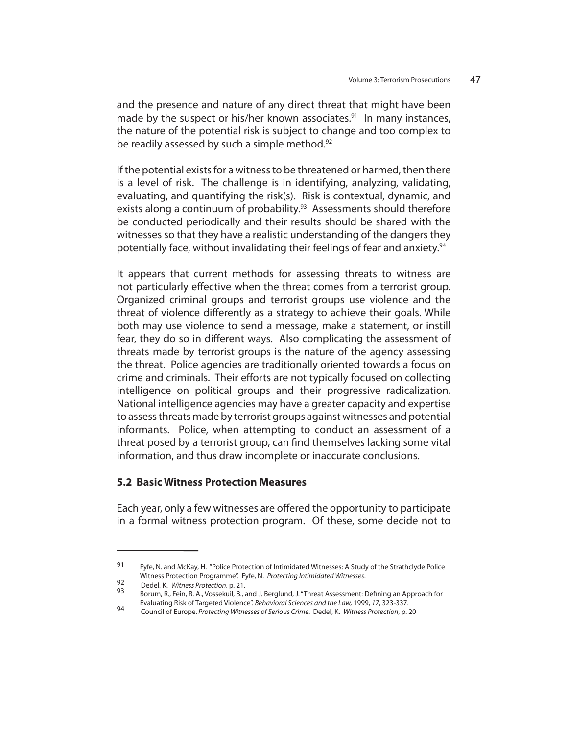and the presence and nature of any direct threat that might have been made by the suspect or his/her known associates.[91] In many instances, the nature of the potential risk is subject to change and too complex to be readily assessed by such a simple method.[92]

If the potential exists for a witness to be threatened or harmed, then there is a level of risk. The challenge is in identifying, analyzing, validating, evaluating, and quantifying the risk(s). Risk is contextual, dynamic, and exists along a continuum of probability.[93] Assessments should therefore be conducted periodically and their results should be shared with the witnesses so that they have a realistic understanding of the dangers they potentially face, without invalidating their feelings of fear and anxiety.[94]

It appears that current methods for assessing threats to witness are not particularly effective when the threat comes from a terrorist group. Organized criminal groups and terrorist groups use violence and the threat of violence differently as a strategy to achieve their goals. While both may use violence to send a message, make a statement, or instill fear, they do so in different ways. Also complicating the assessment of threats made by terrorist groups is the nature of the agency assessing the threat. Police agencies are traditionally oriented towards a focus on crime and criminals. Their efforts are not typically focused on collecting intelligence on political groups and their progressive radicalization. National intelligence agencies may have a greater capacity and expertise to assess threats made by terrorist groups against witnesses and potential informants. Police, when attempting to conduct an assessment of a threat posed by a terrorist group, can find themselves lacking some vital information, and thus draw incomplete or inaccurate conclusions.

### 5.2 Basic Witness Protection Measures

Each year, only a few witnesses are offered the opportunity to participate in a formal witness protection program. Of these, some decide not to

---

91 Fyfe, N. and McKay, H. "Police Protection of Intimidated Witnesses: A Study of the Strathclyde Police Witness Protection Programme". Fyfe, N. *Protecting Intimidated Witnesses*.

92 Dedel, K. *Witness Protection*, p. 21.

93 Borum, R., Fein, R. A., Vossekuil, B., and J. Berglund, J. "Threat Assessment: Defining an Approach for Evaluating Risk of Targeted Violence". *Behavioral Sciences and the Law,* 1999, *17*, 323-337.

94 Council of Europe. *Protecting Witnesses of Serious Crime*. Dedel, K. *Witness Protection*, p. 20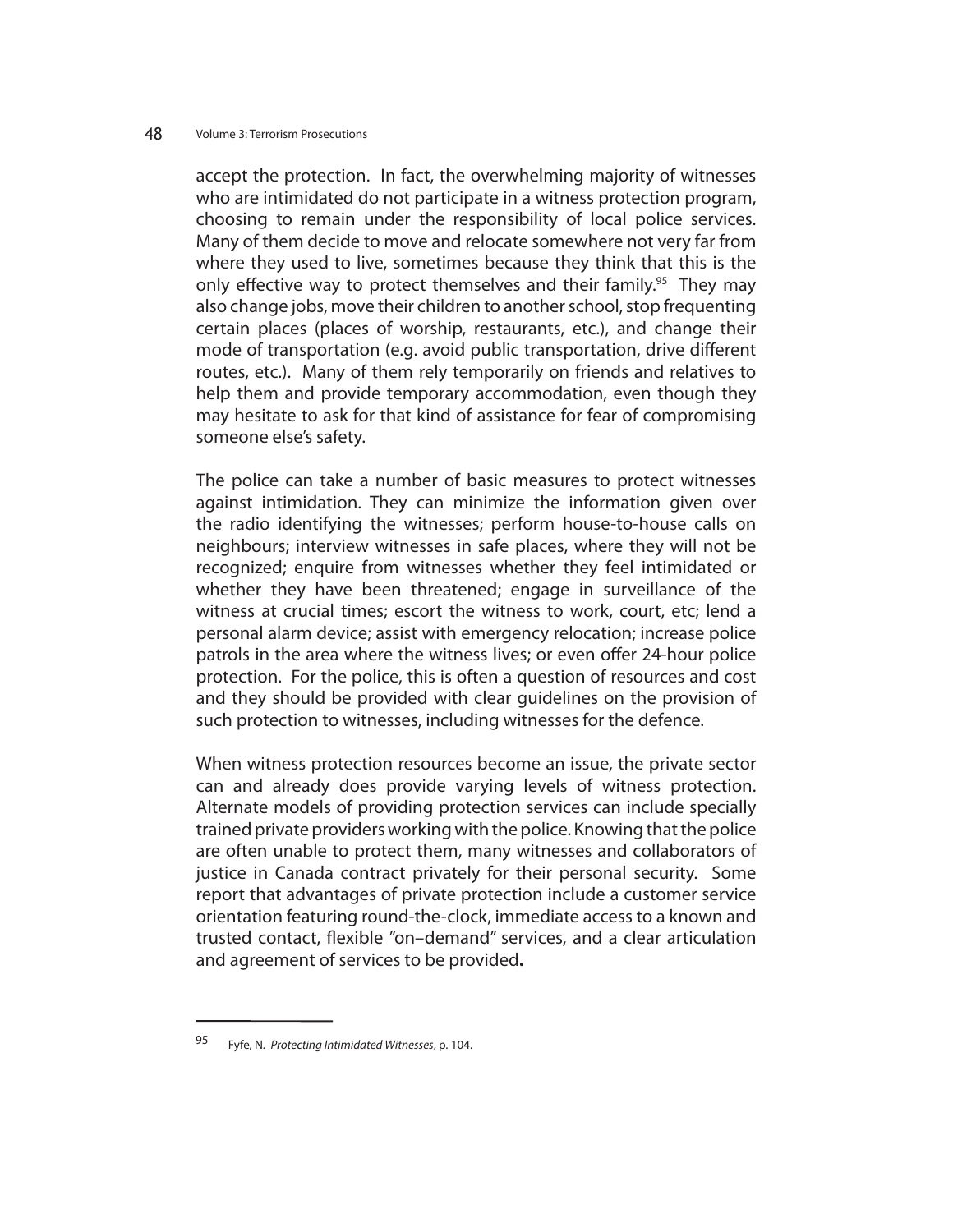accept the protection. In fact, the overwhelming majority of witnesses who are intimidated do not participate in a witness protection program, choosing to remain under the responsibility of local police services. Many of them decide to move and relocate somewhere not very far from where they used to live, sometimes because they think that this is the only effective way to protect themselves and their family.[95] They may also change jobs, move their children to another school, stop frequenting certain places (places of worship, restaurants, etc.), and change their mode of transportation (e.g. avoid public transportation, drive different routes, etc.). Many of them rely temporarily on friends and relatives to help them and provide temporary accommodation, even though they may hesitate to ask for that kind of assistance for fear of compromising someone else's safety.

The police can take a number of basic measures to protect witnesses against intimidation. They can minimize the information given over the radio identifying the witnesses; perform house-to-house calls on neighbours; interview witnesses in safe places, where they will not be recognized; enquire from witnesses whether they feel intimidated or whether they have been threatened; engage in surveillance of the witness at crucial times; escort the witness to work, court, etc; lend a personal alarm device; assist with emergency relocation; increase police patrols in the area where the witness lives; or even offer 24-hour police protection. For the police, this is often a question of resources and cost and they should be provided with clear guidelines on the provision of such protection to witnesses, including witnesses for the defence.

When witness protection resources become an issue, the private sector can and already does provide varying levels of witness protection. Alternate models of providing protection services can include specially trained private providers working with the police. Knowing that the police are often unable to protect them, many witnesses and collaborators of justice in Canada contract privately for their personal security. Some report that advantages of private protection include a customer service orientation featuring round-the-clock, immediate access to a known and trusted contact, flexible "on–demand" services, and a clear articulation and agreement of services to be provided.

---

95 Fyfe, N. *Protecting Intimidated Witnesses*, p. 104.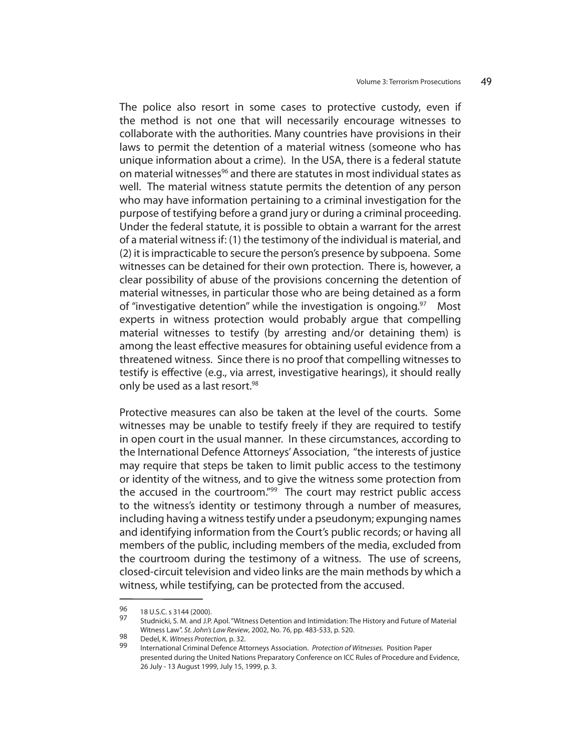The police also resort in some cases to protective custody, even if the method is not one that will necessarily encourage witnesses to collaborate with the authorities. Many countries have provisions in their laws to permit the detention of a material witness (someone who has unique information about a crime). In the USA, there is a federal statute on material witnesses[96] and there are statutes in most individual states as well. The material witness statute permits the detention of any person who may have information pertaining to a criminal investigation for the purpose of testifying before a grand jury or during a criminal proceeding. Under the federal statute, it is possible to obtain a warrant for the arrest of a material witness if: (1) the testimony of the individual is material, and (2) it is impracticable to secure the person's presence by subpoena. Some witnesses can be detained for their own protection. There is, however, a clear possibility of abuse of the provisions concerning the detention of material witnesses, in particular those who are being detained as a form of "investigative detention" while the investigation is ongoing.[97] Most experts in witness protection would probably argue that compelling material witnesses to testify (by arresting and/or detaining them) is among the least effective measures for obtaining useful evidence from a threatened witness. Since there is no proof that compelling witnesses to testify is effective (e.g., via arrest, investigative hearings), it should really only be used as a last resort.[98]

Protective measures can also be taken at the level of the courts. Some witnesses may be unable to testify freely if they are required to testify in open court in the usual manner. In these circumstances, according to the International Defence Attorneys' Association, "the interests of justice may require that steps be taken to limit public access to the testimony or identity of the witness, and to give the witness some protection from the accused in the courtroom."[99] The court may restrict public access to the witness's identity or testimony through a number of measures, including having a witness testify under a pseudonym; expunging names and identifying information from the Court's public records; or having all members of the public, including members of the media, excluded from the courtroom during the testimony of a witness. The use of screens, closed-circuit television and video links are the main methods by which a witness, while testifying, can be protected from the accused.

---

96 18 U.S.C. s 3144 (2000).

97 Studnicki, S. M. and J.P. Apol. "Witness Detention and Intimidation: The History and Future of Material Witness Law". *St. John's Law Review*, 2002, No. 76, pp. 483-533, p. 520.

98 Dedel, K. *Witness Protection,* p. 32.

99 International Criminal Defence Attorneys Association. *Protection of Witnesses.* Position Paper presented during the United Nations Preparatory Conference on ICC Rules of Procedure and Evidence, 26 July - 13 August 1999, July 15, 1999, p. 3.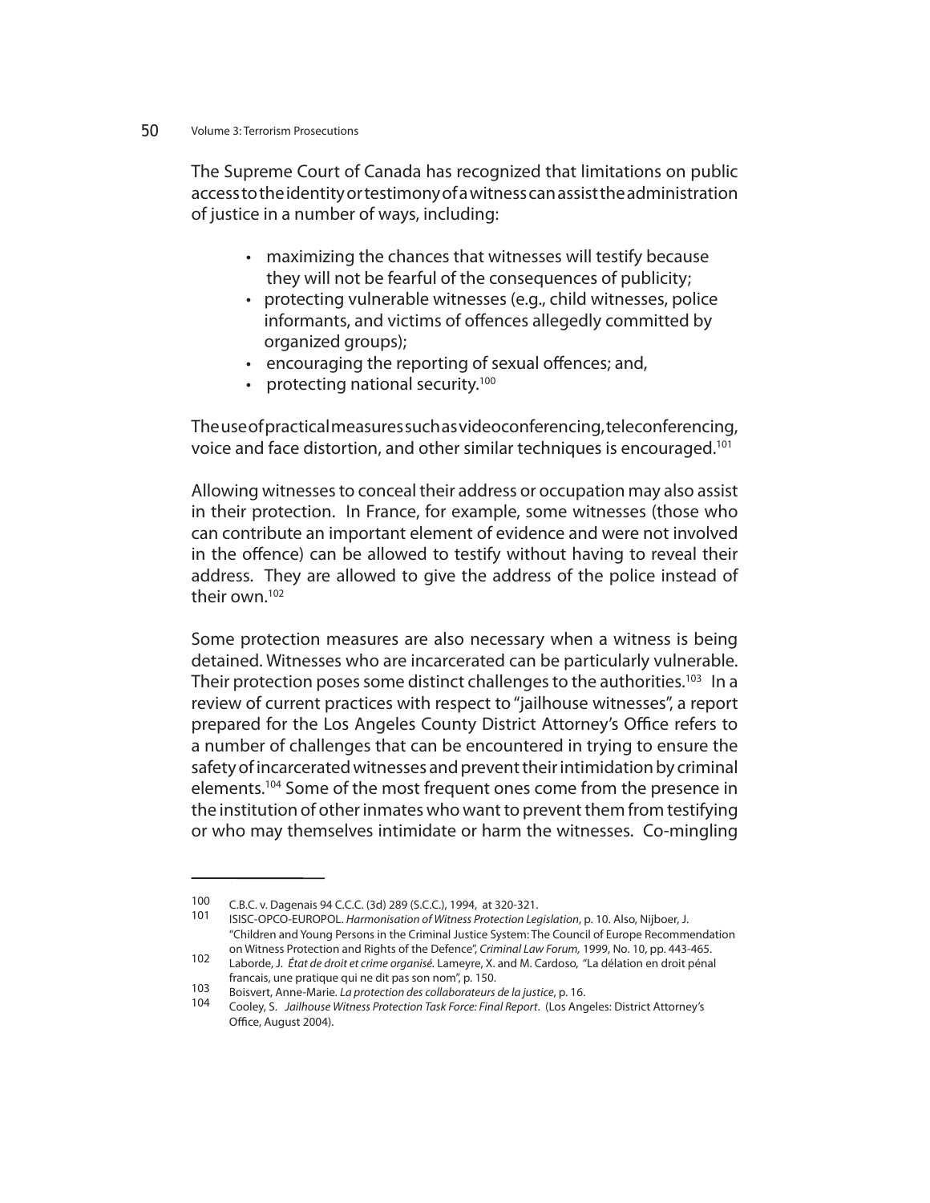The Supreme Court of Canada has recognized that limitations on public access to the identity or testimony of a witness can assist the administration of justice in a number of ways, including:

- maximizing the chances that witnesses will testify because they will not be fearful of the consequences of publicity;
- protecting vulnerable witnesses (e.g., child witnesses, police informants, and victims of offences allegedly committed by organized groups);
- encouraging the reporting of sexual offences; and,
- protecting national security.[100]

The use of practical measures such as videoconferencing, teleconferencing, voice and face distortion, and other similar techniques is encouraged.[101]

Allowing witnesses to conceal their address or occupation may also assist in their protection. In France, for example, some witnesses (those who can contribute an important element of evidence and were not involved in the offence) can be allowed to testify without having to reveal their address. They are allowed to give the address of the police instead of their own.[102]

Some protection measures are also necessary when a witness is being detained. Witnesses who are incarcerated can be particularly vulnerable. Their protection poses some distinct challenges to the authorities.[103] In a review of current practices with respect to "jailhouse witnesses", a report prepared for the Los Angeles County District Attorney's Office refers to a number of challenges that can be encountered in trying to ensure the safety of incarcerated witnesses and prevent their intimidation by criminal elements.[104] Some of the most frequent ones come from the presence in the institution of other inmates who want to prevent them from testifying or who may themselves intimidate or harm the witnesses. Co-mingling

---

100 C.B.C. v. Dagenais 94 C.C.C. (3d) 289 (S.C.C.), 1994, at 320-321.

101 ISISC-OPCO-EUROPOL. *Harmonisation of Witness Protection Legislation*, p. 10. Also, Nijboer, J. "Children and Young Persons in the Criminal Justice System: The Council of Europe Recommendation on Witness Protection and Rights of the Defence", *Criminal Law Forum,* 1999, No. 10, pp. 443-465.

102 Laborde, J. *État de droit et crime organisé.* Lameyre, X. and M. Cardoso, "La délation en droit pénal francais, une pratique qui ne dit pas son nom", p. 150.

103 Boisvert, Anne-Marie. *La protection des collaborateurs de la justice*, p. 16.

104 Cooley, S. *Jailhouse Witness Protection Task Force: Final Report*. (Los Angeles: District Attorney's Office, August 2004).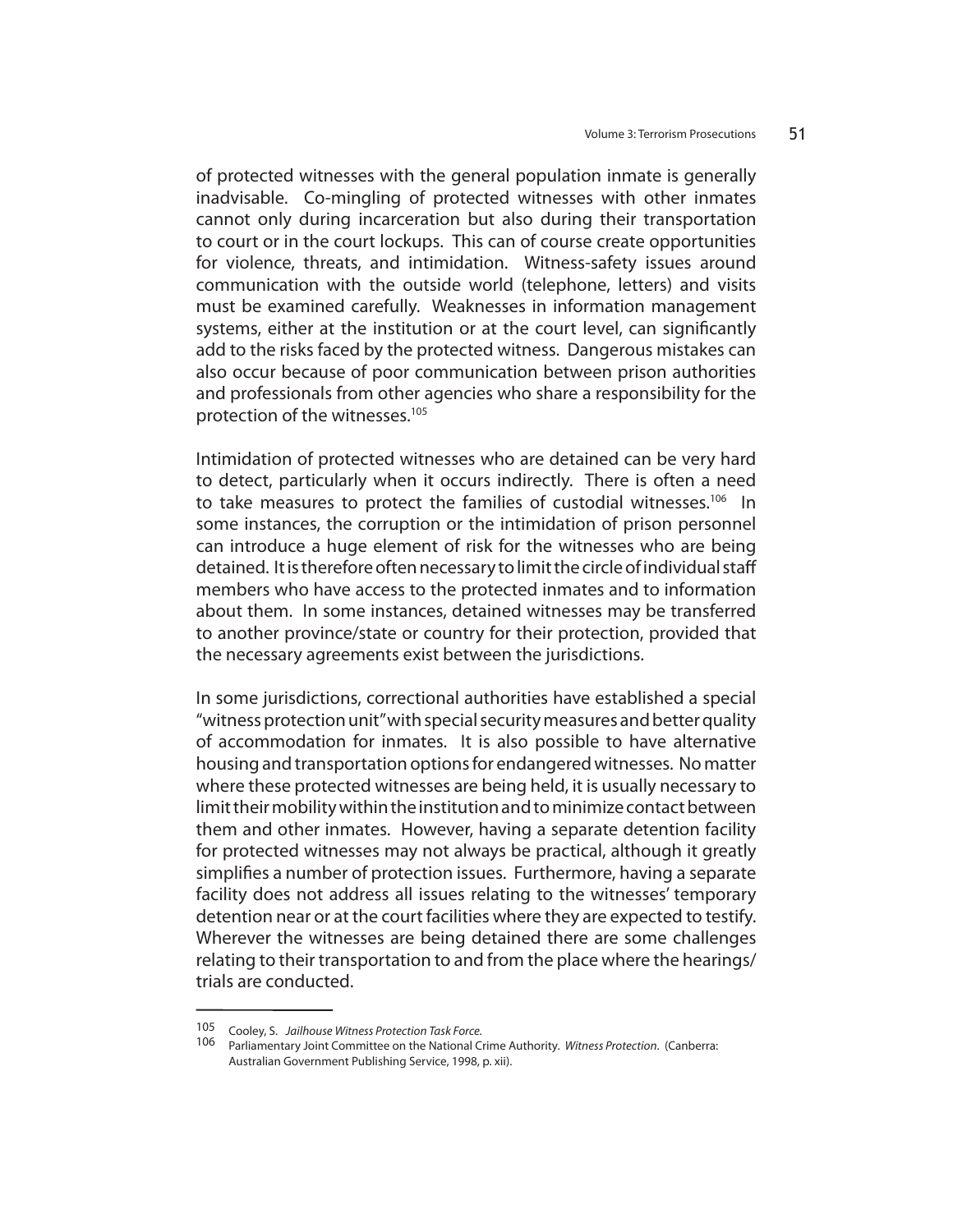of protected witnesses with the general population inmate is generally inadvisable. Co-mingling of protected witnesses with other inmates cannot only during incarceration but also during their transportation to court or in the court lockups. This can of course create opportunities for violence, threats, and intimidation. Witness-safety issues around communication with the outside world (telephone, letters) and visits must be examined carefully. Weaknesses in information management systems, either at the institution or at the court level, can significantly add to the risks faced by the protected witness. Dangerous mistakes can also occur because of poor communication between prison authorities and professionals from other agencies who share a responsibility for the protection of the witnesses.[105]

Intimidation of protected witnesses who are detained can be very hard to detect, particularly when it occurs indirectly. There is often a need to take measures to protect the families of custodial witnesses.[106] In some instances, the corruption or the intimidation of prison personnel can introduce a huge element of risk for the witnesses who are being detained. It is therefore often necessary to limit the circle of individual staff members who have access to the protected inmates and to information about them. In some instances, detained witnesses may be transferred to another province/state or country for their protection, provided that the necessary agreements exist between the jurisdictions.

In some jurisdictions, correctional authorities have established a special "witness protection unit" with special security measures and better quality of accommodation for inmates. It is also possible to have alternative housing and transportation options for endangered witnesses. No matter where these protected witnesses are being held, it is usually necessary to limit their mobility within the institution and to minimize contact between them and other inmates. However, having a separate detention facility for protected witnesses may not always be practical, although it greatly simplifies a number of protection issues. Furthermore, having a separate facility does not address all issues relating to the witnesses' temporary detention near or at the court facilities where they are expected to testify. Wherever the witnesses are being detained there are some challenges relating to their transportation to and from the place where the hearings/ trials are conducted.

---

105 Cooley, S. *Jailhouse Witness Protection Task Force.*

106 Parliamentary Joint Committee on the National Crime Authority. *Witness Protection*. (Canberra: Australian Government Publishing Service, 1998, p. xii).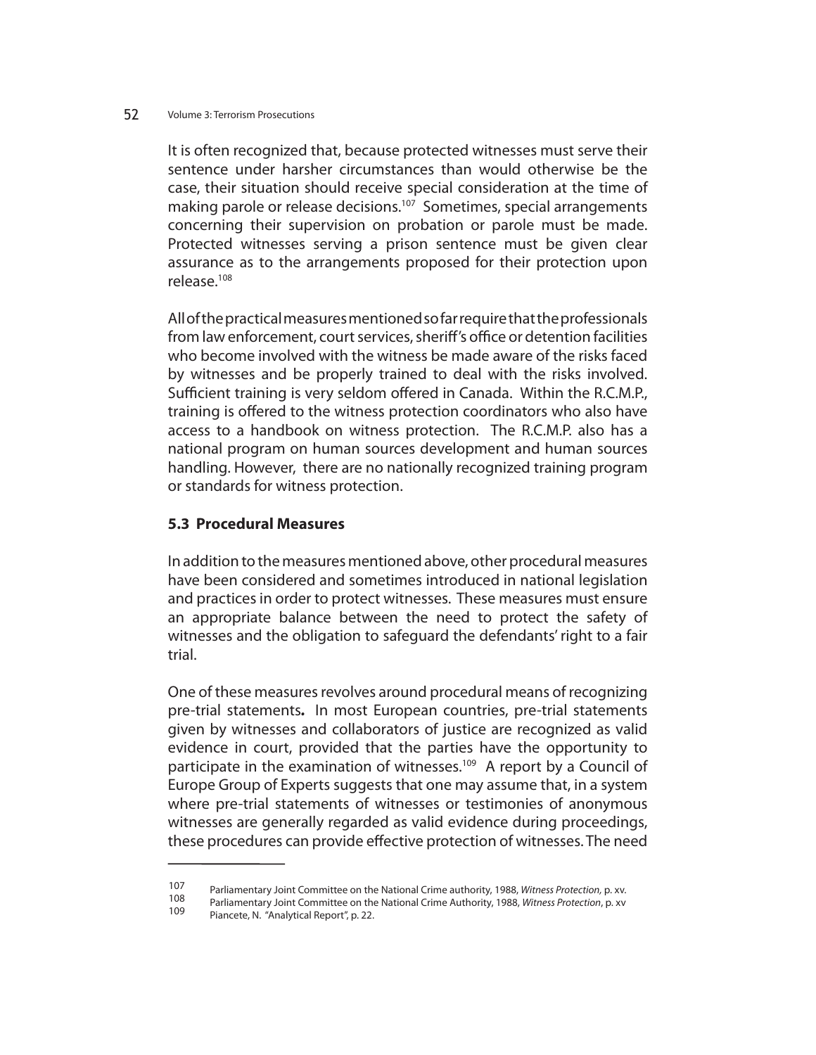It is often recognized that, because protected witnesses must serve their sentence under harsher circumstances than would otherwise be the case, their situation should receive special consideration at the time of making parole or release decisions.[107] Sometimes, special arrangements concerning their supervision on probation or parole must be made. Protected witnesses serving a prison sentence must be given clear assurance as to the arrangements proposed for their protection upon release.[108]

All of the practical measures mentioned so far require that the professionals from law enforcement, court services, sheriff's office or detention facilities who become involved with the witness be made aware of the risks faced by witnesses and be properly trained to deal with the risks involved. Sufficient training is very seldom offered in Canada. Within the R.C.M.P., training is offered to the witness protection coordinators who also have access to a handbook on witness protection. The R.C.M.P. also has a national program on human sources development and human sources handling. However, there are no nationally recognized training program or standards for witness protection.

### 5.3 Procedural Measures

In addition to the measures mentioned above, other procedural measures have been considered and sometimes introduced in national legislation and practices in order to protect witnesses. These measures must ensure an appropriate balance between the need to protect the safety of witnesses and the obligation to safeguard the defendants' right to a fair trial.

One of these measures revolves around procedural means of recognizing pre-trial statements**.** In most European countries, pre-trial statements given by witnesses and collaborators of justice are recognized as valid evidence in court, provided that the parties have the opportunity to participate in the examination of witnesses.[109] A report by a Council of Europe Group of Experts suggests that one may assume that, in a system where pre-trial statements of witnesses or testimonies of anonymous witnesses are generally regarded as valid evidence during proceedings, these procedures can provide effective protection of witnesses. The need

---

107 Parliamentary Joint Committee on the National Crime authority, 1988, *Witness Protection,* p. xv.

108 Parliamentary Joint Committee on the National Crime Authority, 1988, *Witness Protection*, p. xv

109 Piancete, N. "Analytical Report", p. 22.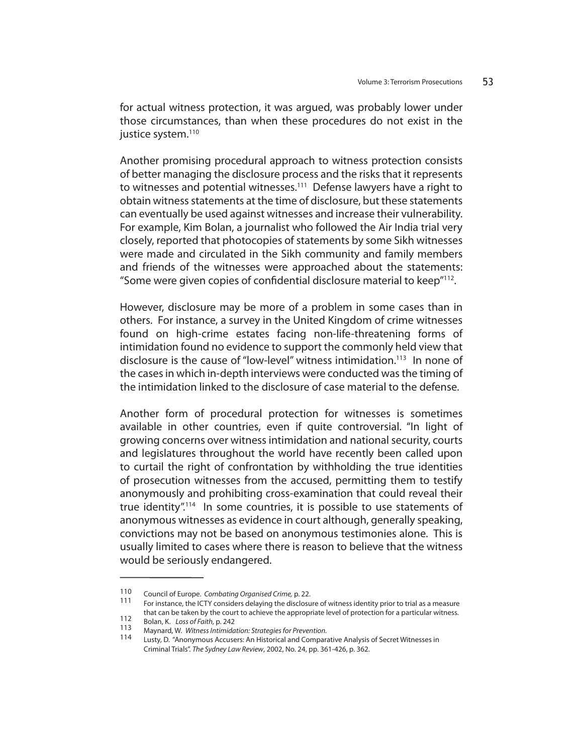for actual witness protection, it was argued, was probably lower under those circumstances, than when these procedures do not exist in the justice system.[110]

Another promising procedural approach to witness protection consists of better managing the disclosure process and the risks that it represents to witnesses and potential witnesses.[111] Defense lawyers have a right to obtain witness statements at the time of disclosure, but these statements can eventually be used against witnesses and increase their vulnerability. For example, Kim Bolan, a journalist who followed the Air India trial very closely, reported that photocopies of statements by some Sikh witnesses were made and circulated in the Sikh community and family members and friends of the witnesses were approached about the statements: "Some were given copies of confidential disclosure material to keep"[112].

However, disclosure may be more of a problem in some cases than in others. For instance, a survey in the United Kingdom of crime witnesses found on high-crime estates facing non-life-threatening forms of intimidation found no evidence to support the commonly held view that disclosure is the cause of "low-level" witness intimidation.[113] In none of the cases in which in-depth interviews were conducted was the timing of the intimidation linked to the disclosure of case material to the defense.

Another form of procedural protection for witnesses is sometimes available in other countries, even if quite controversial. "In light of growing concerns over witness intimidation and national security, courts and legislatures throughout the world have recently been called upon to curtail the right of confrontation by withholding the true identities of prosecution witnesses from the accused, permitting them to testify anonymously and prohibiting cross-examination that could reveal their true identity".[114] In some countries, it is possible to use statements of anonymous witnesses as evidence in court although, generally speaking, convictions may not be based on anonymous testimonies alone. This is usually limited to cases where there is reason to believe that the witness would be seriously endangered.

---

110 Council of Europe. *Combating Organised Crime,* p. 22.

111 For instance, the ICTY considers delaying the disclosure of witness identity prior to trial as a measure that can be taken by the court to achieve the appropriate level of protection for a particular witness.

112 Bolan, K. *Loss of Faith,* p. 242

113 Maynard, W. *Witness Intimidation: Strategies for Prevention.*

114 Lusty, D. "Anonymous Accusers: An Historical and Comparative Analysis of Secret Witnesses in Criminal Trials". *The Sydney Law Review*, 2002, No. 24, pp. 361-426, p. 362.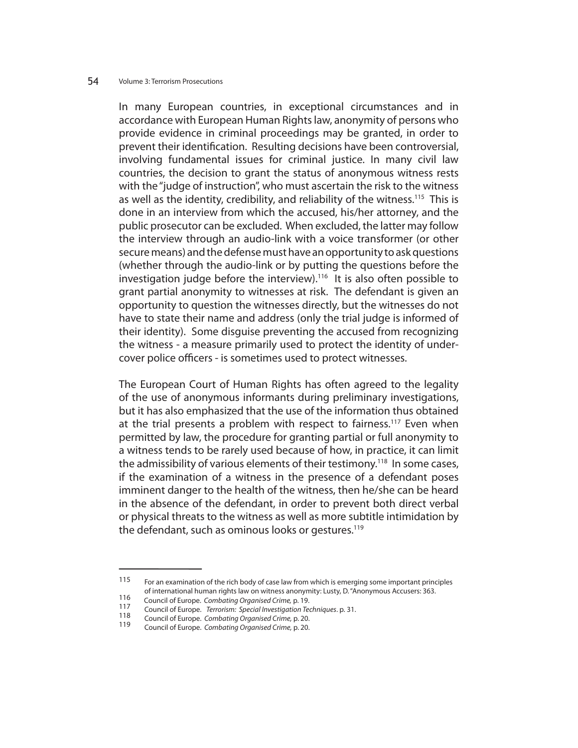In many European countries, in exceptional circumstances and in accordance with European Human Rights law, anonymity of persons who provide evidence in criminal proceedings may be granted, in order to prevent their identification. Resulting decisions have been controversial, involving fundamental issues for criminal justice. In many civil law countries, the decision to grant the status of anonymous witness rests with the "judge of instruction", who must ascertain the risk to the witness as well as the identity, credibility, and reliability of the witness.[115] This is done in an interview from which the accused, his/her attorney, and the public prosecutor can be excluded. When excluded, the latter may follow the interview through an audio-link with a voice transformer (or other secure means) and the defense must have an opportunity to ask questions (whether through the audio-link or by putting the questions before the investigation judge before the interview).[116] It is also often possible to grant partial anonymity to witnesses at risk. The defendant is given an opportunity to question the witnesses directly, but the witnesses do not have to state their name and address (only the trial judge is informed of their identity). Some disguise preventing the accused from recognizing the witness - a measure primarily used to protect the identity of under-cover police officers - is sometimes used to protect witnesses.

The European Court of Human Rights has often agreed to the legality of the use of anonymous informants during preliminary investigations, but it has also emphasized that the use of the information thus obtained at the trial presents a problem with respect to fairness.[117] Even when permitted by law, the procedure for granting partial or full anonymity to a witness tends to be rarely used because of how, in practice, it can limit the admissibility of various elements of their testimony.[118] In some cases, if the examination of a witness in the presence of a defendant poses imminent danger to the health of the witness, then he/she can be heard in the absence of the defendant, in order to prevent both direct verbal or physical threats to the witness as well as more subtitle intimidation by the defendant, such as ominous looks or gestures.[119]

---

115 For an examination of the rich body of case law from which is emerging some important principles of international human rights law on witness anonymity: Lusty, D. "Anonymous Accusers: 363.

116 Council of Europe. *Combating Organised Crime,* p. 19.

117 Council of Europe. *Terrorism: Special Investigation Techniques*. p. 31.

118 Council of Europe. *Combating Organised Crime,* p. 20.

119 Council of Europe. *Combating Organised Crime,* p. 20.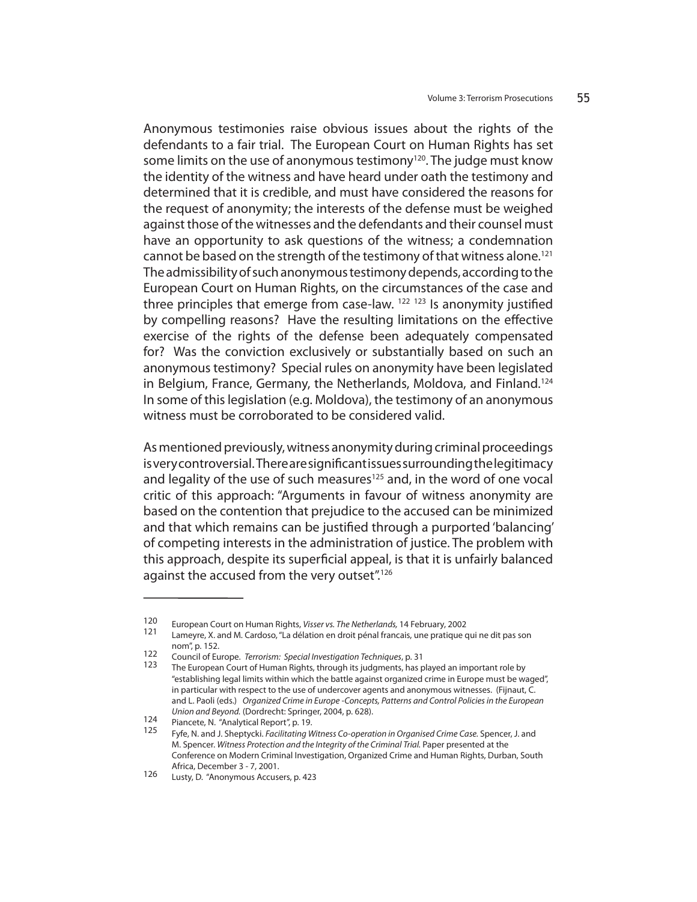Anonymous testimonies raise obvious issues about the rights of the defendants to a fair trial. The European Court on Human Rights has set some limits on the use of anonymous testimony[120]. The judge must know the identity of the witness and have heard under oath the testimony and determined that it is credible, and must have considered the reasons for the request of anonymity; the interests of the defense must be weighed against those of the witnesses and the defendants and their counsel must have an opportunity to ask questions of the witness; a condemnation cannot be based on the strength of the testimony of that witness alone.[121] The admissibility of such anonymous testimony depends, according to the European Court on Human Rights, on the circumstances of the case and three principles that emerge from case-law. [122] [123] Is anonymity justified by compelling reasons? Have the resulting limitations on the effective exercise of the rights of the defense been adequately compensated for? Was the conviction exclusively or substantially based on such an anonymous testimony? Special rules on anonymity have been legislated in Belgium, France, Germany, the Netherlands, Moldova, and Finland.[124] In some of this legislation (e.g. Moldova), the testimony of an anonymous witness must be corroborated to be considered valid.

As mentioned previously, witness anonymity during criminal proceedings is very controversial. There are significant issues surrounding the legitimacy and legality of the use of such measures[125] and, in the word of one vocal critic of this approach: "Arguments in favour of witness anonymity are based on the contention that prejudice to the accused can be minimized and that which remains can be justified through a purported 'balancing' of competing interests in the administration of justice. The problem with this approach, despite its superficial appeal, is that it is unfairly balanced against the accused from the very outset".[126]

---

120 European Court on Human Rights, *Visser vs. The Netherlands,* 14 February, 2002

121 Lameyre, X. and M. Cardoso, "La délation en droit pénal francais, une pratique qui ne dit pas son nom", p. 152.

122 Council of Europe. *Terrorism: Special Investigation Techniques*, p. 31

123 The European Court of Human Rights, through its judgments, has played an important role by "establishing legal limits within which the battle against organized crime in Europe must be waged", in particular with respect to the use of undercover agents and anonymous witnesses. (Fijnaut, C. and L. Paoli (eds.) *Organized Crime in Europe -Concepts, Patterns and Control Policies in the European Union and Beyond.* (Dordrecht: Springer, 2004, p. 628).

124 Piancete, N. "Analytical Report", p. 19.

125 Fyfe, N. and J. Sheptycki. *Facilitating Witness Co-operation in Organised Crime Case.* Spencer, J. and M. Spencer. *Witness Protection and the Integrity of the Criminal Trial.* Paper presented at the Conference on Modern Criminal Investigation, Organized Crime and Human Rights, Durban, South Africa, December 3 - 7, 2001.

126 Lusty, D. "Anonymous Accusers, p. 423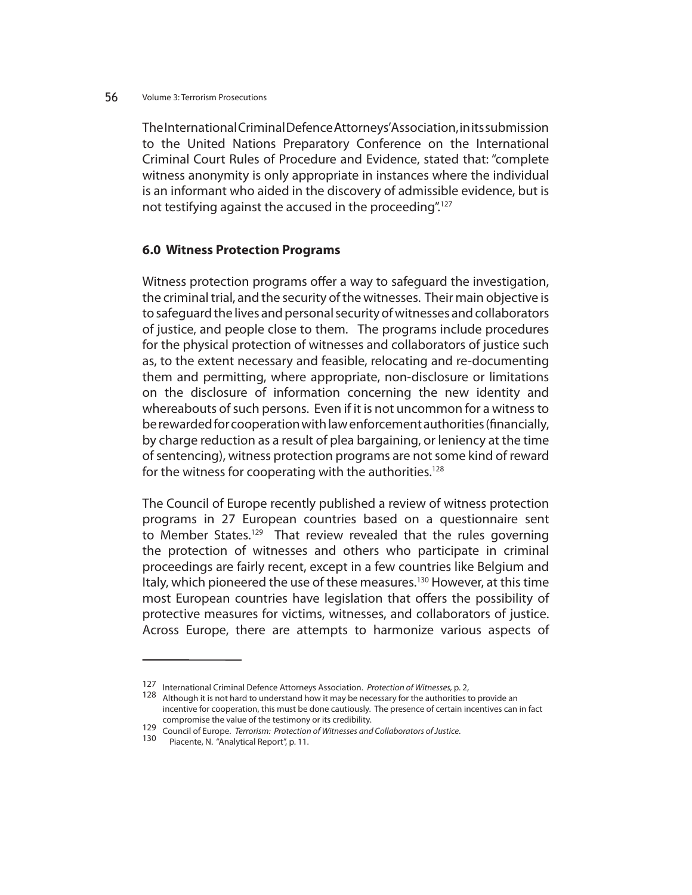The International Criminal Defence Attorneys' Association, in its submission to the United Nations Preparatory Conference on the International Criminal Court Rules of Procedure and Evidence, stated that: "complete witness anonymity is only appropriate in instances where the individual is an informant who aided in the discovery of admissible evidence, but is not testifying against the accused in the proceeding".[127]

## 6.0 Witness Protection Programs

Witness protection programs offer a way to safeguard the investigation, the criminal trial, and the security of the witnesses. Their main objective is to safeguard the lives and personal security of witnesses and collaborators of justice, and people close to them. The programs include procedures for the physical protection of witnesses and collaborators of justice such as, to the extent necessary and feasible, relocating and re-documenting them and permitting, where appropriate, non-disclosure or limitations on the disclosure of information concerning the new identity and whereabouts of such persons. Even if it is not uncommon for a witness to be rewarded for cooperation with law enforcement authorities (financially, by charge reduction as a result of plea bargaining, or leniency at the time of sentencing), witness protection programs are not some kind of reward for the witness for cooperating with the authorities.[128]

The Council of Europe recently published a review of witness protection programs in 27 European countries based on a questionnaire sent to Member States.[129] That review revealed that the rules governing the protection of witnesses and others who participate in criminal proceedings are fairly recent, except in a few countries like Belgium and Italy, which pioneered the use of these measures.[130] However, at this time most European countries have legislation that offers the possibility of protective measures for victims, witnesses, and collaborators of justice. Across Europe, there are attempts to harmonize various aspects of

---

127 International Criminal Defence Attorneys Association. *Protection of Witnesses,* p. 2,

128 Although it is not hard to understand how it may be necessary for the authorities to provide an incentive for cooperation, this must be done cautiously. The presence of certain incentives can in fact compromise the value of the testimony or its credibility.

129 Council of Europe. *Terrorism: Protection of Witnesses and Collaborators of Justice.*

130 Piacente, N. "Analytical Report", p. 11.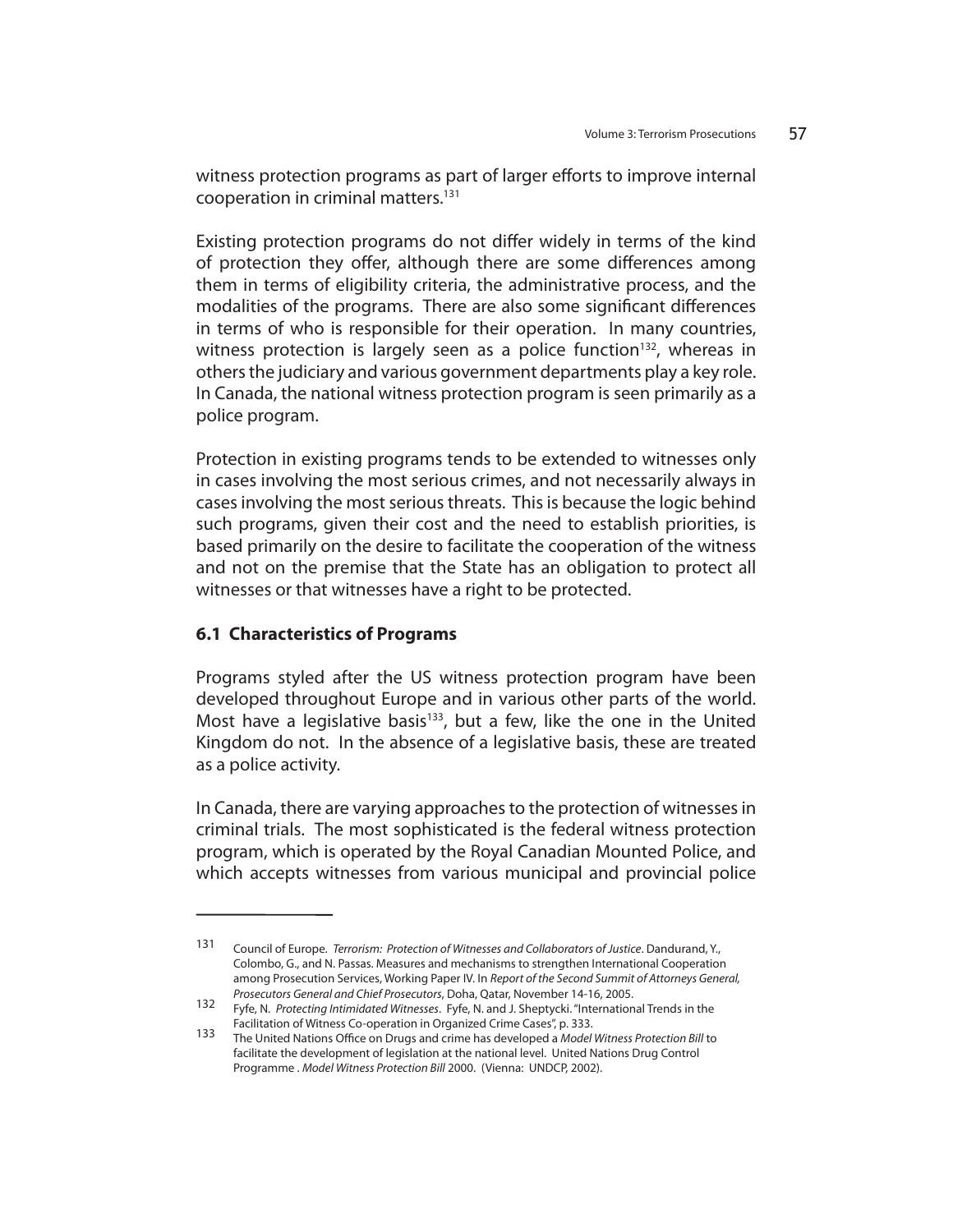witness protection programs as part of larger efforts to improve internal cooperation in criminal matters.[131]

Existing protection programs do not differ widely in terms of the kind of protection they offer, although there are some differences among them in terms of eligibility criteria, the administrative process, and the modalities of the programs. There are also some significant differences in terms of who is responsible for their operation. In many countries, witness protection is largely seen as a police function[132], whereas in others the judiciary and various government departments play a key role. In Canada, the national witness protection program is seen primarily as a police program.

Protection in existing programs tends to be extended to witnesses only in cases involving the most serious crimes, and not necessarily always in cases involving the most serious threats. This is because the logic behind such programs, given their cost and the need to establish priorities, is based primarily on the desire to facilitate the cooperation of the witness and not on the premise that the State has an obligation to protect all witnesses or that witnesses have a right to be protected.

### 6.1 Characteristics of Programs

Programs styled after the US witness protection program have been developed throughout Europe and in various other parts of the world. Most have a legislative basis[133], but a few, like the one in the United Kingdom do not. In the absence of a legislative basis, these are treated as a police activity.

In Canada, there are varying approaches to the protection of witnesses in criminal trials. The most sophisticated is the federal witness protection program, which is operated by the Royal Canadian Mounted Police, and which accepts witnesses from various municipal and provincial police

---

131 Council of Europe. *Terrorism: Protection of Witnesses and Collaborators of Justice*. Dandurand, Y., Colombo, G., and N. Passas. Measures and mechanisms to strengthen International Cooperation among Prosecution Services, Working Paper IV. In *Report of the Second Summit of Attorneys General, Prosecutors General and Chief Prosecutors*, Doha, Qatar, November 14-16, 2005.

132 Fyfe, N. *Protecting Intimidated Witnesses*. Fyfe, N. and J. Sheptycki. "International Trends in the Facilitation of Witness Co-operation in Organized Crime Cases", p. 333.

133 The United Nations Office on Drugs and crime has developed a *Model Witness Protection Bill* to facilitate the development of legislation at the national level. United Nations Drug Control Programme . *Model Witness Protection Bill* 2000. (Vienna: UNDCP, 2002).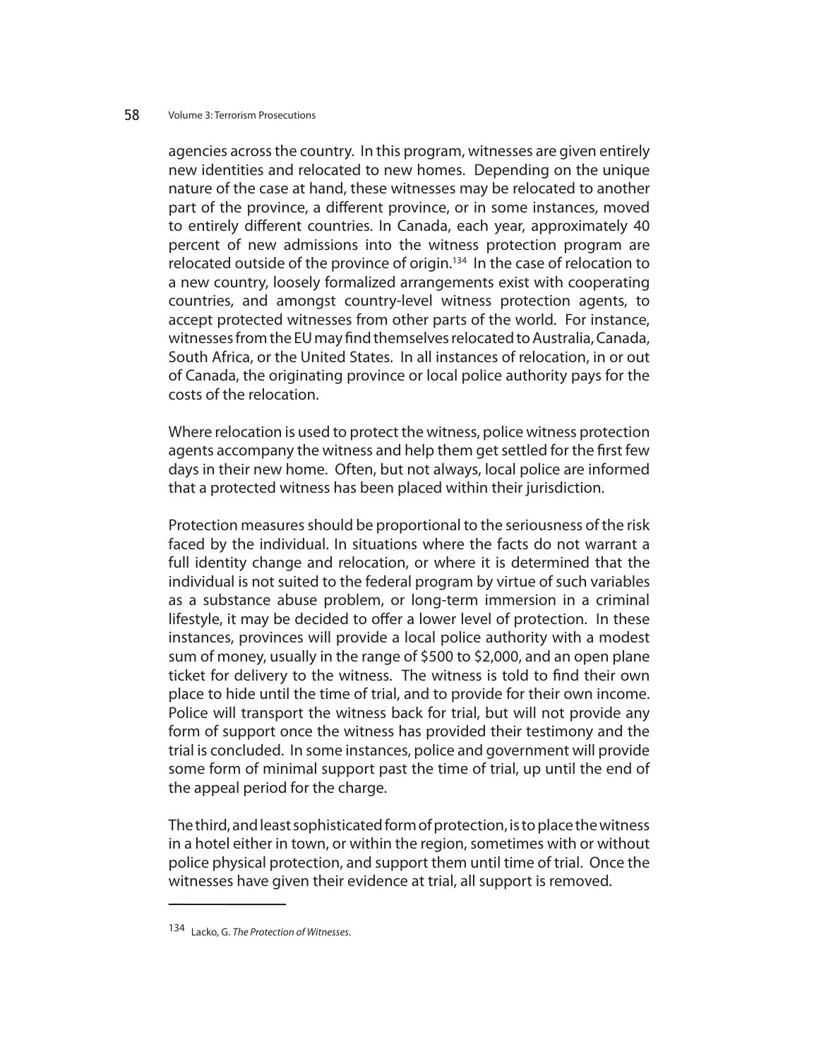agencies across the country. In this program, witnesses are given entirely new identities and relocated to new homes. Depending on the unique nature of the case at hand, these witnesses may be relocated to another part of the province, a different province, or in some instances, moved to entirely different countries. In Canada, each year, approximately 40 percent of new admissions into the witness protection program are relocated outside of the province of origin.[134] In the case of relocation to a new country, loosely formalized arrangements exist with cooperating countries, and amongst country-level witness protection agents, to accept protected witnesses from other parts of the world. For instance, witnesses from the EU may find themselves relocated to Australia, Canada, South Africa, or the United States. In all instances of relocation, in or out of Canada, the originating province or local police authority pays for the costs of the relocation.

Where relocation is used to protect the witness, police witness protection agents accompany the witness and help them get settled for the first few days in their new home. Often, but not always, local police are informed that a protected witness has been placed within their jurisdiction.

Protection measures should be proportional to the seriousness of the risk faced by the individual. In situations where the facts do not warrant a full identity change and relocation, or where it is determined that the individual is not suited to the federal program by virtue of such variables as a substance abuse problem, or long-term immersion in a criminal lifestyle, it may be decided to offer a lower level of protection. In these instances, provinces will provide a local police authority with a modest sum of money, usually in the range of $500 to $2,000, and an open plane ticket for delivery to the witness. The witness is told to find their own place to hide until the time of trial, and to provide for their own income. Police will transport the witness back for trial, but will not provide any form of support once the witness has provided their testimony and the trial is concluded. In some instances, police and government will provide some form of minimal support past the time of trial, up until the end of the appeal period for the charge.

The third, and least sophisticated form of protection, is to place the witness in a hotel either in town, or within the region, sometimes with or without police physical protection, and support them until time of trial. Once the witnesses have given their evidence at trial, all support is removed.

---

[134] Lacko, G. *The Protection of Witnesses*.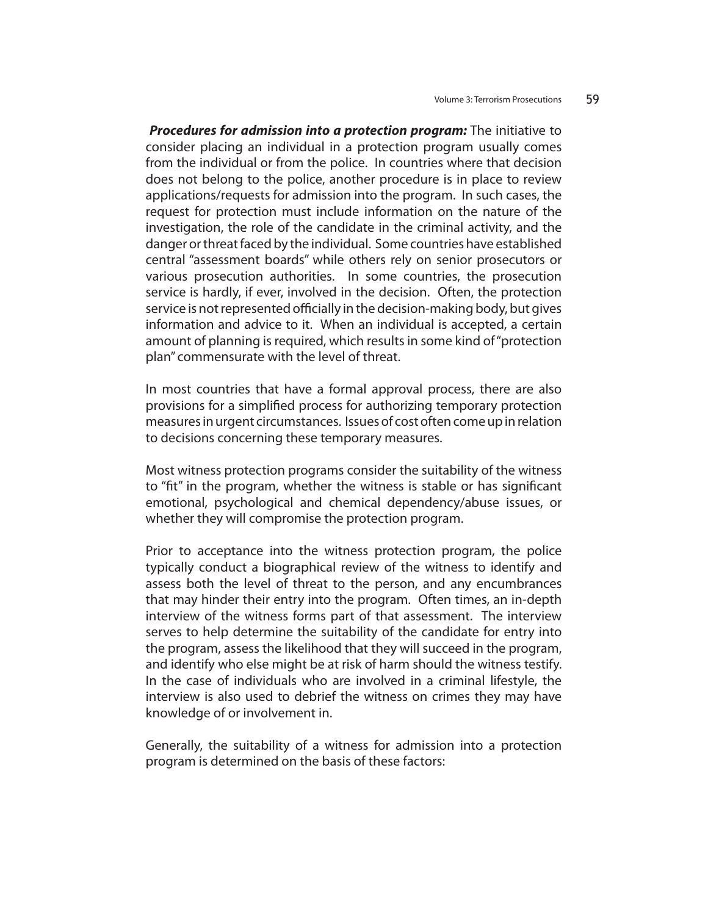***Procedures for admission into a protection program:*** The initiative to consider placing an individual in a protection program usually comes from the individual or from the police. In countries where that decision does not belong to the police, another procedure is in place to review applications/requests for admission into the program. In such cases, the request for protection must include information on the nature of the investigation, the role of the candidate in the criminal activity, and the danger or threat faced by the individual. Some countries have established central "assessment boards" while others rely on senior prosecutors or various prosecution authorities. In some countries, the prosecution service is hardly, if ever, involved in the decision. Often, the protection service is not represented officially in the decision-making body, but gives information and advice to it. When an individual is accepted, a certain amount of planning is required, which results in some kind of "protection plan" commensurate with the level of threat.

In most countries that have a formal approval process, there are also provisions for a simplified process for authorizing temporary protection measures in urgent circumstances. Issues of cost often come up in relation to decisions concerning these temporary measures.

Most witness protection programs consider the suitability of the witness to "fit" in the program, whether the witness is stable or has significant emotional, psychological and chemical dependency/abuse issues, or whether they will compromise the protection program.

Prior to acceptance into the witness protection program, the police typically conduct a biographical review of the witness to identify and assess both the level of threat to the person, and any encumbrances that may hinder their entry into the program. Often times, an in-depth interview of the witness forms part of that assessment. The interview serves to help determine the suitability of the candidate for entry into the program, assess the likelihood that they will succeed in the program, and identify who else might be at risk of harm should the witness testify. In the case of individuals who are involved in a criminal lifestyle, the interview is also used to debrief the witness on crimes they may have knowledge of or involvement in.

Generally, the suitability of a witness for admission into a protection program is determined on the basis of these factors: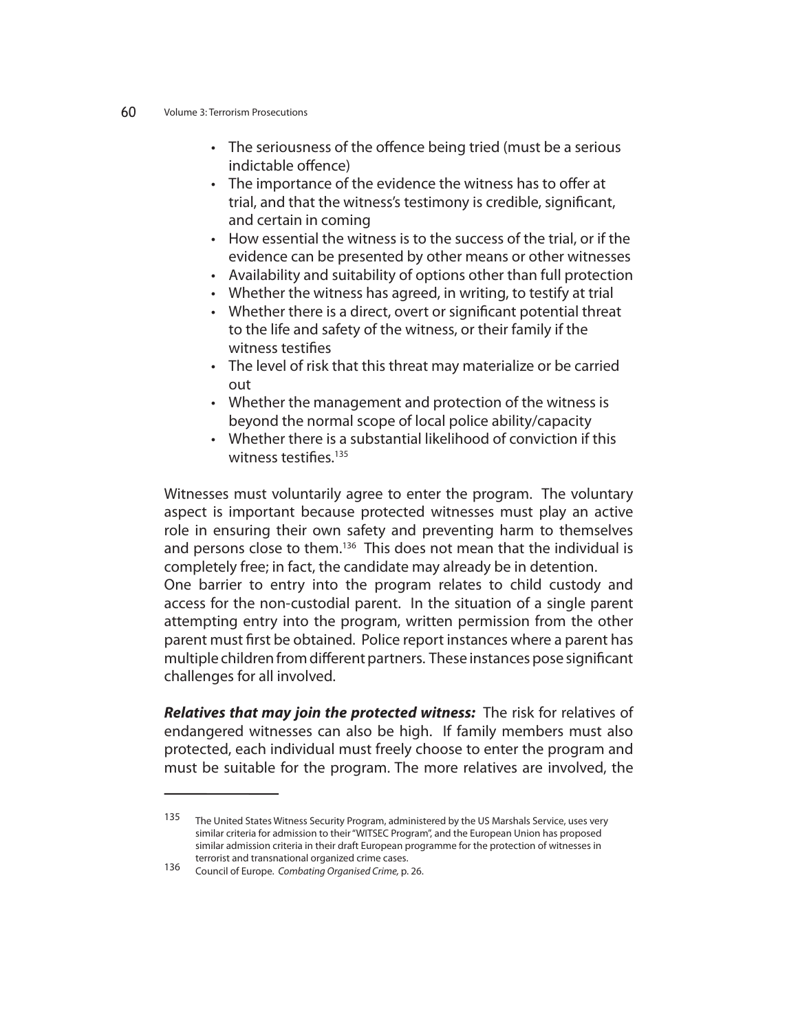- The seriousness of the offence being tried (must be a serious indictable offence)
- The importance of the evidence the witness has to offer at trial, and that the witness's testimony is credible, significant, and certain in coming
- How essential the witness is to the success of the trial, or if the evidence can be presented by other means or other witnesses
- Availability and suitability of options other than full protection
- Whether the witness has agreed, in writing, to testify at trial
- Whether there is a direct, overt or significant potential threat to the life and safety of the witness, or their family if the witness testifies
- The level of risk that this threat may materialize or be carried out
- Whether the management and protection of the witness is beyond the normal scope of local police ability/capacity
- Whether there is a substantial likelihood of conviction if this witness testifies.[135]

Witnesses must voluntarily agree to enter the program. The voluntary aspect is important because protected witnesses must play an active role in ensuring their own safety and preventing harm to themselves and persons close to them.[136] This does not mean that the individual is completely free; in fact, the candidate may already be in detention.
One barrier to entry into the program relates to child custody and access for the non-custodial parent. In the situation of a single parent attempting entry into the program, written permission from the other parent must first be obtained. Police report instances where a parent has multiple children from different partners. These instances pose significant challenges for all involved.

***Relatives that may join the protected witness:*** The risk for relatives of endangered witnesses can also be high. If family members must also protected, each individual must freely choose to enter the program and must be suitable for the program. The more relatives are involved, the

---

135 The United States Witness Security Program, administered by the US Marshals Service, uses very similar criteria for admission to their "WITSEC Program", and the European Union has proposed similar admission criteria in their draft European programme for the protection of witnesses in terrorist and transnational organized crime cases.

136 Council of Europe. *Combating Organised Crime,* p. 26.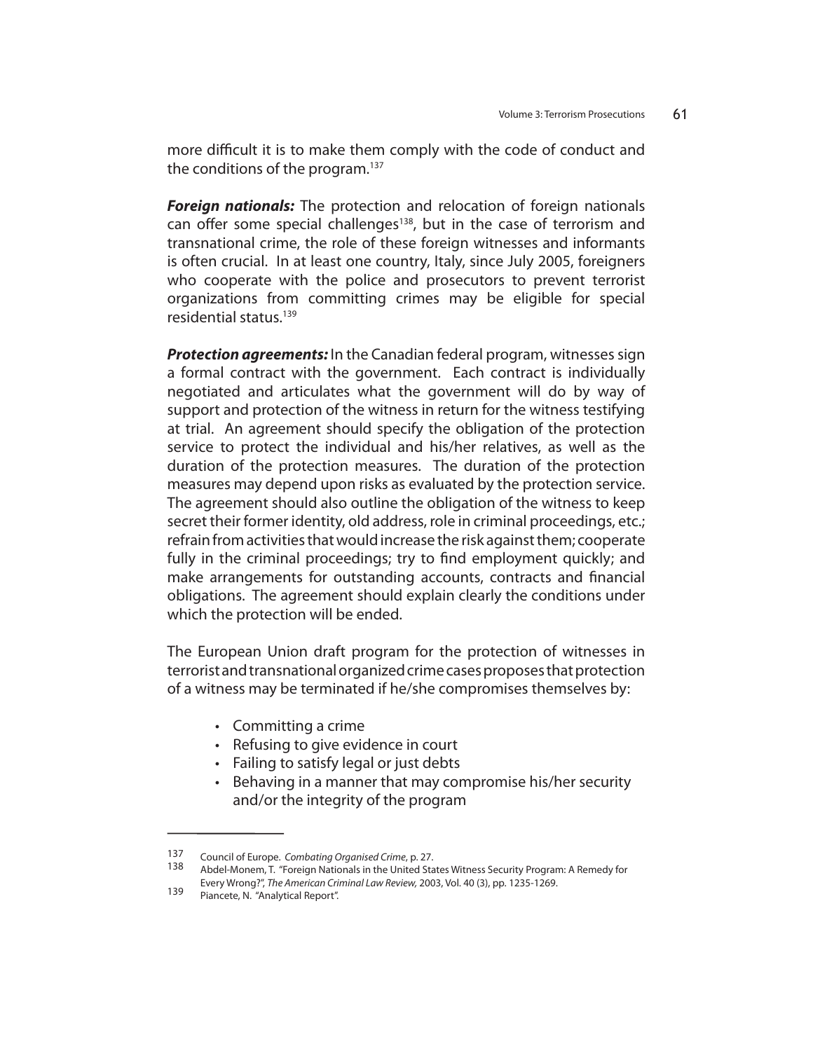more difficult it is to make them comply with the code of conduct and the conditions of the program.[137]

***Foreign nationals:*** The protection and relocation of foreign nationals can offer some special challenges[138], but in the case of terrorism and transnational crime, the role of these foreign witnesses and informants is often crucial. In at least one country, Italy, since July 2005, foreigners who cooperate with the police and prosecutors to prevent terrorist organizations from committing crimes may be eligible for special residential status.[139]

***Protection agreements:*** In the Canadian federal program, witnesses sign a formal contract with the government. Each contract is individually negotiated and articulates what the government will do by way of support and protection of the witness in return for the witness testifying at trial. An agreement should specify the obligation of the protection service to protect the individual and his/her relatives, as well as the duration of the protection measures. The duration of the protection measures may depend upon risks as evaluated by the protection service. The agreement should also outline the obligation of the witness to keep secret their former identity, old address, role in criminal proceedings, etc.; refrain from activities that would increase the risk against them; cooperate fully in the criminal proceedings; try to find employment quickly; and make arrangements for outstanding accounts, contracts and financial obligations. The agreement should explain clearly the conditions under which the protection will be ended.

The European Union draft program for the protection of witnesses in terrorist and transnational organized crime cases proposes that protection of a witness may be terminated if he/she compromises themselves by:

- Committing a crime
- Refusing to give evidence in court
- Failing to satisfy legal or just debts
- Behaving in a manner that may compromise his/her security and/or the integrity of the program

---

137 Council of Europe. *Combating Organised Crime*, p. 27.

138 Abdel-Monem, T. "Foreign Nationals in the United States Witness Security Program: A Remedy for Every Wrong?", *The American Criminal Law Review,* 2003, Vol. 40 (3), pp. 1235-1269.

139 Piancete, N. "Analytical Report".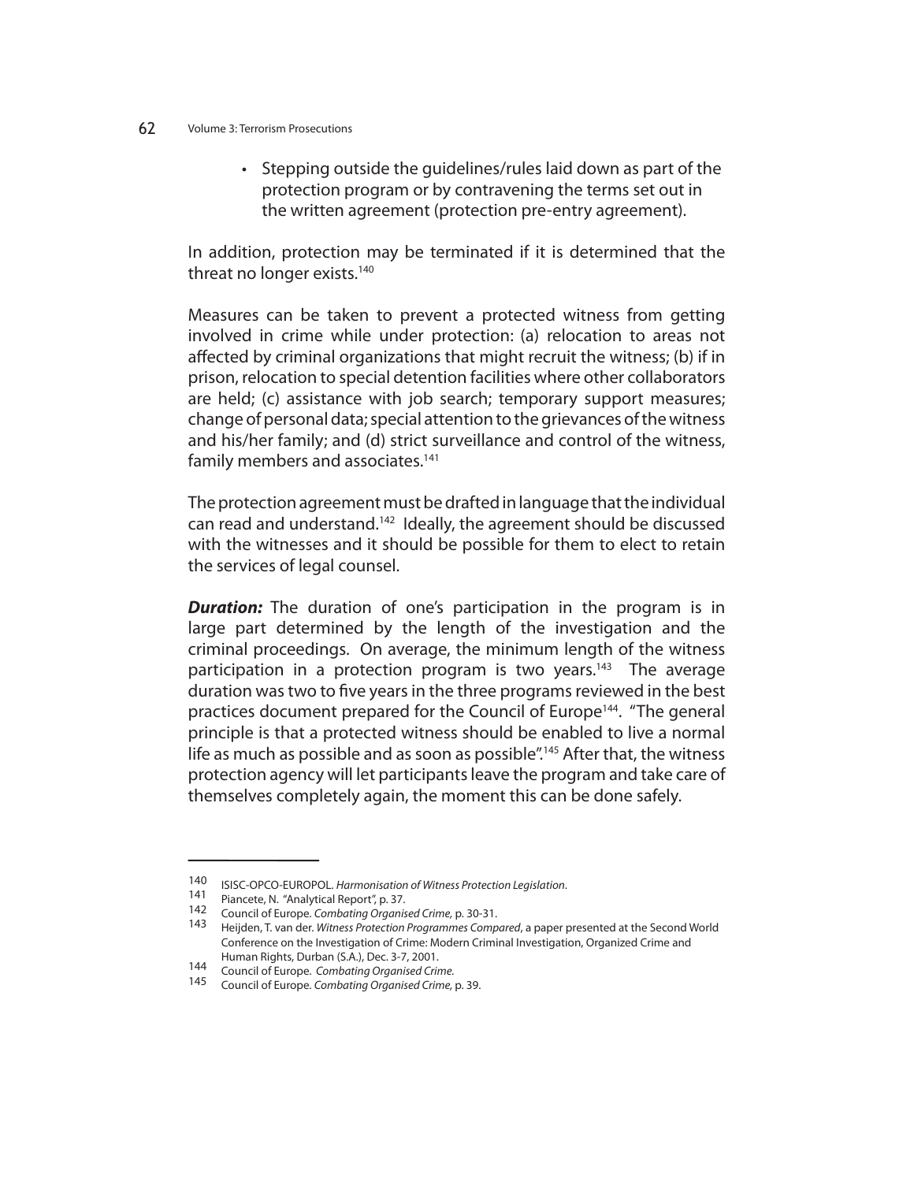- Stepping outside the guidelines/rules laid down as part of the protection program or by contravening the terms set out in the written agreement (protection pre-entry agreement).

In addition, protection may be terminated if it is determined that the threat no longer exists.[140]

Measures can be taken to prevent a protected witness from getting involved in crime while under protection: (a) relocation to areas not affected by criminal organizations that might recruit the witness; (b) if in prison, relocation to special detention facilities where other collaborators are held; (c) assistance with job search; temporary support measures; change of personal data; special attention to the grievances of the witness and his/her family; and (d) strict surveillance and control of the witness, family members and associates.[141]

The protection agreement must be drafted in language that the individual can read and understand.[142] Ideally, the agreement should be discussed with the witnesses and it should be possible for them to elect to retain the services of legal counsel.

***Duration:*** The duration of one's participation in the program is in large part determined by the length of the investigation and the criminal proceedings. On average, the minimum length of the witness participation in a protection program is two years.[143] The average duration was two to five years in the three programs reviewed in the best practices document prepared for the Council of Europe[144]. "The general principle is that a protected witness should be enabled to live a normal life as much as possible and as soon as possible".[145] After that, the witness protection agency will let participants leave the program and take care of themselves completely again, the moment this can be done safely.

---

140 ISISC-OPCO-EUROPOL. *Harmonisation of Witness Protection Legislation*.

141 Piancete, N. "Analytical Report", p. 37.

142 Council of Europe. *Combating Organised Crime,* p. 30-31.

143 Heijden, T. van der. *Witness Protection Programmes Compared*, a paper presented at the Second World Conference on the Investigation of Crime: Modern Criminal Investigation, Organized Crime and Human Rights, Durban (S.A.), Dec. 3-7, 2001.

144 Council of Europe. *Combating Organised Crime.*

145 Council of Europe. *Combating Organised Crime,* p. 39.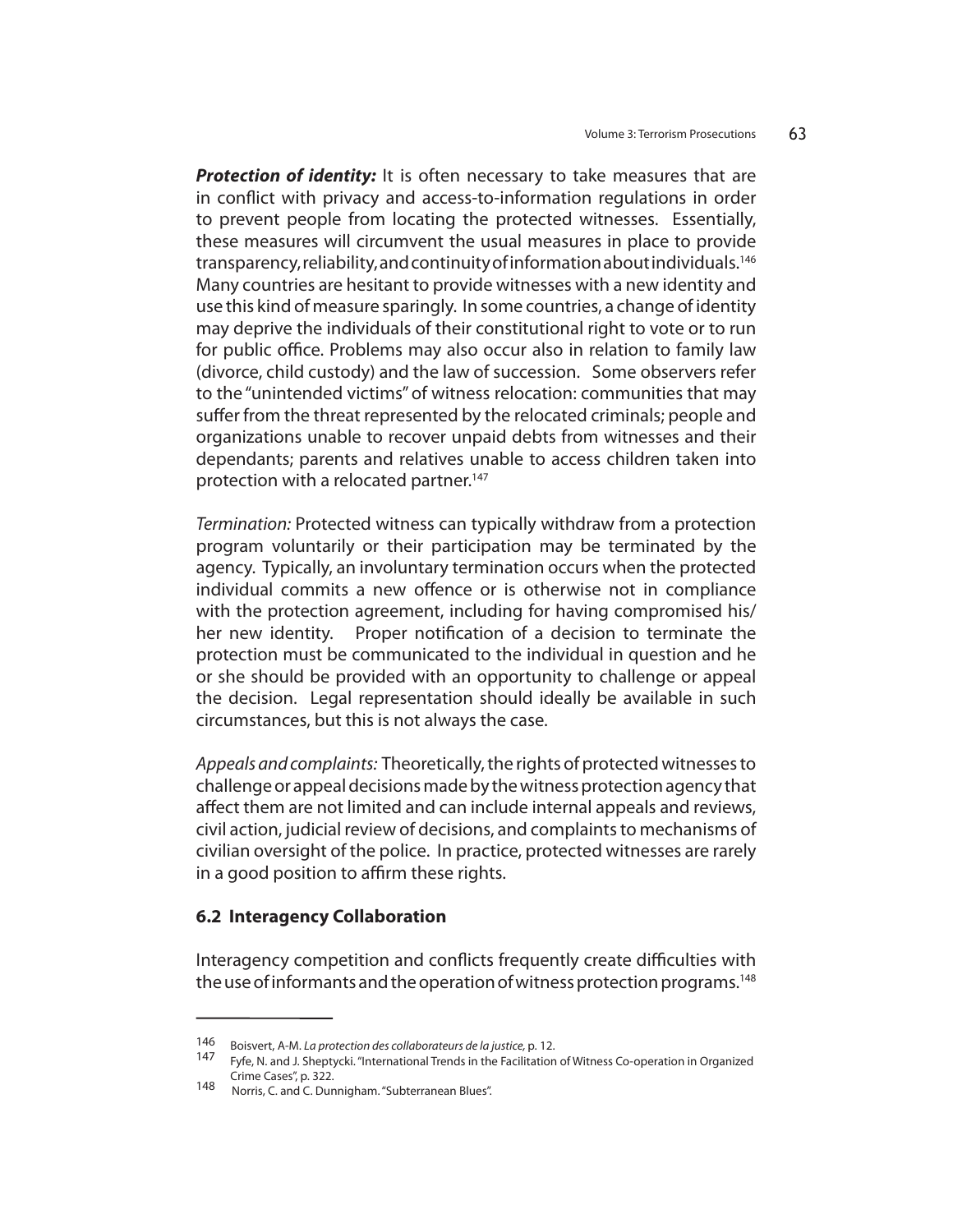***Protection of identity:*** It is often necessary to take measures that are in conflict with privacy and access-to-information regulations in order to prevent people from locating the protected witnesses. Essentially, these measures will circumvent the usual measures in place to provide transparency, reliability, and continuity of information about individuals.[146] Many countries are hesitant to provide witnesses with a new identity and use this kind of measure sparingly. In some countries, a change of identity may deprive the individuals of their constitutional right to vote or to run for public office. Problems may also occur also in relation to family law (divorce, child custody) and the law of succession. Some observers refer to the "unintended victims" of witness relocation: communities that may suffer from the threat represented by the relocated criminals; people and organizations unable to recover unpaid debts from witnesses and their dependants; parents and relatives unable to access children taken into protection with a relocated partner.[147]

*Termination:* Protected witness can typically withdraw from a protection program voluntarily or their participation may be terminated by the agency. Typically, an involuntary termination occurs when the protected individual commits a new offence or is otherwise not in compliance with the protection agreement, including for having compromised his/her new identity. Proper notification of a decision to terminate the protection must be communicated to the individual in question and he or she should be provided with an opportunity to challenge or appeal the decision. Legal representation should ideally be available in such circumstances, but this is not always the case.

*Appeals and complaints:* Theoretically, the rights of protected witnesses to challenge or appeal decisions made by the witness protection agency that affect them are not limited and can include internal appeals and reviews, civil action, judicial review of decisions, and complaints to mechanisms of civilian oversight of the police. In practice, protected witnesses are rarely in a good position to affirm these rights.

### 6.2 Interagency Collaboration

Interagency competition and conflicts frequently create difficulties with the use of informants and the operation of witness protection programs.[148]

---

146 Boisvert, A-M. *La protection des collaborateurs de la justice,* p. 12.

147 Fyfe, N. and J. Sheptycki. "International Trends in the Facilitation of Witness Co-operation in Organized Crime Cases", p. 322.

148 Norris, C. and C. Dunnigham. "Subterranean Blues".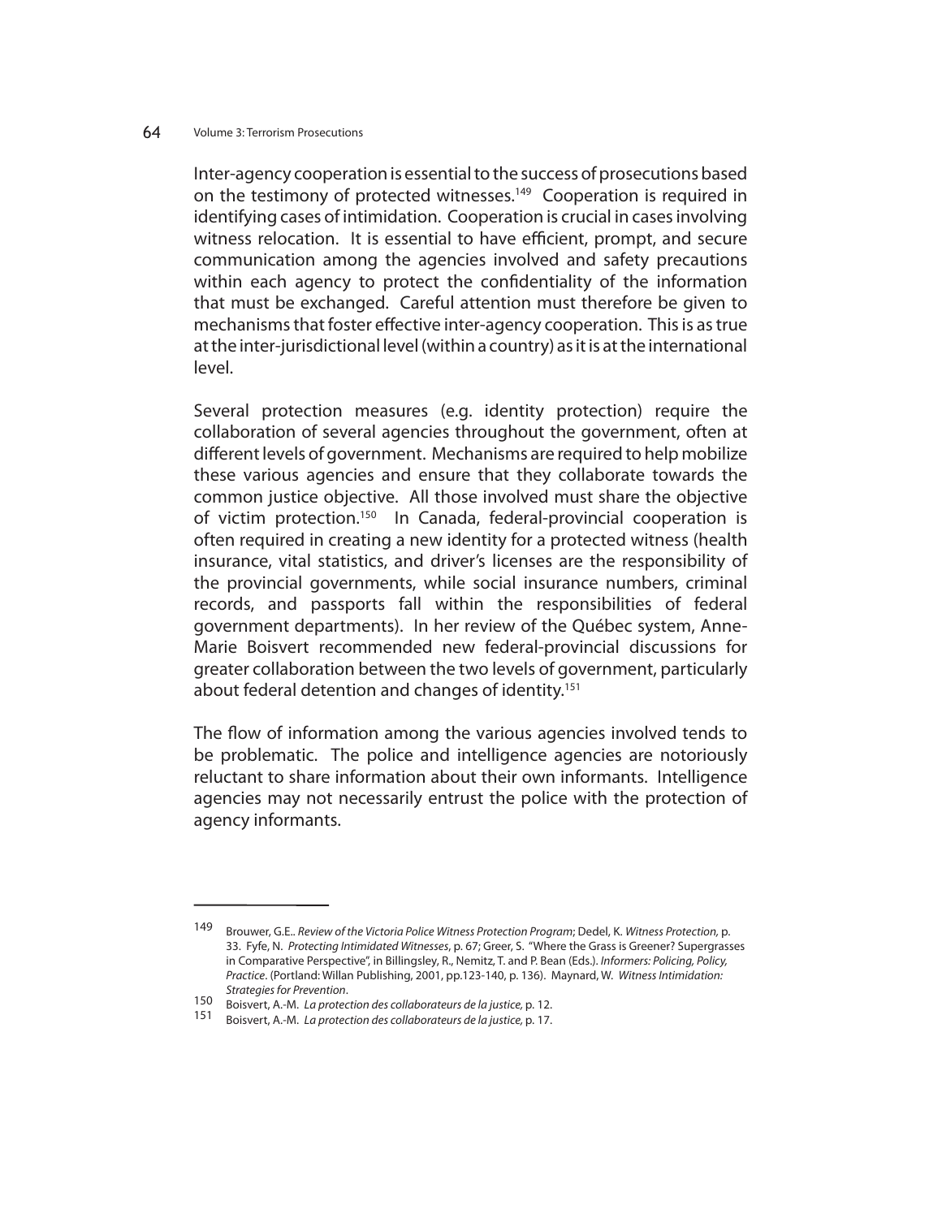Inter-agency cooperation is essential to the success of prosecutions based on the testimony of protected witnesses.[149] Cooperation is required in identifying cases of intimidation. Cooperation is crucial in cases involving witness relocation. It is essential to have efficient, prompt, and secure communication among the agencies involved and safety precautions within each agency to protect the confidentiality of the information that must be exchanged. Careful attention must therefore be given to mechanisms that foster effective inter-agency cooperation. This is as true at the inter-jurisdictional level (within a country) as it is at the international level.

Several protection measures (e.g. identity protection) require the collaboration of several agencies throughout the government, often at different levels of government. Mechanisms are required to help mobilize these various agencies and ensure that they collaborate towards the common justice objective. All those involved must share the objective of victim protection.[150] In Canada, federal-provincial cooperation is often required in creating a new identity for a protected witness (health insurance, vital statistics, and driver's licenses are the responsibility of the provincial governments, while social insurance numbers, criminal records, and passports fall within the responsibilities of federal government departments). In her review of the Québec system, Anne-Marie Boisvert recommended new federal-provincial discussions for greater collaboration between the two levels of government, particularly about federal detention and changes of identity.[151]

The flow of information among the various agencies involved tends to be problematic. The police and intelligence agencies are notoriously reluctant to share information about their own informants. Intelligence agencies may not necessarily entrust the police with the protection of agency informants.

---

149 Brouwer, G.E.. *Review of the Victoria Police Witness Protection Program*; Dedel, K. *Witness Protection,* p. 33. Fyfe, N. *Protecting Intimidated Witnesses*, p. 67; Greer, S. "Where the Grass is Greener? Supergrasses in Comparative Perspective", in Billingsley, R., Nemitz, T. and P. Bean (Eds.). *Informers: Policing, Policy, Practice*. (Portland: Willan Publishing, 2001, pp.123-140, p. 136). Maynard, W. *Witness Intimidation: Strategies for Prevention*.

150 Boisvert, A.-M. *La protection des collaborateurs de la justice,* p. 12.

151 Boisvert, A.-M. *La protection des collaborateurs de la justice,* p. 17.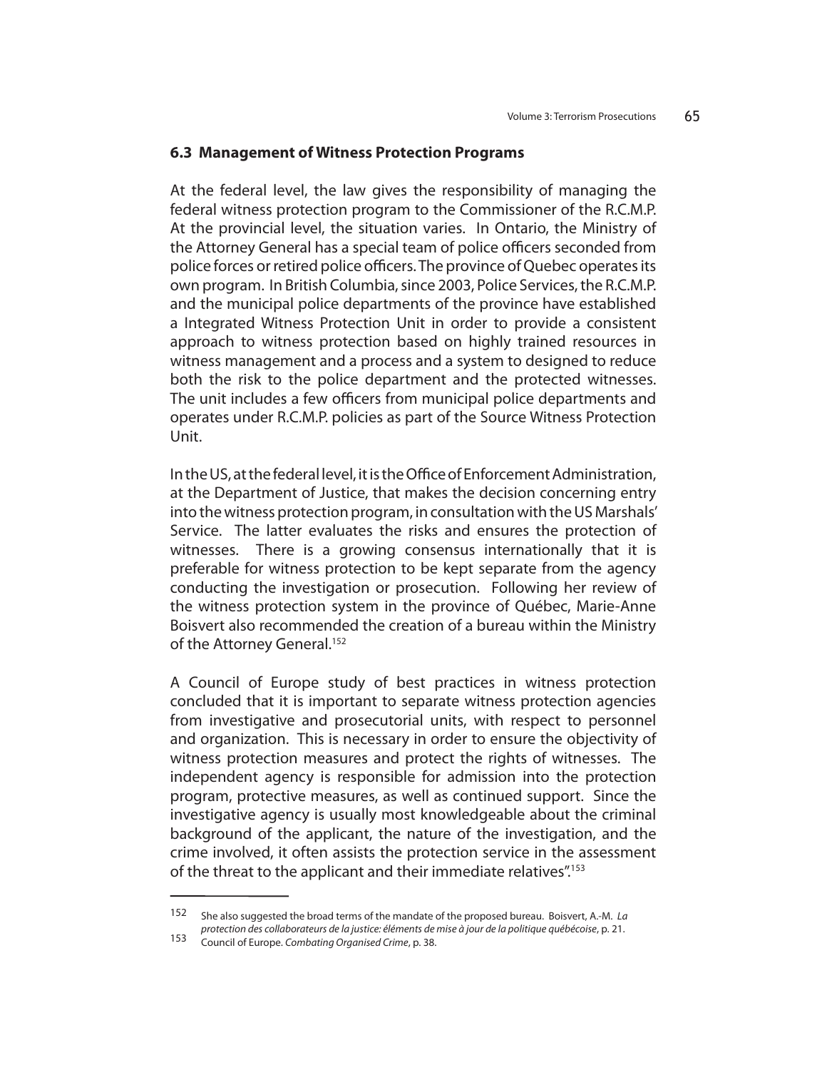### 6.3 Management of Witness Protection Programs

At the federal level, the law gives the responsibility of managing the federal witness protection program to the Commissioner of the R.C.M.P. At the provincial level, the situation varies. In Ontario, the Ministry of the Attorney General has a special team of police officers seconded from police forces or retired police officers. The province of Quebec operates its own program. In British Columbia, since 2003, Police Services, the R.C.M.P. and the municipal police departments of the province have established a Integrated Witness Protection Unit in order to provide a consistent approach to witness protection based on highly trained resources in witness management and a process and a system to designed to reduce both the risk to the police department and the protected witnesses. The unit includes a few officers from municipal police departments and operates under R.C.M.P. policies as part of the Source Witness Protection Unit.

In the US, at the federal level, it is the Office of Enforcement Administration, at the Department of Justice, that makes the decision concerning entry into the witness protection program, in consultation with the US Marshals' Service. The latter evaluates the risks and ensures the protection of witnesses. There is a growing consensus internationally that it is preferable for witness protection to be kept separate from the agency conducting the investigation or prosecution. Following her review of the witness protection system in the province of Québec, Marie-Anne Boisvert also recommended the creation of a bureau within the Ministry of the Attorney General.[152]

A Council of Europe study of best practices in witness protection concluded that it is important to separate witness protection agencies from investigative and prosecutorial units, with respect to personnel and organization. This is necessary in order to ensure the objectivity of witness protection measures and protect the rights of witnesses. The independent agency is responsible for admission into the protection program, protective measures, as well as continued support. Since the investigative agency is usually most knowledgeable about the criminal background of the applicant, the nature of the investigation, and the crime involved, it often assists the protection service in the assessment of the threat to the applicant and their immediate relatives".[153]

---

152 She also suggested the broad terms of the mandate of the proposed bureau. Boisvert, A.-M. *La protection des collaborateurs de la justice: éléments de mise à jour de la politique québécoise*, p. 21.

153 Council of Europe. *Combating Organised Crime*, p. 38.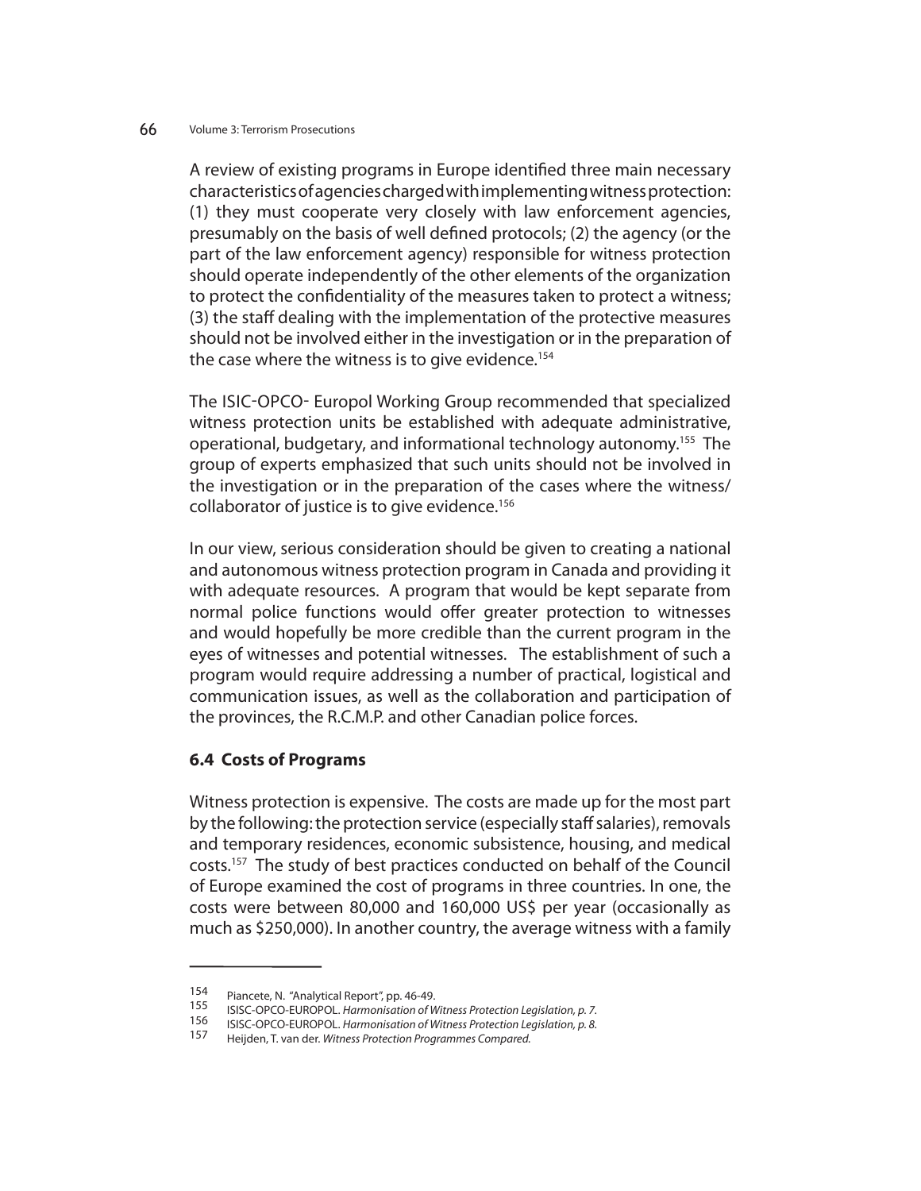A review of existing programs in Europe identified three main necessary characteristics of agencies charged with implementing witness protection: (1) they must cooperate very closely with law enforcement agencies, presumably on the basis of well defined protocols; (2) the agency (or the part of the law enforcement agency) responsible for witness protection should operate independently of the other elements of the organization to protect the confidentiality of the measures taken to protect a witness; (3) the staff dealing with the implementation of the protective measures should not be involved either in the investigation or in the preparation of the case where the witness is to give evidence.[154]

The ISIC-OPCO- Europol Working Group recommended that specialized witness protection units be established with adequate administrative, operational, budgetary, and informational technology autonomy.[155] The group of experts emphasized that such units should not be involved in the investigation or in the preparation of the cases where the witness/ collaborator of justice is to give evidence.[156]

In our view, serious consideration should be given to creating a national and autonomous witness protection program in Canada and providing it with adequate resources. A program that would be kept separate from normal police functions would offer greater protection to witnesses and would hopefully be more credible than the current program in the eyes of witnesses and potential witnesses. The establishment of such a program would require addressing a number of practical, logistical and communication issues, as well as the collaboration and participation of the provinces, the R.C.M.P. and other Canadian police forces.

### 6.4 Costs of Programs

Witness protection is expensive. The costs are made up for the most part by the following: the protection service (especially staff salaries), removals and temporary residences, economic subsistence, housing, and medical costs.[157] The study of best practices conducted on behalf of the Council of Europe examined the cost of programs in three countries. In one, the costs were between 80,000 and 160,000 US$ per year (occasionally as much as $250,000). In another country, the average witness with a family

---

154 Piancete, N. "Analytical Report", pp. 46-49.

155 ISISC-OPCO-EUROPOL. *Harmonisation of Witness Protection Legislation, p. 7.*

156 ISISC-OPCO-EUROPOL. *Harmonisation of Witness Protection Legislation, p. 8.*

157 Heijden, T. van der. *Witness Protection Programmes Compared.*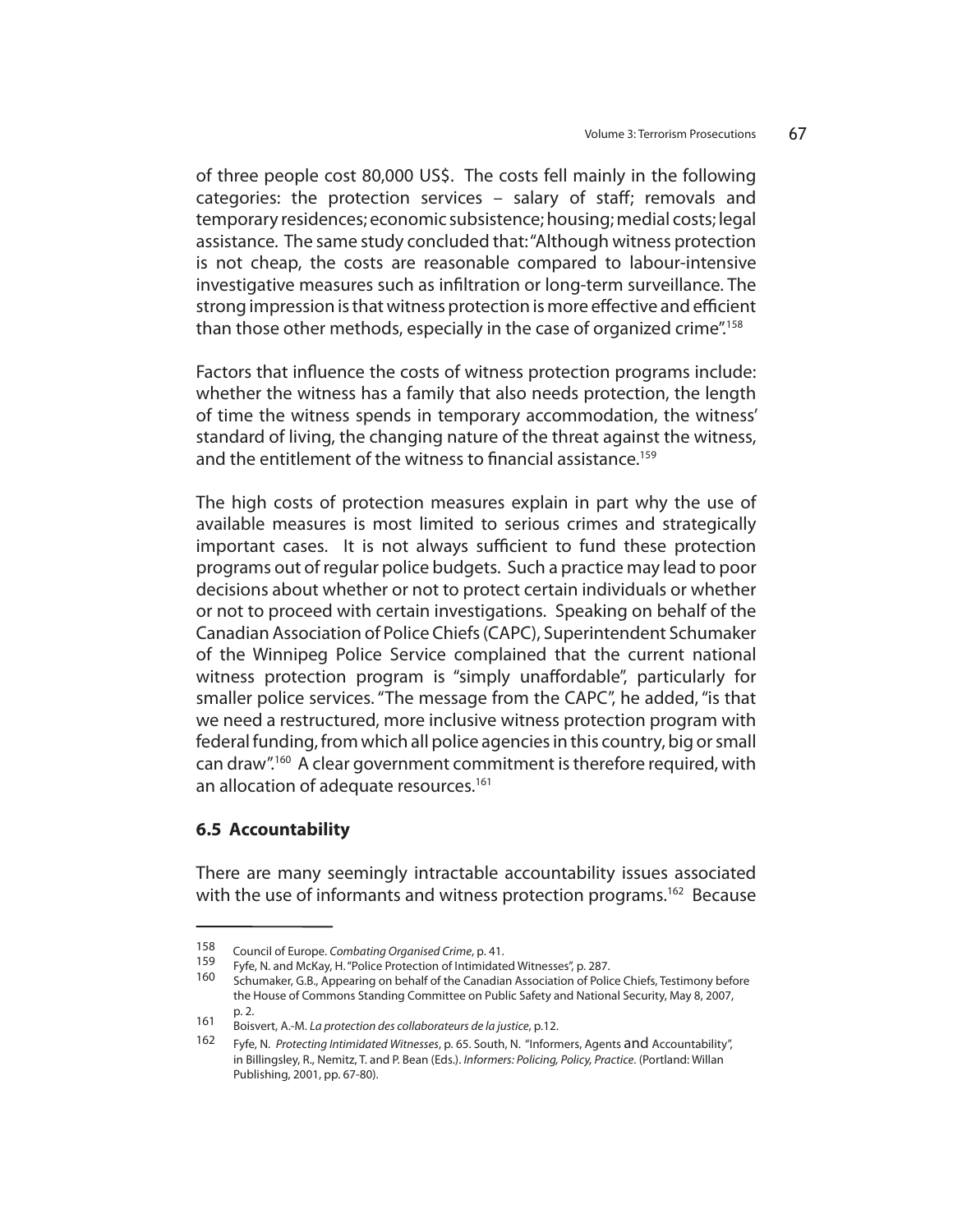of three people cost 80,000 US$. The costs fell mainly in the following categories: the protection services – salary of staff; removals and temporary residences; economic subsistence; housing; medial costs; legal assistance. The same study concluded that: "Although witness protection is not cheap, the costs are reasonable compared to labour-intensive investigative measures such as infiltration or long-term surveillance. The strong impression is that witness protection is more effective and efficient than those other methods, especially in the case of organized crime".[158]

Factors that influence the costs of witness protection programs include: whether the witness has a family that also needs protection, the length of time the witness spends in temporary accommodation, the witness' standard of living, the changing nature of the threat against the witness, and the entitlement of the witness to financial assistance.[159]

The high costs of protection measures explain in part why the use of available measures is most limited to serious crimes and strategically important cases. It is not always sufficient to fund these protection programs out of regular police budgets. Such a practice may lead to poor decisions about whether or not to protect certain individuals or whether or not to proceed with certain investigations. Speaking on behalf of the Canadian Association of Police Chiefs (CAPC), Superintendent Schumaker of the Winnipeg Police Service complained that the current national witness protection program is "simply unaffordable", particularly for smaller police services. "The message from the CAPC", he added, "is that we need a restructured, more inclusive witness protection program with federal funding, from which all police agencies in this country, big or small can draw".[160] A clear government commitment is therefore required, with an allocation of adequate resources.[161]

### 6.5 Accountability

There are many seemingly intractable accountability issues associated with the use of informants and witness protection programs.[162] Because

---

158 Council of Europe. *Combating Organised Crime*, p. 41.

159 Fyfe, N. and McKay, H. "Police Protection of Intimidated Witnesses", p. 287.

160 Schumaker, G.B., Appearing on behalf of the Canadian Association of Police Chiefs, Testimony before the House of Commons Standing Committee on Public Safety and National Security, May 8, 2007, p. 2.

161 Boisvert, A.-M. *La protection des collaborateurs de la justice*, p.12.

162 Fyfe, N. *Protecting Intimidated Witnesses*, p. 65. South, N. "Informers, Agents and Accountability", in Billingsley, R., Nemitz, T. and P. Bean (Eds.). *Informers: Policing, Policy, Practice*. (Portland: Willan Publishing, 2001, pp. 67-80).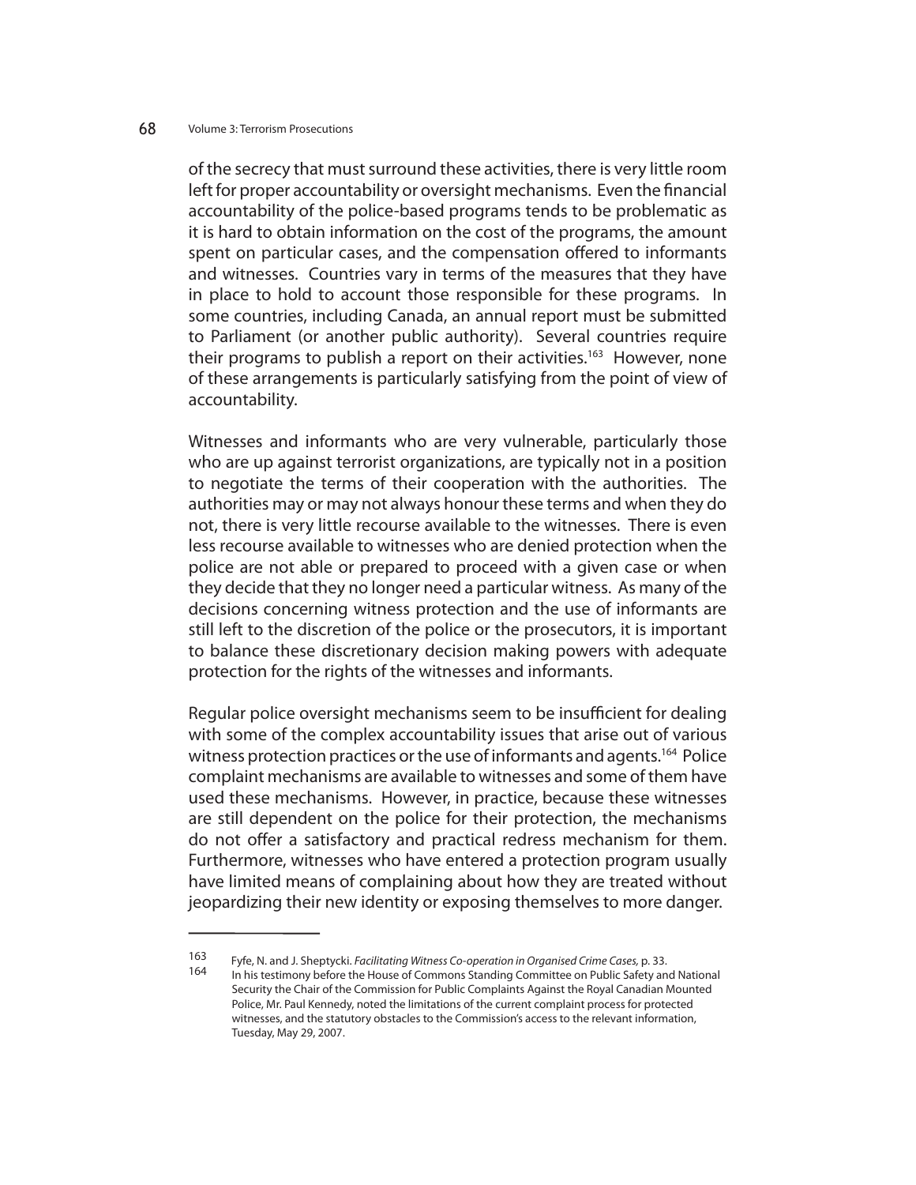of the secrecy that must surround these activities, there is very little room left for proper accountability or oversight mechanisms. Even the financial accountability of the police-based programs tends to be problematic as it is hard to obtain information on the cost of the programs, the amount spent on particular cases, and the compensation offered to informants and witnesses. Countries vary in terms of the measures that they have in place to hold to account those responsible for these programs. In some countries, including Canada, an annual report must be submitted to Parliament (or another public authority). Several countries require their programs to publish a report on their activities.[163] However, none of these arrangements is particularly satisfying from the point of view of accountability.

Witnesses and informants who are very vulnerable, particularly those who are up against terrorist organizations, are typically not in a position to negotiate the terms of their cooperation with the authorities. The authorities may or may not always honour these terms and when they do not, there is very little recourse available to the witnesses. There is even less recourse available to witnesses who are denied protection when the police are not able or prepared to proceed with a given case or when they decide that they no longer need a particular witness. As many of the decisions concerning witness protection and the use of informants are still left to the discretion of the police or the prosecutors, it is important to balance these discretionary decision making powers with adequate protection for the rights of the witnesses and informants.

Regular police oversight mechanisms seem to be insufficient for dealing with some of the complex accountability issues that arise out of various witness protection practices or the use of informants and agents.[164] Police complaint mechanisms are available to witnesses and some of them have used these mechanisms. However, in practice, because these witnesses are still dependent on the police for their protection, the mechanisms do not offer a satisfactory and practical redress mechanism for them. Furthermore, witnesses who have entered a protection program usually have limited means of complaining about how they are treated without jeopardizing their new identity or exposing themselves to more danger.

---

163 Fyfe, N. and J. Sheptycki. *Facilitating Witness Co-operation in Organised Crime Cases,* p. 33.

164 In his testimony before the House of Commons Standing Committee on Public Safety and National Security the Chair of the Commission for Public Complaints Against the Royal Canadian Mounted Police, Mr. Paul Kennedy, noted the limitations of the current complaint process for protected witnesses, and the statutory obstacles to the Commission's access to the relevant information, Tuesday, May 29, 2007.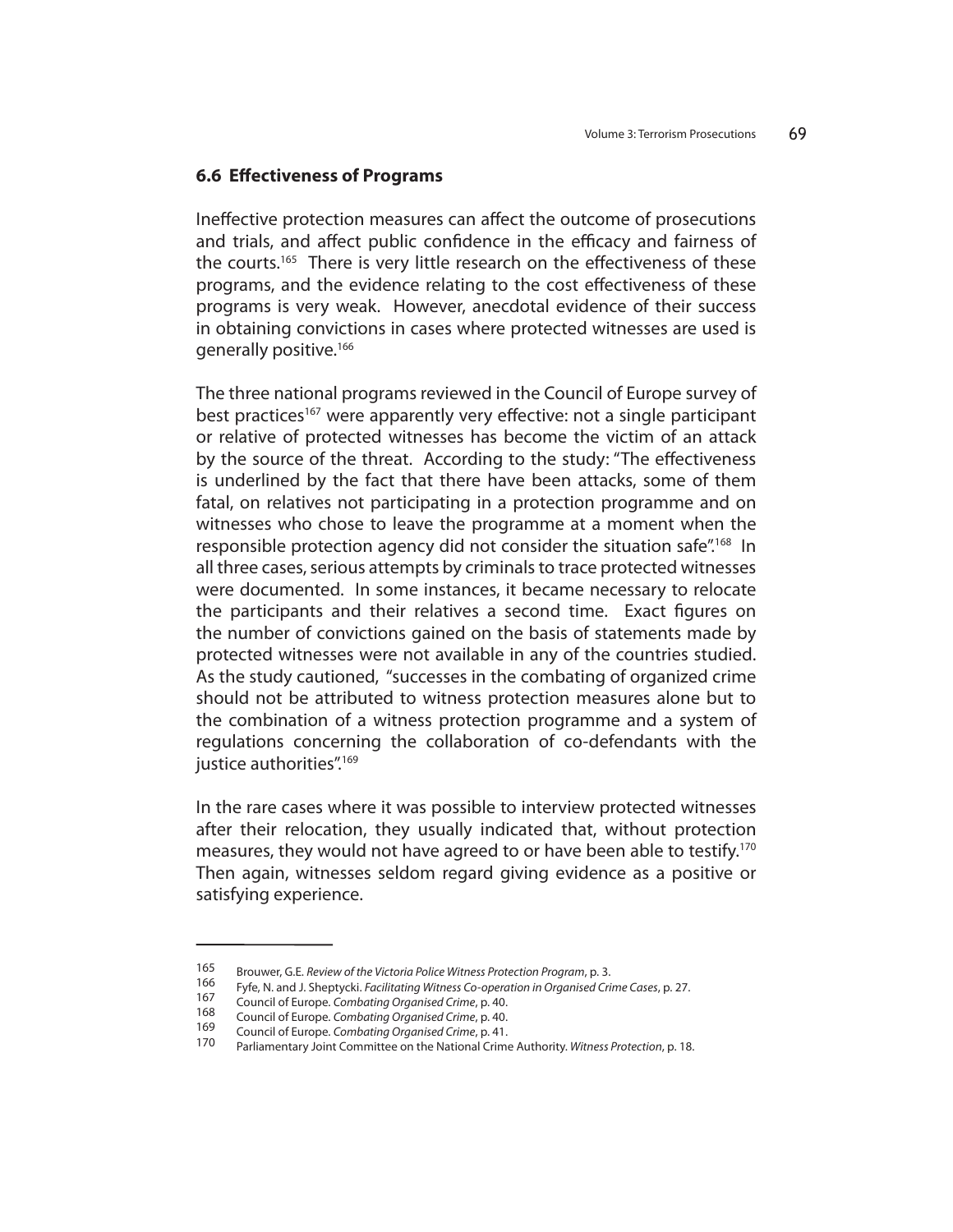### 6.6 Effectiveness of Programs

Ineffective protection measures can affect the outcome of prosecutions and trials, and affect public confidence in the efficacy and fairness of the courts.[165] There is very little research on the effectiveness of these programs, and the evidence relating to the cost effectiveness of these programs is very weak. However, anecdotal evidence of their success in obtaining convictions in cases where protected witnesses are used is generally positive.[166]

The three national programs reviewed in the Council of Europe survey of best practices[167] were apparently very effective: not a single participant or relative of protected witnesses has become the victim of an attack by the source of the threat. According to the study: "The effectiveness is underlined by the fact that there have been attacks, some of them fatal, on relatives not participating in a protection programme and on witnesses who chose to leave the programme at a moment when the responsible protection agency did not consider the situation safe".[168] In all three cases, serious attempts by criminals to trace protected witnesses were documented. In some instances, it became necessary to relocate the participants and their relatives a second time. Exact figures on the number of convictions gained on the basis of statements made by protected witnesses were not available in any of the countries studied. As the study cautioned, "successes in the combating of organized crime should not be attributed to witness protection measures alone but to the combination of a witness protection programme and a system of regulations concerning the collaboration of co-defendants with the justice authorities".[169]

In the rare cases where it was possible to interview protected witnesses after their relocation, they usually indicated that, without protection measures, they would not have agreed to or have been able to testify.[170] Then again, witnesses seldom regard giving evidence as a positive or satisfying experience.

---

165 Brouwer, G.E. *Review of the Victoria Police Witness Protection Program*, p. 3.
166 Fyfe, N. and J. Sheptycki. *Facilitating Witness Co-operation in Organised Crime Cases*, p. 27.
167 Council of Europe. *Combating Organised Crime*, p. 40.
168 Council of Europe. *Combating Organised Crime*, p. 40.
169 Council of Europe. *Combating Organised Crime*, p. 41.
170 Parliamentary Joint Committee on the National Crime Authority. *Witness Protection*, p. 18.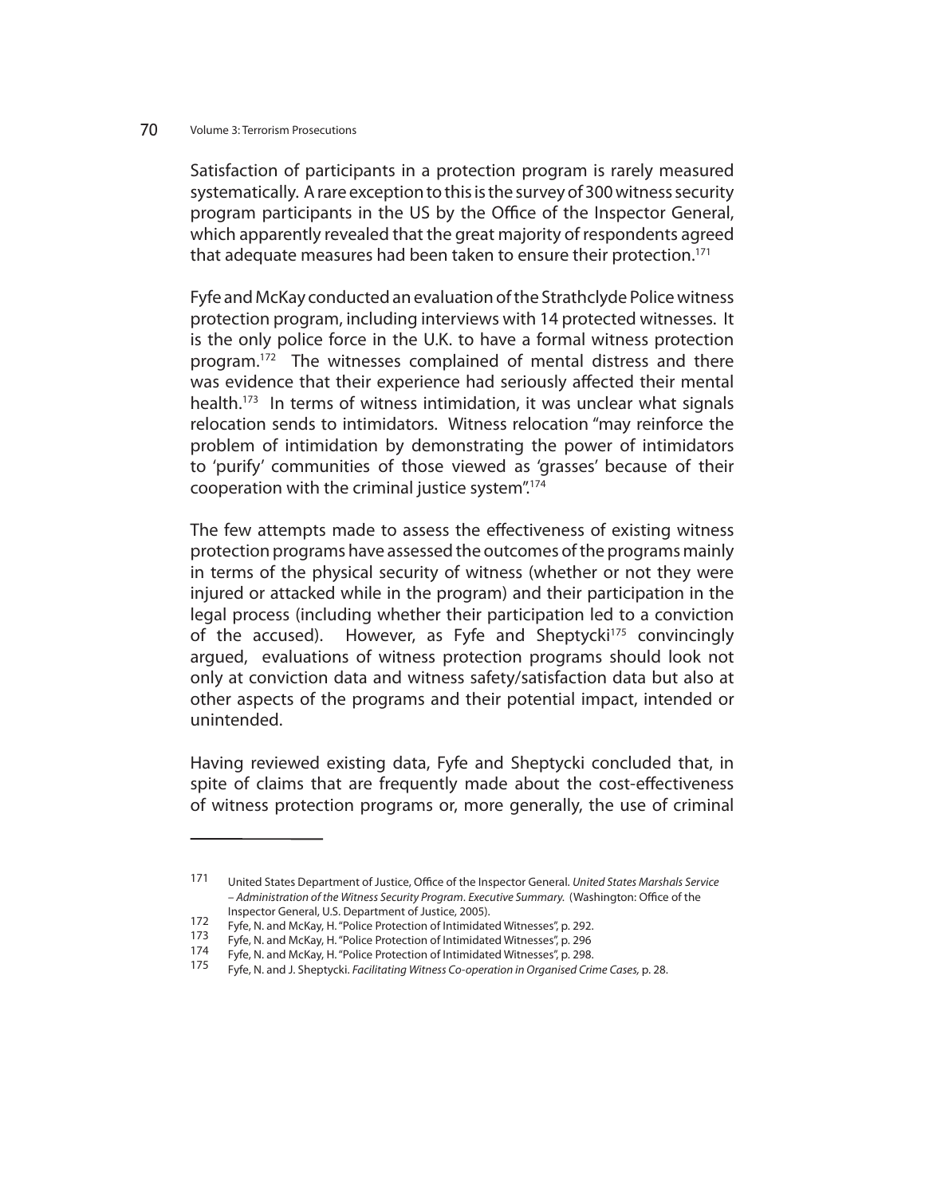Satisfaction of participants in a protection program is rarely measured systematically. A rare exception to this is the survey of 300 witness security program participants in the US by the Office of the Inspector General, which apparently revealed that the great majority of respondents agreed that adequate measures had been taken to ensure their protection.[171]

Fyfe and McKay conducted an evaluation of the Strathclyde Police witness protection program, including interviews with 14 protected witnesses. It is the only police force in the U.K. to have a formal witness protection program.[172] The witnesses complained of mental distress and there was evidence that their experience had seriously affected their mental health.[173] In terms of witness intimidation, it was unclear what signals relocation sends to intimidators. Witness relocation "may reinforce the problem of intimidation by demonstrating the power of intimidators to 'purify' communities of those viewed as 'grasses' because of their cooperation with the criminal justice system".[174]

The few attempts made to assess the effectiveness of existing witness protection programs have assessed the outcomes of the programs mainly in terms of the physical security of witness (whether or not they were injured or attacked while in the program) and their participation in the legal process (including whether their participation led to a conviction of the accused). However, as Fyfe and Sheptycki[175] convincingly argued, evaluations of witness protection programs should look not only at conviction data and witness safety/satisfaction data but also at other aspects of the programs and their potential impact, intended or unintended.

Having reviewed existing data, Fyfe and Sheptycki concluded that, in spite of claims that are frequently made about the cost-effectiveness of witness protection programs or, more generally, the use of criminal

---

171 United States Department of Justice, Office of the Inspector General. *United States Marshals Service – Administration of the Witness Security Program. Executive Summary.* (Washington: Office of the Inspector General, U.S. Department of Justice, 2005).

172 Fyfe, N. and McKay, H. "Police Protection of Intimidated Witnesses", p. 292.

173 Fyfe, N. and McKay, H. "Police Protection of Intimidated Witnesses", p. 296

174 Fyfe, N. and McKay, H. "Police Protection of Intimidated Witnesses", p. 298.

175 Fyfe, N. and J. Sheptycki. *Facilitating Witness Co-operation in Organised Crime Cases,* p. 28.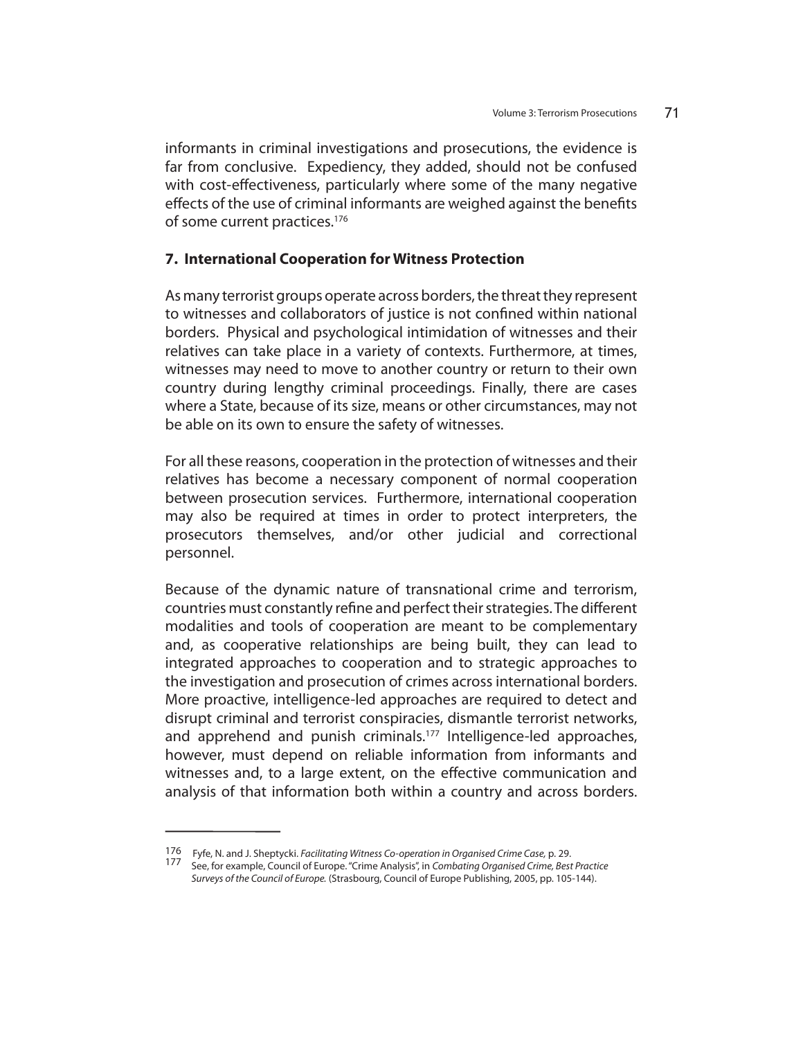informants in criminal investigations and prosecutions, the evidence is far from conclusive. Expediency, they added, should not be confused with cost-effectiveness, particularly where some of the many negative effects of the use of criminal informants are weighed against the benefits of some current practices.[176]

## 7. International Cooperation for Witness Protection

As many terrorist groups operate across borders, the threat they represent to witnesses and collaborators of justice is not confined within national borders. Physical and psychological intimidation of witnesses and their relatives can take place in a variety of contexts. Furthermore, at times, witnesses may need to move to another country or return to their own country during lengthy criminal proceedings. Finally, there are cases where a State, because of its size, means or other circumstances, may not be able on its own to ensure the safety of witnesses.

For all these reasons, cooperation in the protection of witnesses and their relatives has become a necessary component of normal cooperation between prosecution services. Furthermore, international cooperation may also be required at times in order to protect interpreters, the prosecutors themselves, and/or other judicial and correctional personnel.

Because of the dynamic nature of transnational crime and terrorism, countries must constantly refine and perfect their strategies. The different modalities and tools of cooperation are meant to be complementary and, as cooperative relationships are being built, they can lead to integrated approaches to cooperation and to strategic approaches to the investigation and prosecution of crimes across international borders. More proactive, intelligence-led approaches are required to detect and disrupt criminal and terrorist conspiracies, dismantle terrorist networks, and apprehend and punish criminals.[177] Intelligence-led approaches, however, must depend on reliable information from informants and witnesses and, to a large extent, on the effective communication and analysis of that information both within a country and across borders.

---

176 Fyfe, N. and J. Sheptycki. *Facilitating Witness Co-operation in Organised Crime Case,* p. 29.

177 See, for example, Council of Europe. "Crime Analysis", in *Combating Organised Crime, Best Practice Surveys of the Council of Europe.* (Strasbourg, Council of Europe Publishing, 2005, pp. 105-144).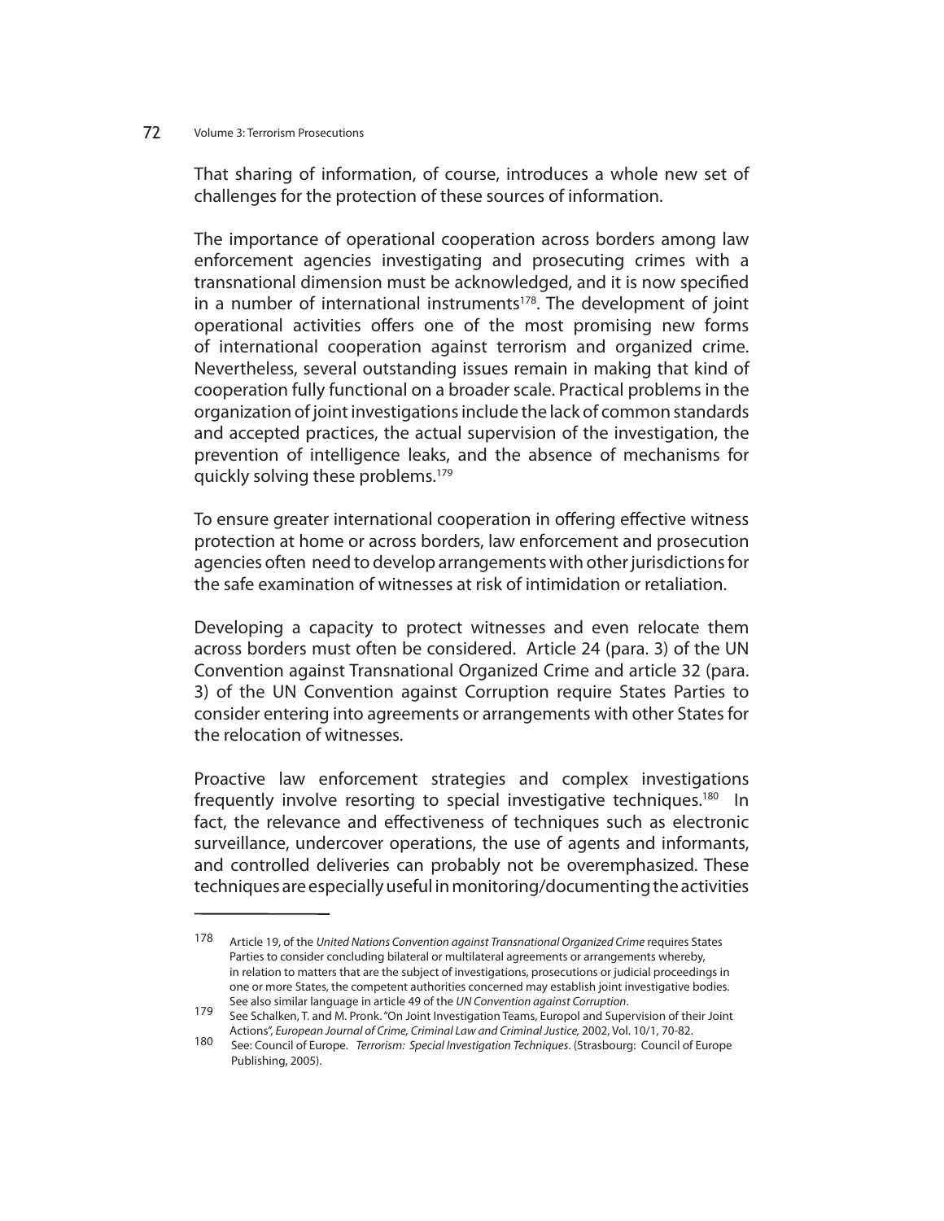That sharing of information, of course, introduces a whole new set of challenges for the protection of these sources of information.

The importance of operational cooperation across borders among law enforcement agencies investigating and prosecuting crimes with a transnational dimension must be acknowledged, and it is now specified in a number of international instruments[178]. The development of joint operational activities offers one of the most promising new forms of international cooperation against terrorism and organized crime. Nevertheless, several outstanding issues remain in making that kind of cooperation fully functional on a broader scale. Practical problems in the organization of joint investigations include the lack of common standards and accepted practices, the actual supervision of the investigation, the prevention of intelligence leaks, and the absence of mechanisms for quickly solving these problems.[179]

To ensure greater international cooperation in offering effective witness protection at home or across borders, law enforcement and prosecution agencies often need to develop arrangements with other jurisdictions for the safe examination of witnesses at risk of intimidation or retaliation.

Developing a capacity to protect witnesses and even relocate them across borders must often be considered. Article 24 (para. 3) of the UN Convention against Transnational Organized Crime and article 32 (para. 3) of the UN Convention against Corruption require States Parties to consider entering into agreements or arrangements with other States for the relocation of witnesses.

Proactive law enforcement strategies and complex investigations frequently involve resorting to special investigative techniques.[180] In fact, the relevance and effectiveness of techniques such as electronic surveillance, undercover operations, the use of agents and informants, and controlled deliveries can probably not be overemphasized. These techniques are especially useful in monitoring/documenting the activities

---

178 Article 19, of the *United Nations Convention against Transnational Organized Crime* requires States Parties to consider concluding bilateral or multilateral agreements or arrangements whereby, in relation to matters that are the subject of investigations, prosecutions or judicial proceedings in one or more States, the competent authorities concerned may establish joint investigative bodies. See also similar language in article 49 of the *UN Convention against Corruption*.

179 See Schalken, T. and M. Pronk. "On Joint Investigation Teams, Europol and Supervision of their Joint Actions", *European Journal of Crime, Criminal Law and Criminal Justice,* 2002, Vol. 10/1, 70-82.

180 See: Council of Europe. *Terrorism: Special Investigation Techniques*. (Strasbourg: Council of Europe Publishing, 2005).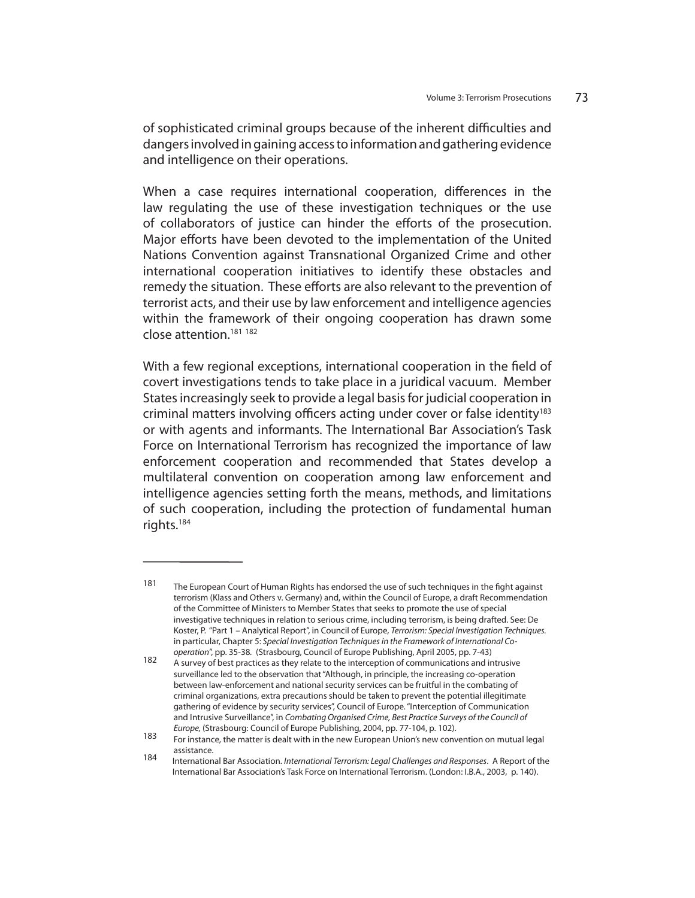of sophisticated criminal groups because of the inherent difficulties and dangers involved in gaining access to information and gathering evidence and intelligence on their operations.

When a case requires international cooperation, differences in the law regulating the use of these investigation techniques or the use of collaborators of justice can hinder the efforts of the prosecution. Major efforts have been devoted to the implementation of the United Nations Convention against Transnational Organized Crime and other international cooperation initiatives to identify these obstacles and remedy the situation. These efforts are also relevant to the prevention of terrorist acts, and their use by law enforcement and intelligence agencies within the framework of their ongoing cooperation has drawn some close attention.[181] [182]

With a few regional exceptions, international cooperation in the field of covert investigations tends to take place in a juridical vacuum. Member States increasingly seek to provide a legal basis for judicial cooperation in criminal matters involving officers acting under cover or false identity[183] or with agents and informants. The International Bar Association's Task Force on International Terrorism has recognized the importance of law enforcement cooperation and recommended that States develop a multilateral convention on cooperation among law enforcement and intelligence agencies setting forth the means, methods, and limitations of such cooperation, including the protection of fundamental human rights.[184]

---

181 The European Court of Human Rights has endorsed the use of such techniques in the fight against terrorism (Klass and Others v. Germany) and, within the Council of Europe, a draft Recommendation of the Committee of Ministers to Member States that seeks to promote the use of special investigative techniques in relation to serious crime, including terrorism, is being drafted. See: De Koster, P. "Part 1 – Analytical Report", in Council of Europe, *Terrorism: Special Investigation Techniques.* in particular, Chapter 5: *Special Investigation Techniques in the Framework of International Co-operation*", pp. 35-38. (Strasbourg, Council of Europe Publishing, April 2005, pp. 7-43)

182 A survey of best practices as they relate to the interception of communications and intrusive surveillance led to the observation that "Although, in principle, the increasing co-operation between law-enforcement and national security services can be fruitful in the combating of criminal organizations, extra precautions should be taken to prevent the potential illegitimate gathering of evidence by security services", Council of Europe. "Interception of Communication and Intrusive Surveillance", in *Combating Organised Crime, Best Practice Surveys of the Council of Europe,* (Strasbourg: Council of Europe Publishing, 2004, pp. 77-104, p. 102).

183 For instance, the matter is dealt with in the new European Union's new convention on mutual legal assistance.

184 International Bar Association. *International Terrorism: Legal Challenges and Responses*. A Report of the International Bar Association's Task Force on International Terrorism. (London: I.B.A., 2003, p. 140).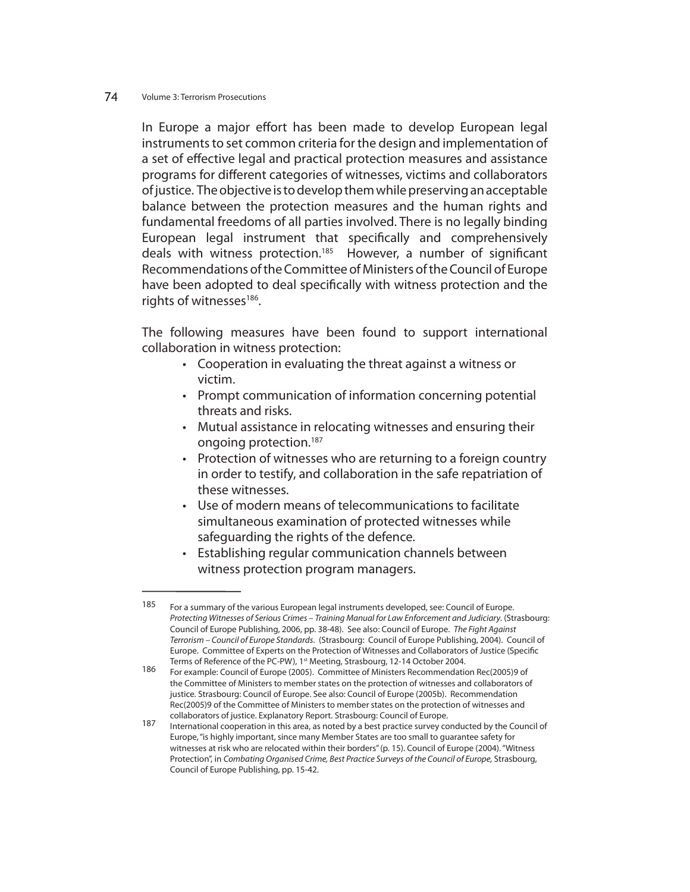In Europe a major effort has been made to develop European legal instruments to set common criteria for the design and implementation of a set of effective legal and practical protection measures and assistance programs for different categories of witnesses, victims and collaborators of justice. The objective is to develop them while preserving an acceptable balance between the protection measures and the human rights and fundamental freedoms of all parties involved. There is no legally binding European legal instrument that specifically and comprehensively deals with witness protection.[185] However, a number of significant Recommendations of the Committee of Ministers of the Council of Europe have been adopted to deal specifically with witness protection and the rights of witnesses[186].

The following measures have been found to support international collaboration in witness protection:

- Cooperation in evaluating the threat against a witness or victim.
- Prompt communication of information concerning potential threats and risks.
- Mutual assistance in relocating witnesses and ensuring their ongoing protection.[187]
- Protection of witnesses who are returning to a foreign country in order to testify, and collaboration in the safe repatriation of these witnesses.
- Use of modern means of telecommunications to facilitate simultaneous examination of protected witnesses while safeguarding the rights of the defence.
- Establishing regular communication channels between witness protection program managers.

---

185 For a summary of the various European legal instruments developed, see: Council of Europe. *Protecting Witnesses of Serious Crimes – Training Manual for Law Enforcement and Judiciary*. (Strasbourg: Council of Europe Publishing, 2006, pp. 38-48). See also: Council of Europe. *The Fight Against Terrorism – Council of Europe Standards*. (Strasbourg: Council of Europe Publishing, 2004). Council of Europe. Committee of Experts on the Protection of Witnesses and Collaborators of Justice (Specific Terms of Reference of the PC-PW), 1st Meeting, Strasbourg, 12-14 October 2004.

186 For example: Council of Europe (2005). Committee of Ministers Recommendation Rec(2005)9 of the Committee of Ministers to member states on the protection of witnesses and collaborators of justice. Strasbourg: Council of Europe. See also: Council of Europe (2005b). Recommendation Rec(2005)9 of the Committee of Ministers to member states on the protection of witnesses and collaborators of justice. Explanatory Report. Strasbourg: Council of Europe.

187 International cooperation in this area, as noted by a best practice survey conducted by the Council of Europe, "is highly important, since many Member States are too small to guarantee safety for witnesses at risk who are relocated within their borders" (p. 15). Council of Europe (2004). "Witness Protection", in *Combating Organised Crime, Best Practice Surveys of the Council of Europe,* Strasbourg, Council of Europe Publishing, pp. 15-42.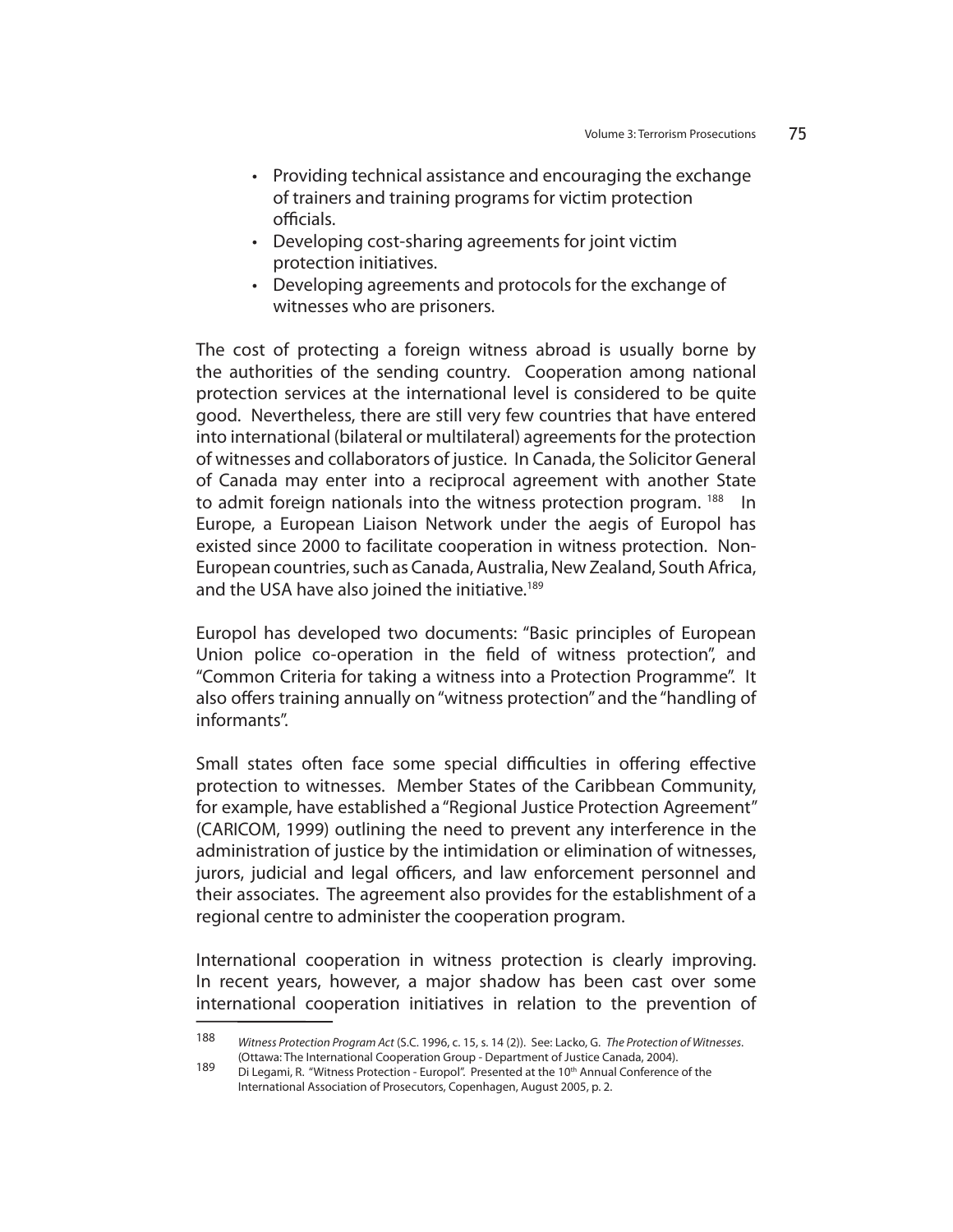- Providing technical assistance and encouraging the exchange of trainers and training programs for victim protection officials.
- Developing cost-sharing agreements for joint victim protection initiatives.
- Developing agreements and protocols for the exchange of witnesses who are prisoners.

The cost of protecting a foreign witness abroad is usually borne by the authorities of the sending country. Cooperation among national protection services at the international level is considered to be quite good. Nevertheless, there are still very few countries that have entered into international (bilateral or multilateral) agreements for the protection of witnesses and collaborators of justice. In Canada, the Solicitor General of Canada may enter into a reciprocal agreement with another State to admit foreign nationals into the witness protection program. [188] In Europe, a European Liaison Network under the aegis of Europol has existed since 2000 to facilitate cooperation in witness protection. Non-European countries, such as Canada, Australia, New Zealand, South Africa, and the USA have also joined the initiative.[189]

Europol has developed two documents: "Basic principles of European Union police co-operation in the field of witness protection", and "Common Criteria for taking a witness into a Protection Programme". It also offers training annually on "witness protection" and the "handling of informants".

Small states often face some special difficulties in offering effective protection to witnesses. Member States of the Caribbean Community, for example, have established a "Regional Justice Protection Agreement" (CARICOM, 1999) outlining the need to prevent any interference in the administration of justice by the intimidation or elimination of witnesses, jurors, judicial and legal officers, and law enforcement personnel and their associates. The agreement also provides for the establishment of a regional centre to administer the cooperation program.

International cooperation in witness protection is clearly improving. In recent years, however, a major shadow has been cast over some international cooperation initiatives in relation to the prevention of

---

188 *Witness Protection Program Act* (S.C. 1996, c. 15, s. 14 (2)). See: Lacko, G. *The Protection of Witnesses*. (Ottawa: The International Cooperation Group - Department of Justice Canada, 2004).

189 Di Legami, R. "Witness Protection - Europol". Presented at the 10th Annual Conference of the International Association of Prosecutors, Copenhagen, August 2005, p. 2.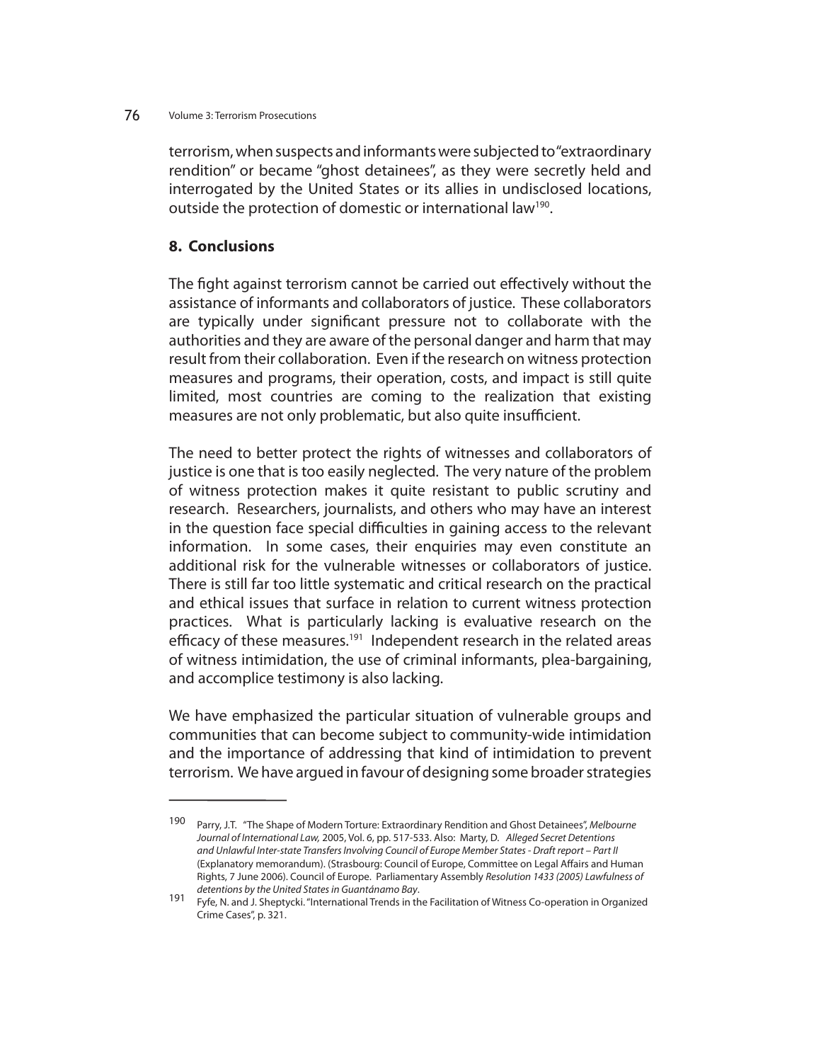terrorism, when suspects and informants were subjected to "extraordinary rendition" or became "ghost detainees", as they were secretly held and interrogated by the United States or its allies in undisclosed locations, outside the protection of domestic or international law[190].

## 8. Conclusions

The fight against terrorism cannot be carried out effectively without the assistance of informants and collaborators of justice. These collaborators are typically under significant pressure not to collaborate with the authorities and they are aware of the personal danger and harm that may result from their collaboration. Even if the research on witness protection measures and programs, their operation, costs, and impact is still quite limited, most countries are coming to the realization that existing measures are not only problematic, but also quite insufficient.

The need to better protect the rights of witnesses and collaborators of justice is one that is too easily neglected. The very nature of the problem of witness protection makes it quite resistant to public scrutiny and research. Researchers, journalists, and others who may have an interest in the question face special difficulties in gaining access to the relevant information. In some cases, their enquiries may even constitute an additional risk for the vulnerable witnesses or collaborators of justice. There is still far too little systematic and critical research on the practical and ethical issues that surface in relation to current witness protection practices. What is particularly lacking is evaluative research on the efficacy of these measures.[191] Independent research in the related areas of witness intimidation, the use of criminal informants, plea-bargaining, and accomplice testimony is also lacking.

We have emphasized the particular situation of vulnerable groups and communities that can become subject to community-wide intimidation and the importance of addressing that kind of intimidation to prevent terrorism. We have argued in favour of designing some broader strategies

---

190 Parry, J.T. "The Shape of Modern Torture: Extraordinary Rendition and Ghost Detainees", *Melbourne Journal of International Law,* 2005, Vol. 6, pp. 517-533. Also: Marty, D. *Alleged Secret Detentions and Unlawful Inter-state Transfers Involving Council of Europe Member States - Draft report – Part II* (Explanatory memorandum). (Strasbourg: Council of Europe, Committee on Legal Affairs and Human Rights, 7 June 2006). Council of Europe. Parliamentary Assembly *Resolution 1433 (2005) Lawfulness of detentions by the United States in Guantánamo Bay*.

191 Fyfe, N. and J. Sheptycki. "International Trends in the Facilitation of Witness Co-operation in Organized Crime Cases", p. 321.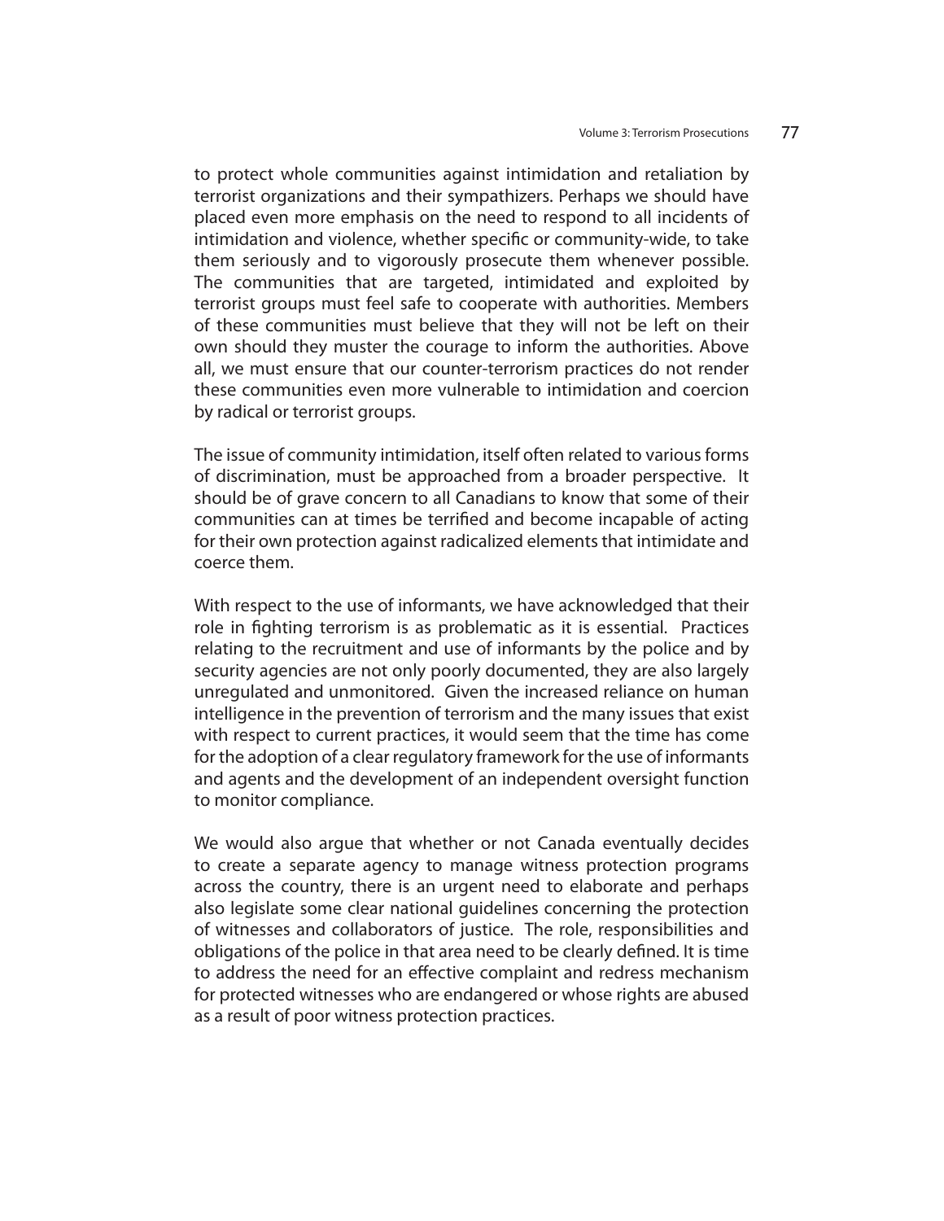to protect whole communities against intimidation and retaliation by terrorist organizations and their sympathizers. Perhaps we should have placed even more emphasis on the need to respond to all incidents of intimidation and violence, whether specific or community-wide, to take them seriously and to vigorously prosecute them whenever possible. The communities that are targeted, intimidated and exploited by terrorist groups must feel safe to cooperate with authorities. Members of these communities must believe that they will not be left on their own should they muster the courage to inform the authorities. Above all, we must ensure that our counter-terrorism practices do not render these communities even more vulnerable to intimidation and coercion by radical or terrorist groups.

The issue of community intimidation, itself often related to various forms of discrimination, must be approached from a broader perspective. It should be of grave concern to all Canadians to know that some of their communities can at times be terrified and become incapable of acting for their own protection against radicalized elements that intimidate and coerce them.

With respect to the use of informants, we have acknowledged that their role in fighting terrorism is as problematic as it is essential. Practices relating to the recruitment and use of informants by the police and by security agencies are not only poorly documented, they are also largely unregulated and unmonitored. Given the increased reliance on human intelligence in the prevention of terrorism and the many issues that exist with respect to current practices, it would seem that the time has come for the adoption of a clear regulatory framework for the use of informants and agents and the development of an independent oversight function to monitor compliance.

We would also argue that whether or not Canada eventually decides to create a separate agency to manage witness protection programs across the country, there is an urgent need to elaborate and perhaps also legislate some clear national guidelines concerning the protection of witnesses and collaborators of justice. The role, responsibilities and obligations of the police in that area need to be clearly defined. It is time to address the need for an effective complaint and redress mechanism for protected witnesses who are endangered or whose rights are abused as a result of poor witness protection practices.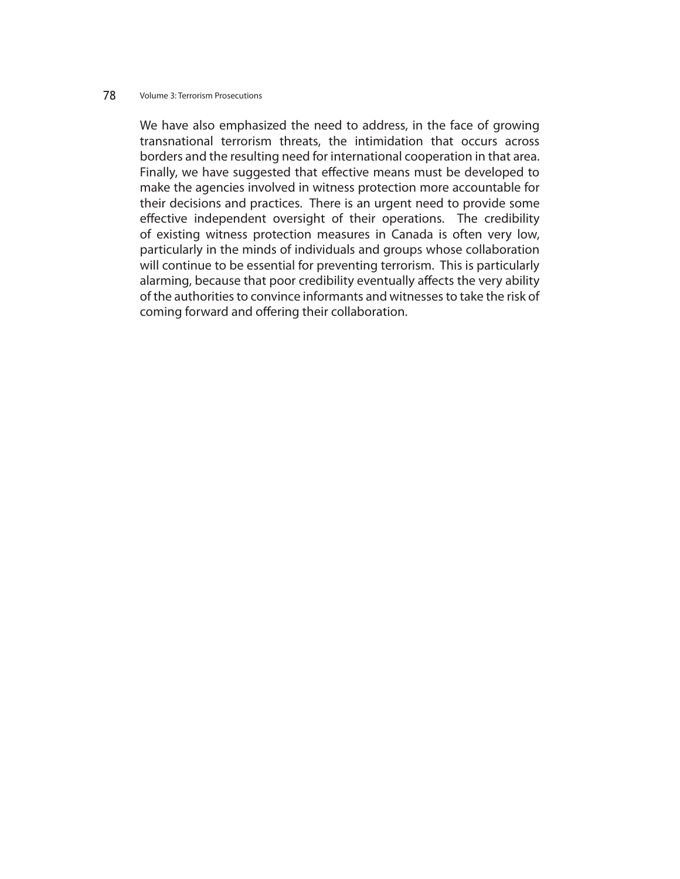We have also emphasized the need to address, in the face of growing transnational terrorism threats, the intimidation that occurs across borders and the resulting need for international cooperation in that area. Finally, we have suggested that effective means must be developed to make the agencies involved in witness protection more accountable for their decisions and practices. There is an urgent need to provide some effective independent oversight of their operations. The credibility of existing witness protection measures in Canada is often very low, particularly in the minds of individuals and groups whose collaboration will continue to be essential for preventing terrorism. This is particularly alarming, because that poor credibility eventually affects the very ability of the authorities to convince informants and witnesses to take the risk of coming forward and offering their collaboration.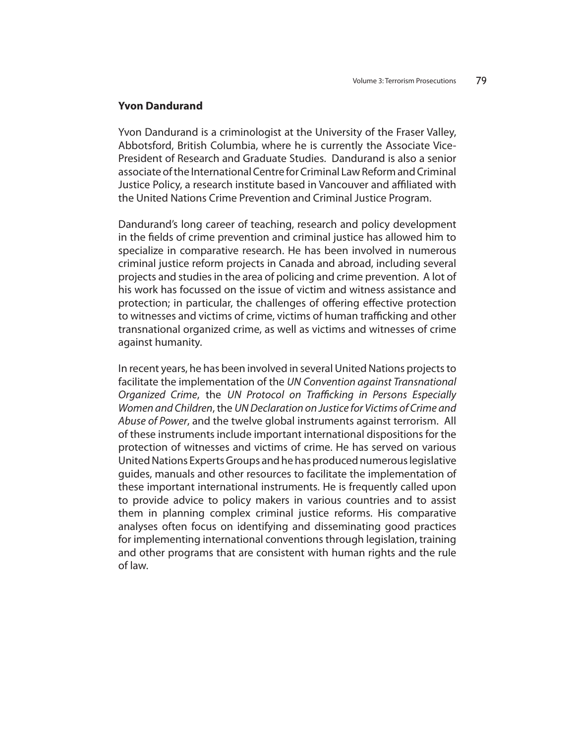**Yvon Dandurand**

Yvon Dandurand is a criminologist at the University of the Fraser Valley, Abbotsford, British Columbia, where he is currently the Associate Vice-President of Research and Graduate Studies. Dandurand is also a senior associate of the International Centre for Criminal Law Reform and Criminal Justice Policy, a research institute based in Vancouver and affiliated with the United Nations Crime Prevention and Criminal Justice Program.

Dandurand's long career of teaching, research and policy development in the fields of crime prevention and criminal justice has allowed him to specialize in comparative research. He has been involved in numerous criminal justice reform projects in Canada and abroad, including several projects and studies in the area of policing and crime prevention. A lot of his work has focussed on the issue of victim and witness assistance and protection; in particular, the challenges of offering effective protection to witnesses and victims of crime, victims of human trafficking and other transnational organized crime, as well as victims and witnesses of crime against humanity.

In recent years, he has been involved in several United Nations projects to facilitate the implementation of the *UN Convention against Transnational Organized Crime*, the *UN Protocol on Trafficking in Persons Especially Women and Children*, the *UN Declaration on Justice for Victims of Crime and Abuse of Power*, and the twelve global instruments against terrorism. All of these instruments include important international dispositions for the protection of witnesses and victims of crime. He has served on various United Nations Experts Groups and he has produced numerous legislative guides, manuals and other resources to facilitate the implementation of these important international instruments. He is frequently called upon to provide advice to policy makers in various countries and to assist them in planning complex criminal justice reforms. His comparative analyses often focus on identifying and disseminating good practices for implementing international conventions through legislation, training and other programs that are consistent with human rights and the rule of law.